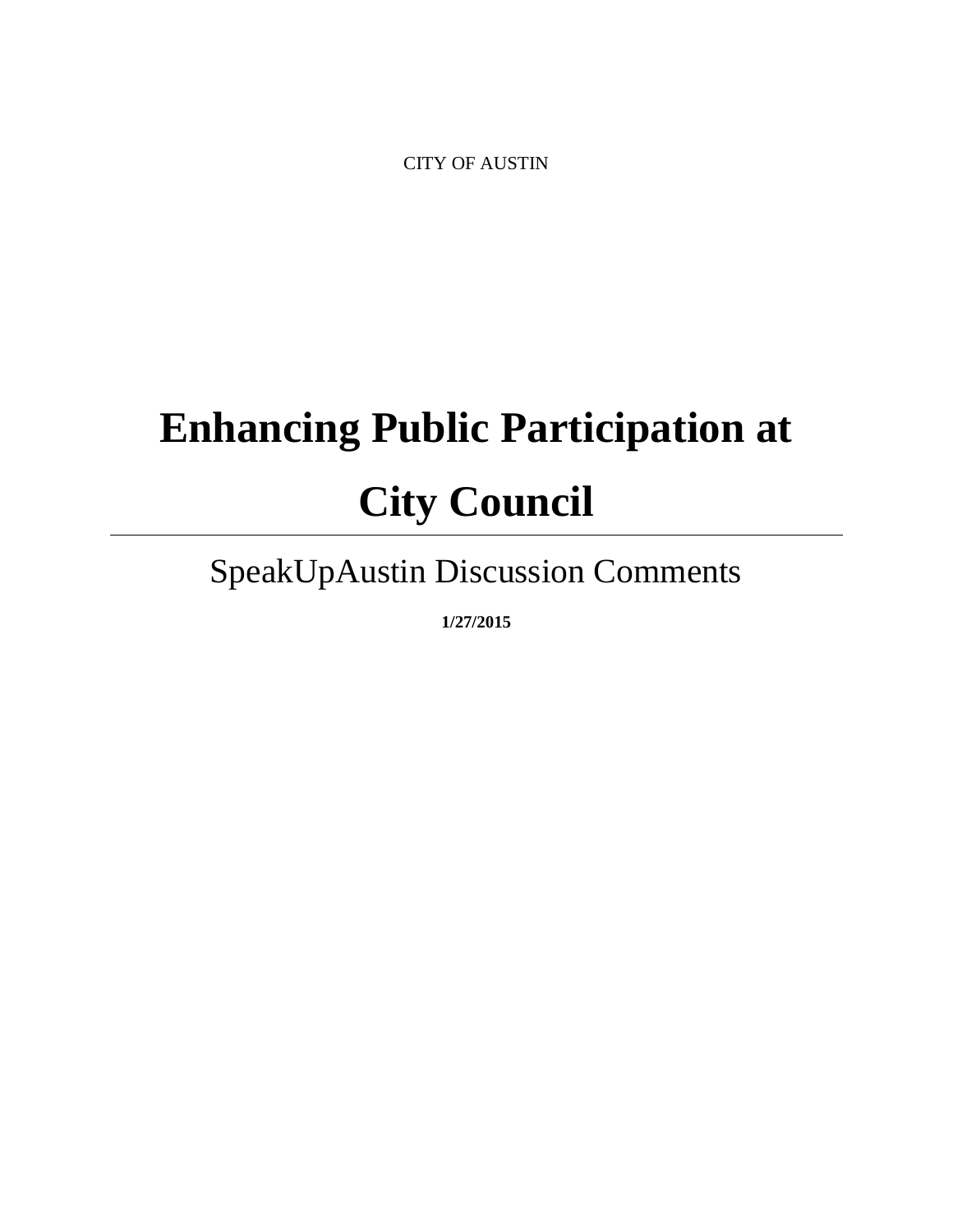CITY OF AUSTIN

# Enhancing Public Participation at City Council

## SpeakUpAustin Discussion Comments

**1/27/2015**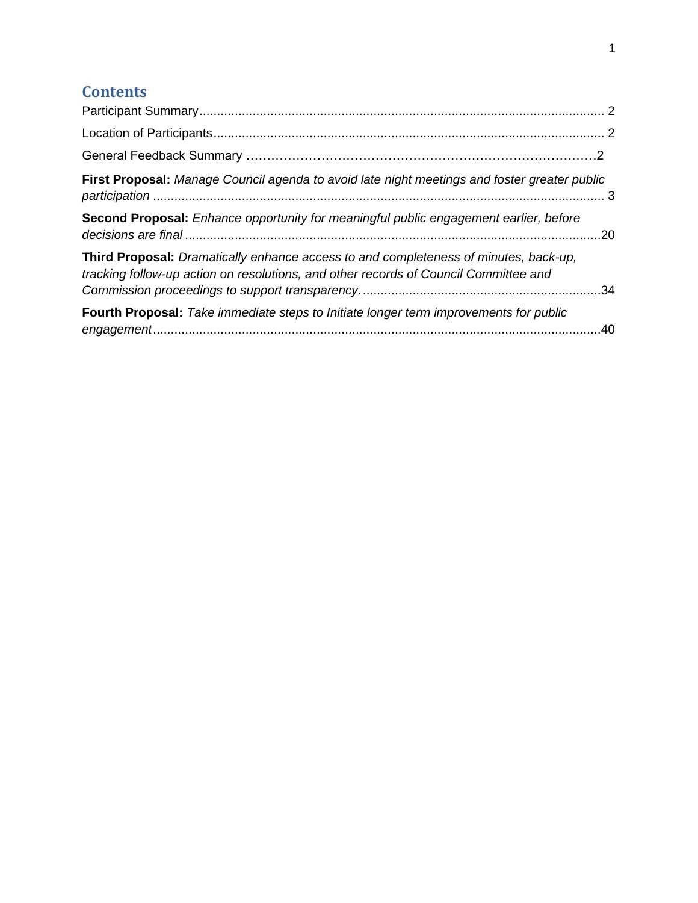## Contents

Participant Summary ........................................................................................................ 2

Location of Participants .................................................................................................... 2

General Feedback Summary ……………………………………………………………………2

**First Proposal:** *Manage Council agenda to avoid late night meetings and foster greater public participation* ......................................................................................................... 3

**Second Proposal:** *Enhance opportunity for meaningful public engagement earlier, before decisions are final* ........................................................................................................20

**Third Proposal:** *Dramatically enhance access to and completeness of minutes, back-up, tracking follow-up action on resolutions, and other records of Council Committee and Commission proceedings to support transparency*……………………………………………34

**Fourth Proposal:** *Take immediate steps to Initiate longer term improvements for public engagement*..........................................................................................................40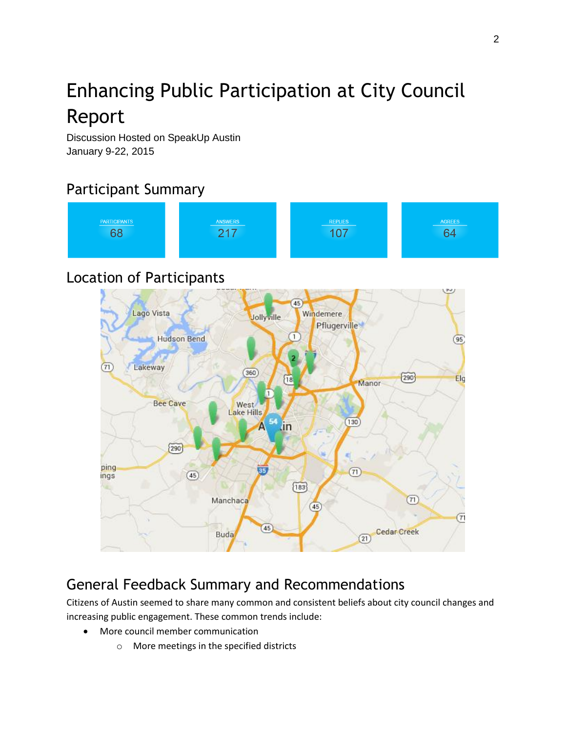# Enhancing Public Participation at City Council Report

Discussion Hosted on SpeakUp Austin
January 9-22, 2015

## Participant Summary

| PARTICIPANTS | ANSWERS | REPLIES | AGREES |
|---|---|---|---|
| 68 | 217 | 107 | 64 |

## Location of Participants

## General Feedback Summary and Recommendations

Citizens of Austin seemed to share many common and consistent beliefs about city council changes and increasing public engagement. These common trends include:

- More council member communication
  - More meetings in the specified districts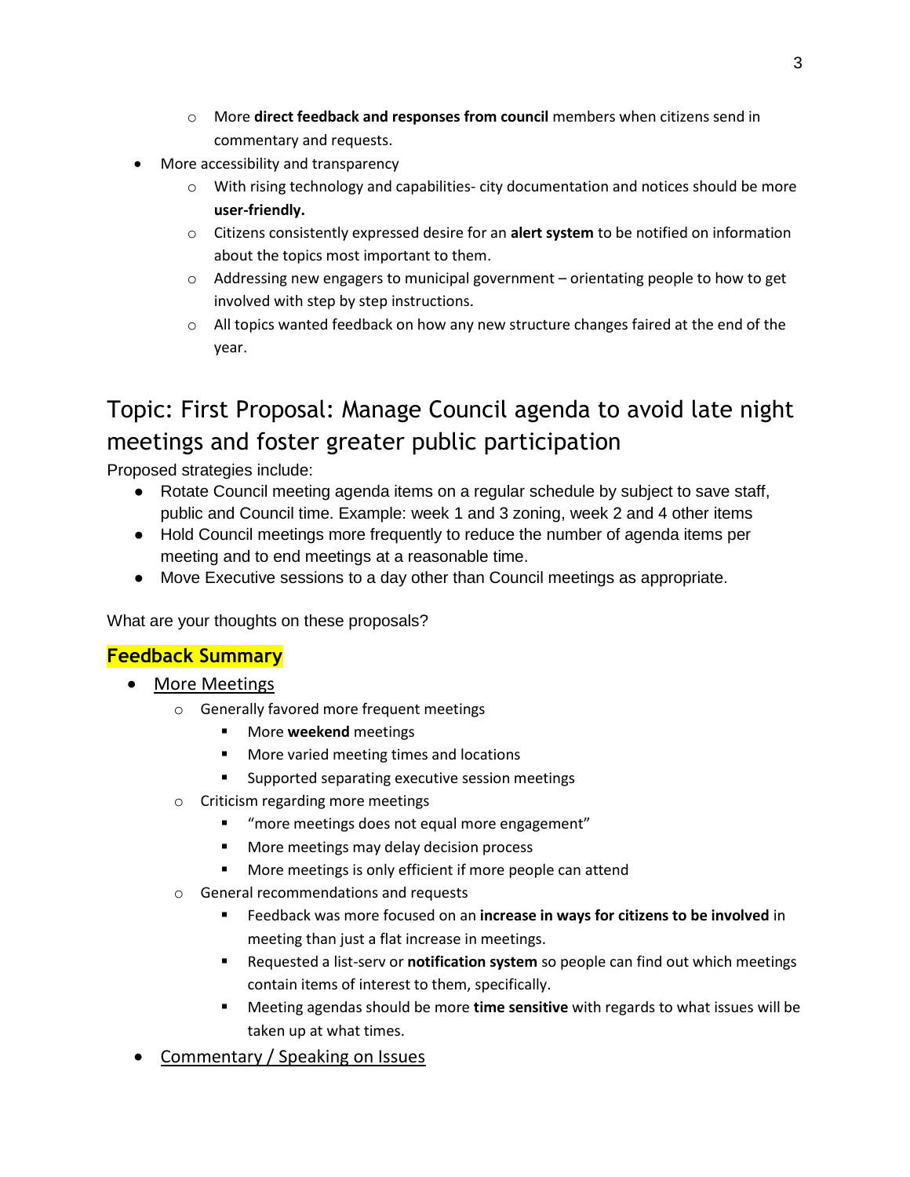- More **direct feedback and responses from council** members when citizens send in commentary and requests.
- More accessibility and transparency
  - With rising technology and capabilities- city documentation and notices should be more **user-friendly.**
  - Citizens consistently expressed desire for an **alert system** to be notified on information about the topics most important to them.
  - Addressing new engagers to municipal government – orientating people to how to get involved with step by step instructions.
  - All topics wanted feedback on how any new structure changes faired at the end of the year.

## Topic: First Proposal: Manage Council agenda to avoid late night meetings and foster greater public participation

Proposed strategies include:

- Rotate Council meeting agenda items on a regular schedule by subject to save staff, public and Council time. Example: week 1 and 3 zoning, week 2 and 4 other items
- Hold Council meetings more frequently to reduce the number of agenda items per meeting and to end meetings at a reasonable time.
- Move Executive sessions to a day other than Council meetings as appropriate.

What are your thoughts on these proposals?

### Feedback Summary

- More Meetings
  - Generally favored more frequent meetings
    - More **weekend** meetings
    - More varied meeting times and locations
    - Supported separating executive session meetings
  - Criticism regarding more meetings
    - "more meetings does not equal more engagement"
    - More meetings may delay decision process
    - More meetings is only efficient if more people can attend
  - General recommendations and requests
    - Feedback was more focused on an **increase in ways for citizens to be involved** in meeting than just a flat increase in meetings.
    - Requested a list-serv or **notification system** so people can find out which meetings contain items of interest to them, specifically.
    - Meeting agendas should be more **time sensitive** with regards to what issues will be taken up at what times.
- Commentary / Speaking on Issues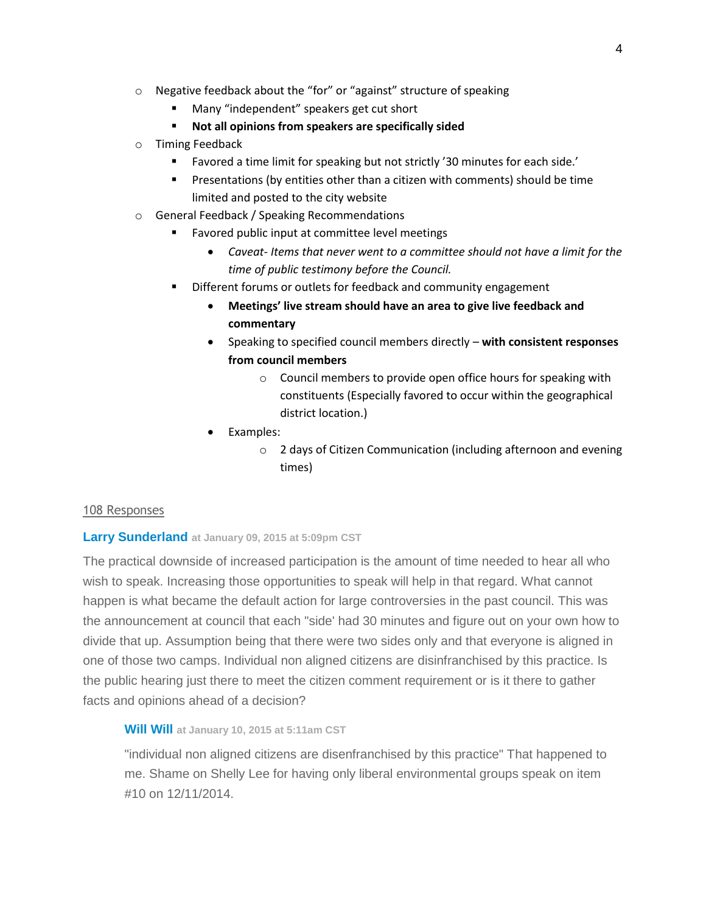- Negative feedback about the "for" or "against" structure of speaking
  - Many "independent" speakers get cut short
  - **Not all opinions from speakers are specifically sided**
- Timing Feedback
  - Favored a time limit for speaking but not strictly '30 minutes for each side.'
  - Presentations (by entities other than a citizen with comments) should be time limited and posted to the city website
- General Feedback / Speaking Recommendations
  - Favored public input at committee level meetings
    - *Caveat- Items that never went to a committee should not have a limit for the time of public testimony before the Council.*
  - Different forums or outlets for feedback and community engagement
    - **Meetings' live stream should have an area to give live feedback and commentary**
    - Speaking to specified council members directly – **with consistent responses from council members**
      - Council members to provide open office hours for speaking with constituents (Especially favored to occur within the geographical district location.)
    - Examples:
      - 2 days of Citizen Communication (including afternoon and evening times)

108 Responses

**Larry Sunderland** at January 09, 2015 at 5:09pm CST

The practical downside of increased participation is the amount of time needed to hear all who wish to speak. Increasing those opportunities to speak will help in that regard. What cannot happen is what became the default action for large controversies in the past council. This was the announcement at council that each "side" had 30 minutes and figure out on your own how to divide that up. Assumption being that there were two sides only and that everyone is aligned in one of those two camps. Individual non aligned citizens are disinfranchised by this practice. Is the public hearing just there to meet the citizen comment requirement or is it there to gather facts and opinions ahead of a decision?

> **Will Will** at January 10, 2015 at 5:11am CST
>
> "individual non aligned citizens are disenfranchised by this practice" That happened to me. Shame on Shelly Lee for having only liberal environmental groups speak on item #10 on 12/11/2014.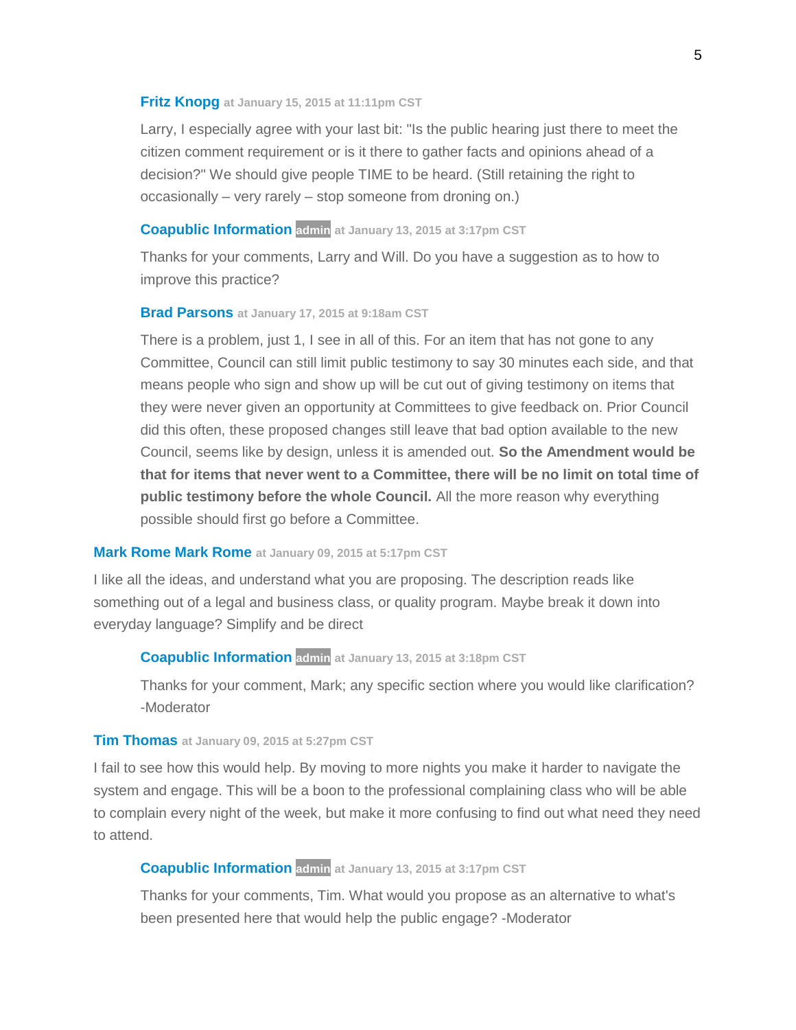**Fritz Knopg** at January 15, 2015 at 11:11pm CST

Larry, I especially agree with your last bit: "Is the public hearing just there to meet the citizen comment requirement or is it there to gather facts and opinions ahead of a decision?" We should give people TIME to be heard. (Still retaining the right to occasionally – very rarely – stop someone from droning on.)

**Coapublic Information** admin at January 13, 2015 at 3:17pm CST

Thanks for your comments, Larry and Will. Do you have a suggestion as to how to improve this practice?

**Brad Parsons** at January 17, 2015 at 9:18am CST

There is a problem, just 1, I see in all of this. For an item that has not gone to any Committee, Council can still limit public testimony to say 30 minutes each side, and that means people who sign and show up will be cut out of giving testimony on items that they were never given an opportunity at Committees to give feedback on. Prior Council did this often, these proposed changes still leave that bad option available to the new Council, seems like by design, unless it is amended out. **So the Amendment would be that for items that never went to a Committee, there will be no limit on total time of public testimony before the whole Council.** All the more reason why everything possible should first go before a Committee.

**Mark Rome Mark Rome** at January 09, 2015 at 5:17pm CST

I like all the ideas, and understand what you are proposing. The description reads like something out of a legal and business class, or quality program. Maybe break it down into everyday language? Simplify and be direct

**Coapublic Information** admin at January 13, 2015 at 3:18pm CST

Thanks for your comment, Mark; any specific section where you would like clarification? -Moderator

**Tim Thomas** at January 09, 2015 at 5:27pm CST

I fail to see how this would help. By moving to more nights you make it harder to navigate the system and engage. This will be a boon to the professional complaining class who will be able to complain every night of the week, but make it more confusing to find out what need they need to attend.

**Coapublic Information** admin at January 13, 2015 at 3:17pm CST

Thanks for your comments, Tim. What would you propose as an alternative to what's been presented here that would help the public engage? -Moderator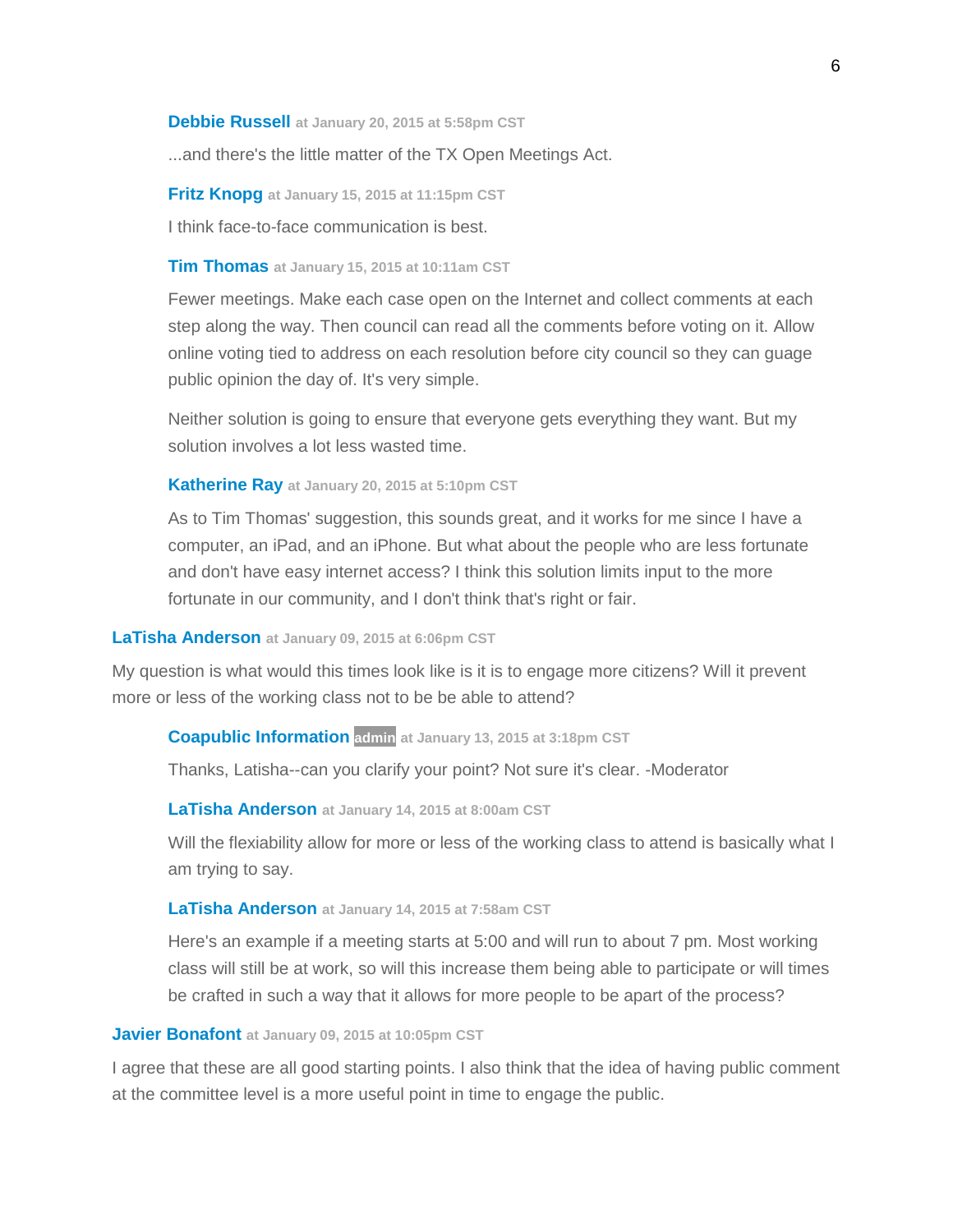**Debbie Russell** at January 20, 2015 at 5:58pm CST

...and there's the little matter of the TX Open Meetings Act.

**Fritz Knopg** at January 15, 2015 at 11:15pm CST

I think face-to-face communication is best.

**Tim Thomas** at January 15, 2015 at 10:11am CST

Fewer meetings. Make each case open on the Internet and collect comments at each step along the way. Then council can read all the comments before voting on it. Allow online voting tied to address on each resolution before city council so they can guage public opinion the day of. It's very simple.

Neither solution is going to ensure that everyone gets everything they want. But my solution involves a lot less wasted time.

**Katherine Ray** at January 20, 2015 at 5:10pm CST

As to Tim Thomas' suggestion, this sounds great, and it works for me since I have a computer, an iPad, and an iPhone. But what about the people who are less fortunate and don't have easy internet access? I think this solution limits input to the more fortunate in our community, and I don't think that's right or fair.

**LaTisha Anderson** at January 09, 2015 at 6:06pm CST

My question is what would this times look like is it is to engage more citizens? Will it prevent more or less of the working class not to be be able to attend?

**Coapublic Information** admin at January 13, 2015 at 3:18pm CST

Thanks, Latisha--can you clarify your point? Not sure it's clear. -Moderator

**LaTisha Anderson** at January 14, 2015 at 8:00am CST

Will the flexiability allow for more or less of the working class to attend is basically what I am trying to say.

**LaTisha Anderson** at January 14, 2015 at 7:58am CST

Here's an example if a meeting starts at 5:00 and will run to about 7 pm. Most working class will still be at work, so will this increase them being able to participate or will times be crafted in such a way that it allows for more people to be apart of the process?

**Javier Bonafont** at January 09, 2015 at 10:05pm CST

I agree that these are all good starting points. I also think that the idea of having public comment at the committee level is a more useful point in time to engage the public.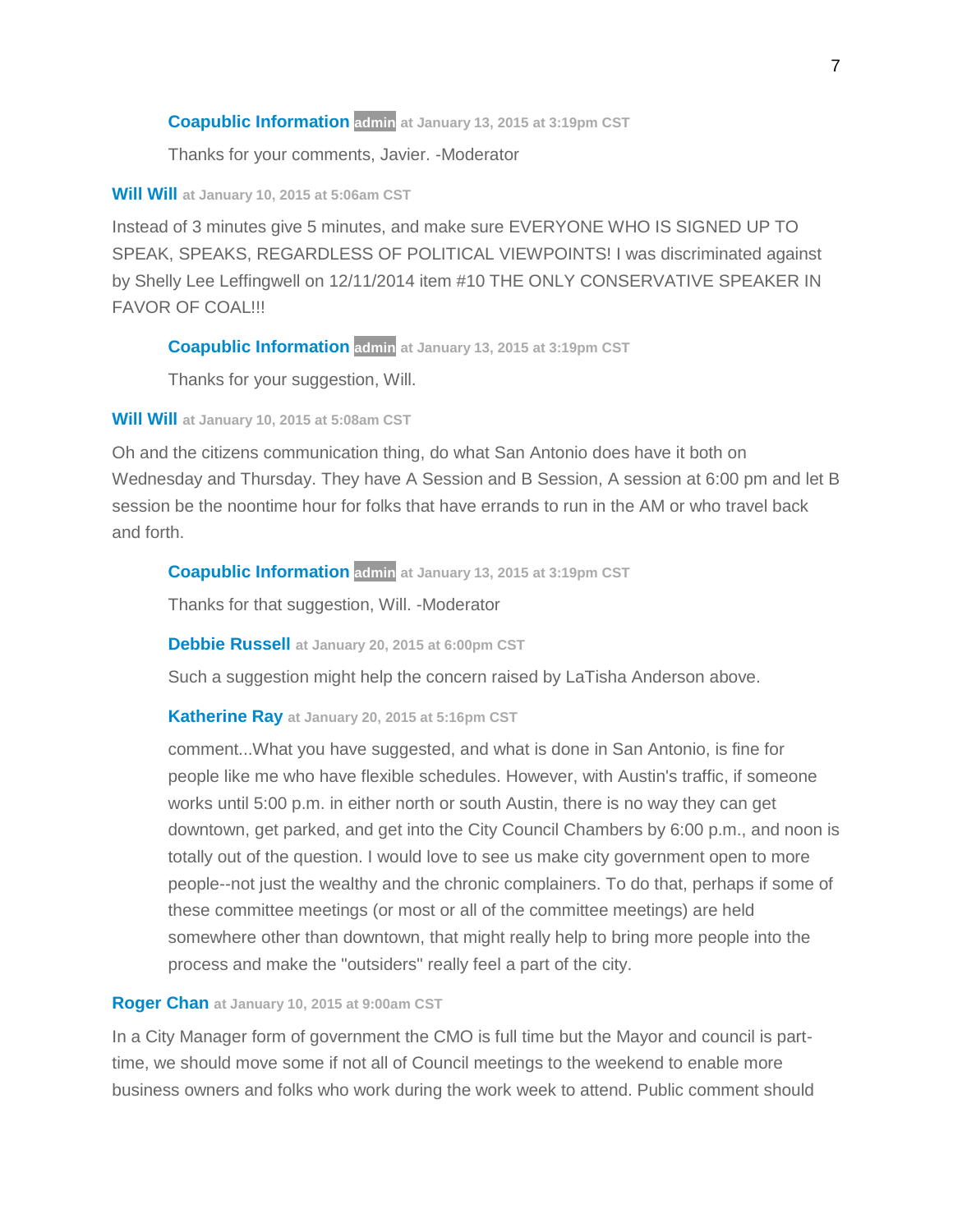**Coapublic Information** admin at January 13, 2015 at 3:19pm CST

Thanks for your comments, Javier. -Moderator

**Will Will** at January 10, 2015 at 5:06am CST

Instead of 3 minutes give 5 minutes, and make sure EVERYONE WHO IS SIGNED UP TO SPEAK, SPEAKS, REGARDLESS OF POLITICAL VIEWPOINTS! I was discriminated against by Shelly Lee Leffingwell on 12/11/2014 item #10 THE ONLY CONSERVATIVE SPEAKER IN FAVOR OF COAL!!!

**Coapublic Information** admin at January 13, 2015 at 3:19pm CST

Thanks for your suggestion, Will.

**Will Will** at January 10, 2015 at 5:08am CST

Oh and the citizens communication thing, do what San Antonio does have it both on Wednesday and Thursday. They have A Session and B Session, A session at 6:00 pm and let B session be the noontime hour for folks that have errands to run in the AM or who travel back and forth.

**Coapublic Information** admin at January 13, 2015 at 3:19pm CST

Thanks for that suggestion, Will. -Moderator

**Debbie Russell** at January 20, 2015 at 6:00pm CST

Such a suggestion might help the concern raised by LaTisha Anderson above.

**Katherine Ray** at January 20, 2015 at 5:16pm CST

comment...What you have suggested, and what is done in San Antonio, is fine for people like me who have flexible schedules. However, with Austin's traffic, if someone works until 5:00 p.m. in either north or south Austin, there is no way they can get downtown, get parked, and get into the City Council Chambers by 6:00 p.m., and noon is totally out of the question. I would love to see us make city government open to more people--not just the wealthy and the chronic complainers. To do that, perhaps if some of these committee meetings (or most or all of the committee meetings) are held somewhere other than downtown, that might really help to bring more people into the process and make the "outsiders" really feel a part of the city.

**Roger Chan** at January 10, 2015 at 9:00am CST

In a City Manager form of government the CMO is full time but the Mayor and council is part-time, we should move some if not all of Council meetings to the weekend to enable more business owners and folks who work during the work week to attend. Public comment should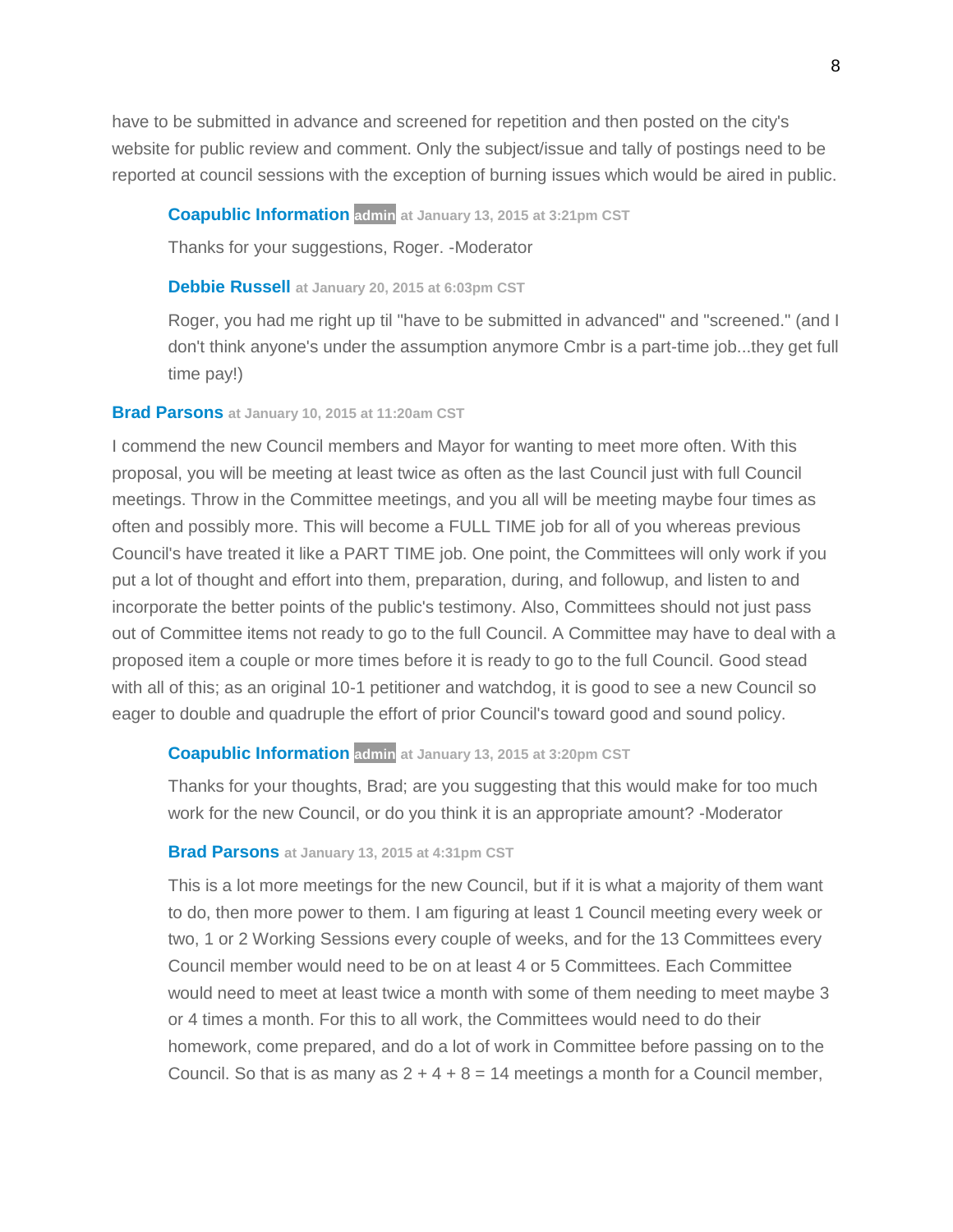have to be submitted in advance and screened for repetition and then posted on the city's website for public review and comment. Only the subject/issue and tally of postings need to be reported at council sessions with the exception of burning issues which would be aired in public.

> **Coapublic Information** admin at January 13, 2015 at 3:21pm CST
>
> Thanks for your suggestions, Roger. -Moderator
>
> **Debbie Russell** at January 20, 2015 at 6:03pm CST
>
> Roger, you had me right up til "have to be submitted in advanced" and "screened." (and I don't think anyone's under the assumption anymore Cmbr is a part-time job...they get full time pay!)

**Brad Parsons** at January 10, 2015 at 11:20am CST

I commend the new Council members and Mayor for wanting to meet more often. With this proposal, you will be meeting at least twice as often as the last Council just with full Council meetings. Throw in the Committee meetings, and you all will be meeting maybe four times as often and possibly more. This will become a FULL TIME job for all of you whereas previous Council's have treated it like a PART TIME job. One point, the Committees will only work if you put a lot of thought and effort into them, preparation, during, and followup, and listen to and incorporate the better points of the public's testimony. Also, Committees should not just pass out of Committee items not ready to go to the full Council. A Committee may have to deal with a proposed item a couple or more times before it is ready to go to the full Council. Good stead with all of this; as an original 10-1 petitioner and watchdog, it is good to see a new Council so eager to double and quadruple the effort of prior Council's toward good and sound policy.

> **Coapublic Information** admin at January 13, 2015 at 3:20pm CST
>
> Thanks for your thoughts, Brad; are you suggesting that this would make for too much work for the new Council, or do you think it is an appropriate amount? -Moderator
>
> **Brad Parsons** at January 13, 2015 at 4:31pm CST
>
> This is a lot more meetings for the new Council, but if it is what a majority of them want to do, then more power to them. I am figuring at least 1 Council meeting every week or two, 1 or 2 Working Sessions every couple of weeks, and for the 13 Committees every Council member would need to be on at least 4 or 5 Committees. Each Committee would need to meet at least twice a month with some of them needing to meet maybe 3 or 4 times a month. For this to all work, the Committees would need to do their homework, come prepared, and do a lot of work in Committee before passing on to the Council. So that is as many as 2 + 4 + 8 = 14 meetings a month for a Council member,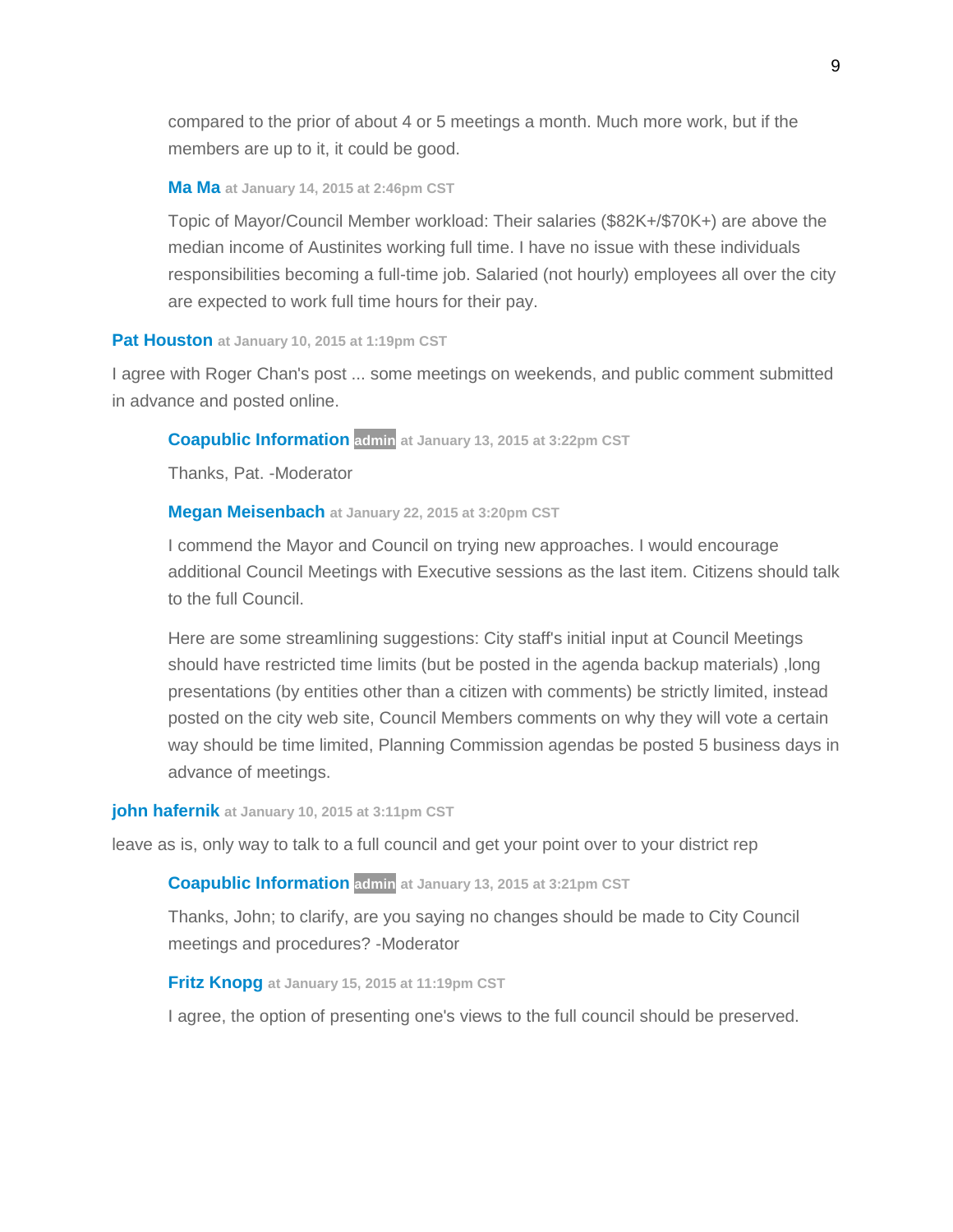compared to the prior of about 4 or 5 meetings a month. Much more work, but if the members are up to it, it could be good.

**Ma Ma** at January 14, 2015 at 2:46pm CST

Topic of Mayor/Council Member workload: Their salaries ($82K+/$70K+) are above the median income of Austinites working full time. I have no issue with these individuals responsibilities becoming a full-time job. Salaried (not hourly) employees all over the city are expected to work full time hours for their pay.

**Pat Houston** at January 10, 2015 at 1:19pm CST

I agree with Roger Chan's post ... some meetings on weekends, and public comment submitted in advance and posted online.

**Coapublic Information** admin at January 13, 2015 at 3:22pm CST

Thanks, Pat. -Moderator

**Megan Meisenbach** at January 22, 2015 at 3:20pm CST

I commend the Mayor and Council on trying new approaches. I would encourage additional Council Meetings with Executive sessions as the last item. Citizens should talk to the full Council.

Here are some streamlining suggestions: City staff's initial input at Council Meetings should have restricted time limits (but be posted in the agenda backup materials) ,long presentations (by entities other than a citizen with comments) be strictly limited, instead posted on the city web site, Council Members comments on why they will vote a certain way should be time limited, Planning Commission agendas be posted 5 business days in advance of meetings.

**john hafernik** at January 10, 2015 at 3:11pm CST

leave as is, only way to talk to a full council and get your point over to your district rep

**Coapublic Information** admin at January 13, 2015 at 3:21pm CST

Thanks, John; to clarify, are you saying no changes should be made to City Council meetings and procedures? -Moderator

**Fritz Knopg** at January 15, 2015 at 11:19pm CST

I agree, the option of presenting one's views to the full council should be preserved.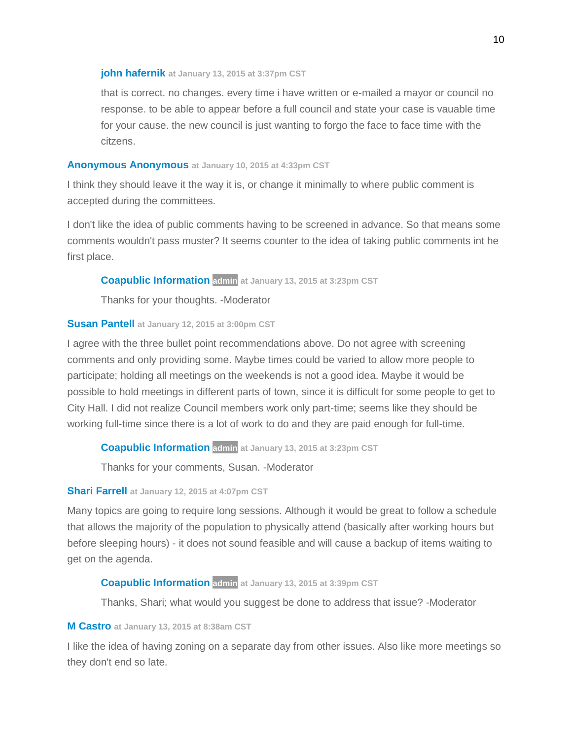**john hafernik** at January 13, 2015 at 3:37pm CST

that is correct. no changes. every time i have written or e-mailed a mayor or council no response. to be able to appear before a full council and state your case is vauable time for your cause. the new council is just wanting to forgo the face to face time with the citzens.

**Anonymous Anonymous** at January 10, 2015 at 4:33pm CST

I think they should leave it the way it is, or change it minimally to where public comment is accepted during the committees.

I don't like the idea of public comments having to be screened in advance. So that means some comments wouldn't pass muster? It seems counter to the idea of taking public comments int he first place.

**Coapublic Information** admin at January 13, 2015 at 3:23pm CST

Thanks for your thoughts. -Moderator

**Susan Pantell** at January 12, 2015 at 3:00pm CST

I agree with the three bullet point recommendations above. Do not agree with screening comments and only providing some. Maybe times could be varied to allow more people to participate; holding all meetings on the weekends is not a good idea. Maybe it would be possible to hold meetings in different parts of town, since it is difficult for some people to get to City Hall. I did not realize Council members work only part-time; seems like they should be working full-time since there is a lot of work to do and they are paid enough for full-time.

**Coapublic Information** admin at January 13, 2015 at 3:23pm CST

Thanks for your comments, Susan. -Moderator

**Shari Farrell** at January 12, 2015 at 4:07pm CST

Many topics are going to require long sessions. Although it would be great to follow a schedule that allows the majority of the population to physically attend (basically after working hours but before sleeping hours) - it does not sound feasible and will cause a backup of items waiting to get on the agenda.

**Coapublic Information** admin at January 13, 2015 at 3:39pm CST

Thanks, Shari; what would you suggest be done to address that issue? -Moderator

**M Castro** at January 13, 2015 at 8:38am CST

I like the idea of having zoning on a separate day from other issues. Also like more meetings so they don't end so late.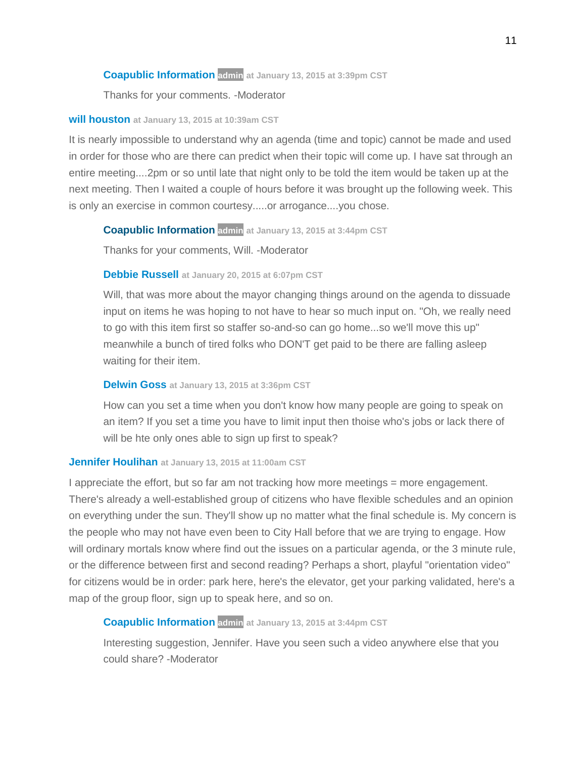**Coapublic Information** admin at January 13, 2015 at 3:39pm CST

Thanks for your comments. -Moderator

**will houston** at January 13, 2015 at 10:39am CST

It is nearly impossible to understand why an agenda (time and topic) cannot be made and used in order for those who are there can predict when their topic will come up. I have sat through an entire meeting....2pm or so until late that night only to be told the item would be taken up at the next meeting. Then I waited a couple of hours before it was brought up the following week. This is only an exercise in common courtesy.....or arrogance....you chose.

**Coapublic Information** admin at January 13, 2015 at 3:44pm CST

Thanks for your comments, Will. -Moderator

**Debbie Russell** at January 20, 2015 at 6:07pm CST

Will, that was more about the mayor changing things around on the agenda to dissuade input on items he was hoping to not have to hear so much input on. "Oh, we really need to go with this item first so staffer so-and-so can go home...so we'll move this up" meanwhile a bunch of tired folks who DON'T get paid to be there are falling asleep waiting for their item.

**Delwin Goss** at January 13, 2015 at 3:36pm CST

How can you set a time when you don't know how many people are going to speak on an item? If you set a time you have to limit input then thoise who's jobs or lack there of will be hte only ones able to sign up first to speak?

**Jennifer Houlihan** at January 13, 2015 at 11:00am CST

I appreciate the effort, but so far am not tracking how more meetings = more engagement. There's already a well-established group of citizens who have flexible schedules and an opinion on everything under the sun. They'll show up no matter what the final schedule is. My concern is the people who may not have even been to City Hall before that we are trying to engage. How will ordinary mortals know where find out the issues on a particular agenda, or the 3 minute rule, or the difference between first and second reading? Perhaps a short, playful "orientation video" for citizens would be in order: park here, here's the elevator, get your parking validated, here's a map of the group floor, sign up to speak here, and so on.

**Coapublic Information** admin at January 13, 2015 at 3:44pm CST

Interesting suggestion, Jennifer. Have you seen such a video anywhere else that you could share? -Moderator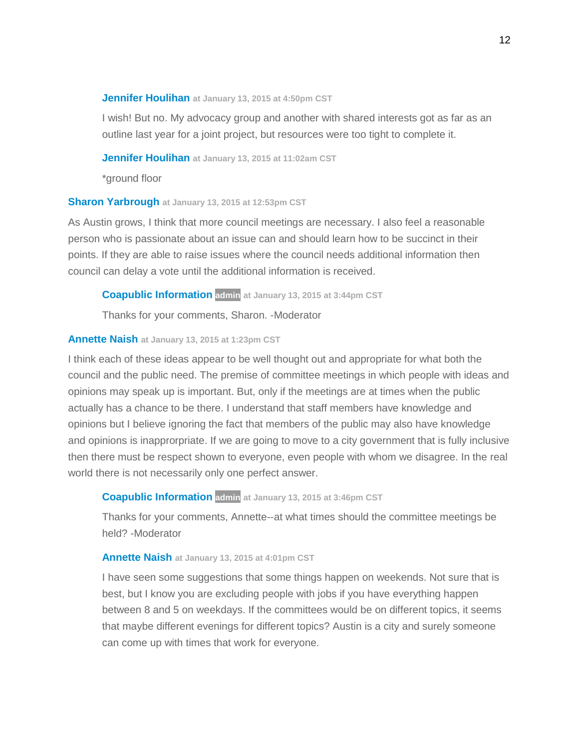**Jennifer Houlihan** at January 13, 2015 at 4:50pm CST

I wish! But no. My advocacy group and another with shared interests got as far as an outline last year for a joint project, but resources were too tight to complete it.

**Jennifer Houlihan** at January 13, 2015 at 11:02am CST

*ground floor

**Sharon Yarbrough** at January 13, 2015 at 12:53pm CST

As Austin grows, I think that more council meetings are necessary. I also feel a reasonable person who is passionate about an issue can and should learn how to be succinct in their points. If they are able to raise issues where the council needs additional information then council can delay a vote until the additional information is received.

**Coapublic Information** admin at January 13, 2015 at 3:44pm CST

Thanks for your comments, Sharon. -Moderator

**Annette Naish** at January 13, 2015 at 1:23pm CST

I think each of these ideas appear to be well thought out and appropriate for what both the council and the public need. The premise of committee meetings in which people with ideas and opinions may speak up is important. But, only if the meetings are at times when the public actually has a chance to be there. I understand that staff members have knowledge and opinions but I believe ignoring the fact that members of the public may also have knowledge and opinions is inapprorpriate. If we are going to move to a city government that is fully inclusive then there must be respect shown to everyone, even people with whom we disagree. In the real world there is not necessarily only one perfect answer.

**Coapublic Information** admin at January 13, 2015 at 3:46pm CST

Thanks for your comments, Annette--at what times should the committee meetings be held? -Moderator

**Annette Naish** at January 13, 2015 at 4:01pm CST

I have seen some suggestions that some things happen on weekends. Not sure that is best, but I know you are excluding people with jobs if you have everything happen between 8 and 5 on weekdays. If the committees would be on different topics, it seems that maybe different evenings for different topics? Austin is a city and surely someone can come up with times that work for everyone.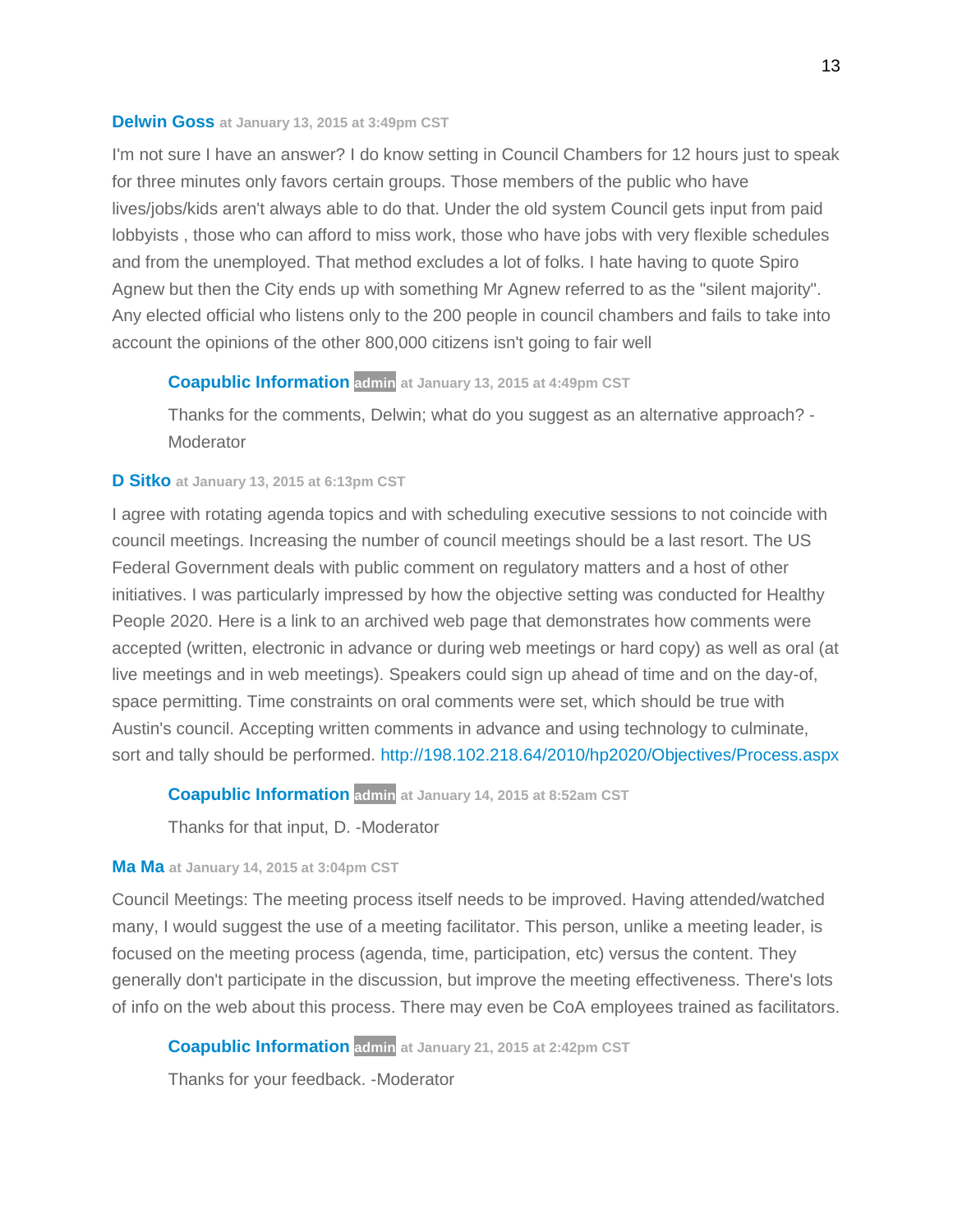**Delwin Goss** at January 13, 2015 at 3:49pm CST

I'm not sure I have an answer? I do know setting in Council Chambers for 12 hours just to speak for three minutes only favors certain groups. Those members of the public who have lives/jobs/kids aren't always able to do that. Under the old system Council gets input from paid lobbyists , those who can afford to miss work, those who have jobs with very flexible schedules and from the unemployed. That method excludes a lot of folks. I hate having to quote Spiro Agnew but then the City ends up with something Mr Agnew referred to as the "silent majority". Any elected official who listens only to the 200 people in council chambers and fails to take into account the opinions of the other 800,000 citizens isn't going to fair well

> **Coapublic Information** admin at January 13, 2015 at 4:49pm CST
>
> Thanks for the comments, Delwin; what do you suggest as an alternative approach? -Moderator

**D Sitko** at January 13, 2015 at 6:13pm CST

I agree with rotating agenda topics and with scheduling executive sessions to not coincide with council meetings. Increasing the number of council meetings should be a last resort. The US Federal Government deals with public comment on regulatory matters and a host of other initiatives. I was particularly impressed by how the objective setting was conducted for Healthy People 2020. Here is a link to an archived web page that demonstrates how comments were accepted (written, electronic in advance or during web meetings or hard copy) as well as oral (at live meetings and in web meetings). Speakers could sign up ahead of time and on the day-of, space permitting. Time constraints on oral comments were set, which should be true with Austin's council. Accepting written comments in advance and using technology to culminate, sort and tally should be performed. http://198.102.218.64/2010/hp2020/Objectives/Process.aspx

> **Coapublic Information** admin at January 14, 2015 at 8:52am CST
>
> Thanks for that input, D. -Moderator

**Ma Ma** at January 14, 2015 at 3:04pm CST

Council Meetings: The meeting process itself needs to be improved. Having attended/watched many, I would suggest the use of a meeting facilitator. This person, unlike a meeting leader, is focused on the meeting process (agenda, time, participation, etc) versus the content. They generally don't participate in the discussion, but improve the meeting effectiveness. There's lots of info on the web about this process. There may even be CoA employees trained as facilitators.

> **Coapublic Information** admin at January 21, 2015 at 2:42pm CST
>
> Thanks for your feedback. -Moderator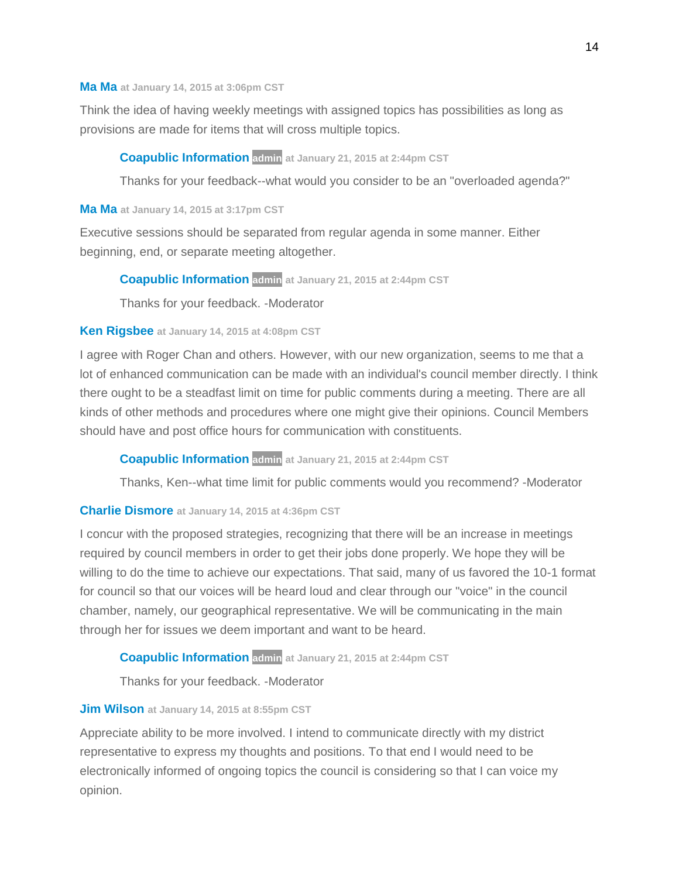**Ma Ma** at January 14, 2015 at 3:06pm CST

Think the idea of having weekly meetings with assigned topics has possibilities as long as provisions are made for items that will cross multiple topics.

> **Coapublic Information** admin at January 21, 2015 at 2:44pm CST
>
> Thanks for your feedback--what would you consider to be an "overloaded agenda?"

**Ma Ma** at January 14, 2015 at 3:17pm CST

Executive sessions should be separated from regular agenda in some manner. Either beginning, end, or separate meeting altogether.

> **Coapublic Information** admin at January 21, 2015 at 2:44pm CST
>
> Thanks for your feedback. -Moderator

**Ken Rigsbee** at January 14, 2015 at 4:08pm CST

I agree with Roger Chan and others. However, with our new organization, seems to me that a lot of enhanced communication can be made with an individual's council member directly. I think there ought to be a steadfast limit on time for public comments during a meeting. There are all kinds of other methods and procedures where one might give their opinions. Council Members should have and post office hours for communication with constituents.

> **Coapublic Information** admin at January 21, 2015 at 2:44pm CST
>
> Thanks, Ken--what time limit for public comments would you recommend? -Moderator

**Charlie Dismore** at January 14, 2015 at 4:36pm CST

I concur with the proposed strategies, recognizing that there will be an increase in meetings required by council members in order to get their jobs done properly. We hope they will be willing to do the time to achieve our expectations. That said, many of us favored the 10-1 format for council so that our voices will be heard loud and clear through our "voice" in the council chamber, namely, our geographical representative. We will be communicating in the main through her for issues we deem important and want to be heard.

> **Coapublic Information** admin at January 21, 2015 at 2:44pm CST
>
> Thanks for your feedback. -Moderator

**Jim Wilson** at January 14, 2015 at 8:55pm CST

Appreciate ability to be more involved. I intend to communicate directly with my district representative to express my thoughts and positions. To that end I would need to be electronically informed of ongoing topics the council is considering so that I can voice my opinion.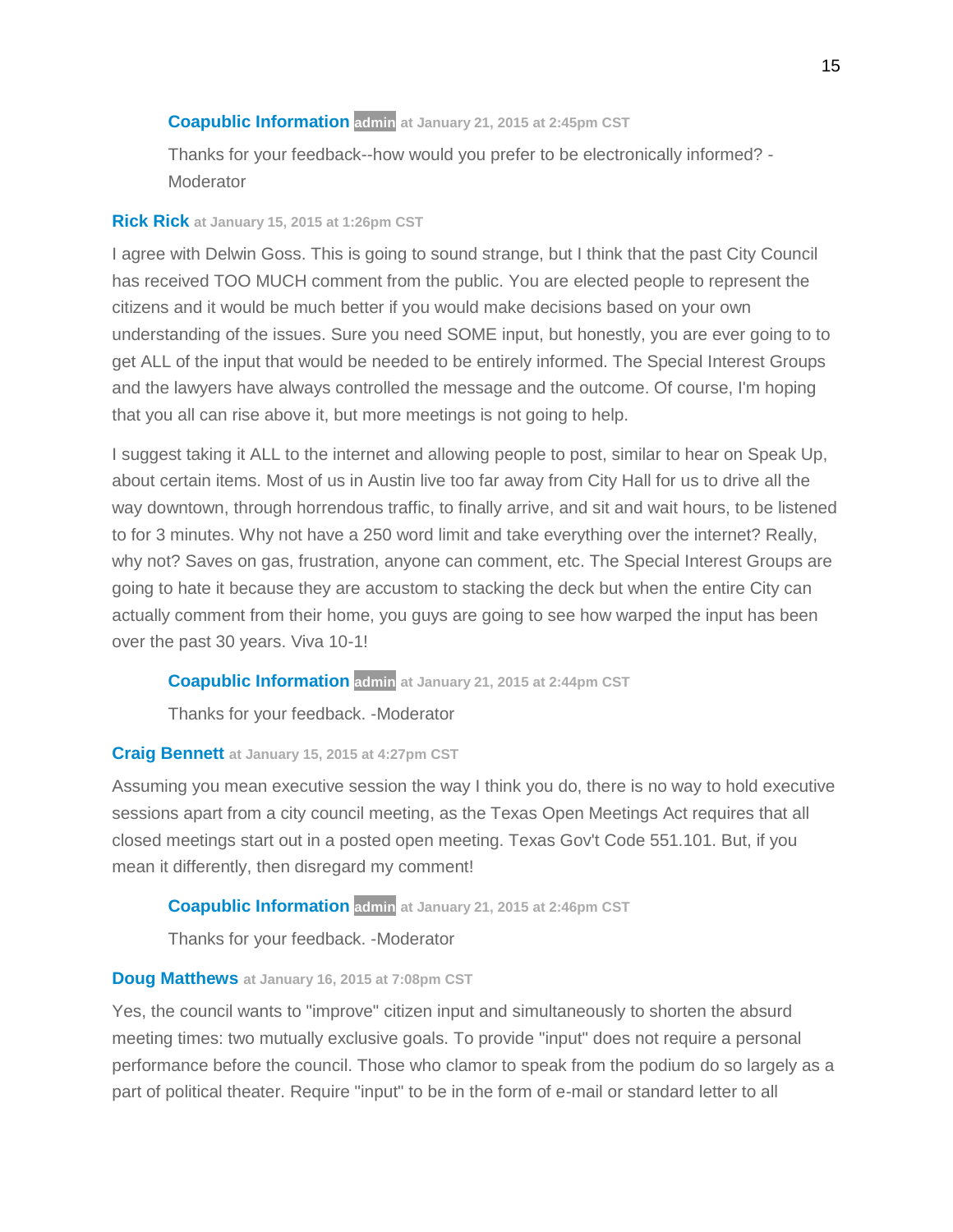**Coapublic Information** admin at January 21, 2015 at 2:45pm CST

Thanks for your feedback--how would you prefer to be electronically informed? -Moderator

**Rick Rick** at January 15, 2015 at 1:26pm CST

I agree with Delwin Goss. This is going to sound strange, but I think that the past City Council has received TOO MUCH comment from the public. You are elected people to represent the citizens and it would be much better if you would make decisions based on your own understanding of the issues. Sure you need SOME input, but honestly, you are ever going to to get ALL of the input that would be needed to be entirely informed. The Special Interest Groups and the lawyers have always controlled the message and the outcome. Of course, I'm hoping that you all can rise above it, but more meetings is not going to help.

I suggest taking it ALL to the internet and allowing people to post, similar to hear on Speak Up, about certain items. Most of us in Austin live too far away from City Hall for us to drive all the way downtown, through horrendous traffic, to finally arrive, and sit and wait hours, to be listened to for 3 minutes. Why not have a 250 word limit and take everything over the internet? Really, why not? Saves on gas, frustration, anyone can comment, etc. The Special Interest Groups are going to hate it because they are accustom to stacking the deck but when the entire City can actually comment from their home, you guys are going to see how warped the input has been over the past 30 years. Viva 10-1!

**Coapublic Information** admin at January 21, 2015 at 2:44pm CST

Thanks for your feedback. -Moderator

**Craig Bennett** at January 15, 2015 at 4:27pm CST

Assuming you mean executive session the way I think you do, there is no way to hold executive sessions apart from a city council meeting, as the Texas Open Meetings Act requires that all closed meetings start out in a posted open meeting. Texas Gov't Code 551.101. But, if you mean it differently, then disregard my comment!

**Coapublic Information** admin at January 21, 2015 at 2:46pm CST

Thanks for your feedback. -Moderator

**Doug Matthews** at January 16, 2015 at 7:08pm CST

Yes, the council wants to "improve" citizen input and simultaneously to shorten the absurd meeting times: two mutually exclusive goals. To provide "input" does not require a personal performance before the council. Those who clamor to speak from the podium do so largely as a part of political theater. Require "input" to be in the form of e-mail or standard letter to all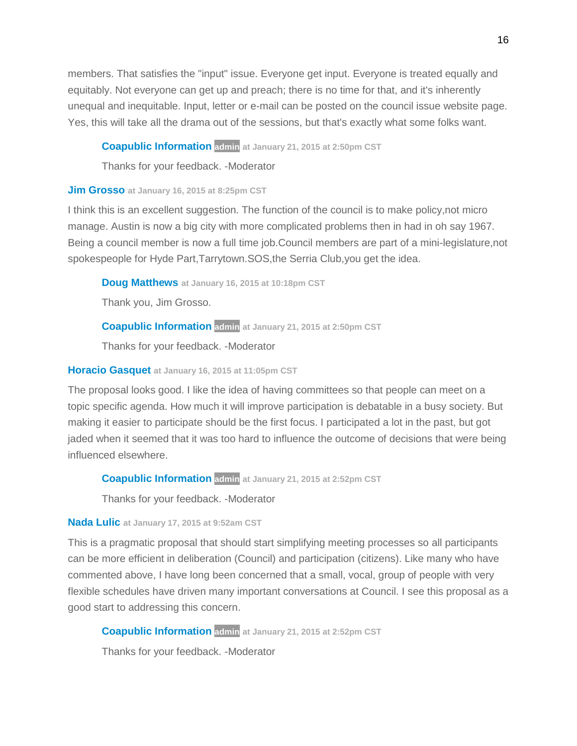members. That satisfies the "input" issue. Everyone get input. Everyone is treated equally and equitably. Not everyone can get up and preach; there is no time for that, and it's inherently unequal and inequitable. Input, letter or e-mail can be posted on the council issue website page. Yes, this will take all the drama out of the sessions, but that's exactly what some folks want.

> **Coapublic Information** admin at January 21, 2015 at 2:50pm CST
>
> Thanks for your feedback. -Moderator

**Jim Grosso** at January 16, 2015 at 8:25pm CST

I think this is an excellent suggestion. The function of the council is to make policy,not micro manage. Austin is now a big city with more complicated problems then in had in oh say 1967. Being a council member is now a full time job.Council members are part of a mini-legislature,not spokespeople for Hyde Part,Tarrytown.SOS,the Serria Club,you get the idea.

> **Doug Matthews** at January 16, 2015 at 10:18pm CST
>
> Thank you, Jim Grosso.
>
> **Coapublic Information** admin at January 21, 2015 at 2:50pm CST
>
> Thanks for your feedback. -Moderator

**Horacio Gasquet** at January 16, 2015 at 11:05pm CST

The proposal looks good. I like the idea of having committees so that people can meet on a topic specific agenda. How much it will improve participation is debatable in a busy society. But making it easier to participate should be the first focus. I participated a lot in the past, but got jaded when it seemed that it was too hard to influence the outcome of decisions that were being influenced elsewhere.

> **Coapublic Information** admin at January 21, 2015 at 2:52pm CST
>
> Thanks for your feedback. -Moderator

**Nada Lulic** at January 17, 2015 at 9:52am CST

This is a pragmatic proposal that should start simplifying meeting processes so all participants can be more efficient in deliberation (Council) and participation (citizens). Like many who have commented above, I have long been concerned that a small, vocal, group of people with very flexible schedules have driven many important conversations at Council. I see this proposal as a good start to addressing this concern.

> **Coapublic Information** admin at January 21, 2015 at 2:52pm CST
>
> Thanks for your feedback. -Moderator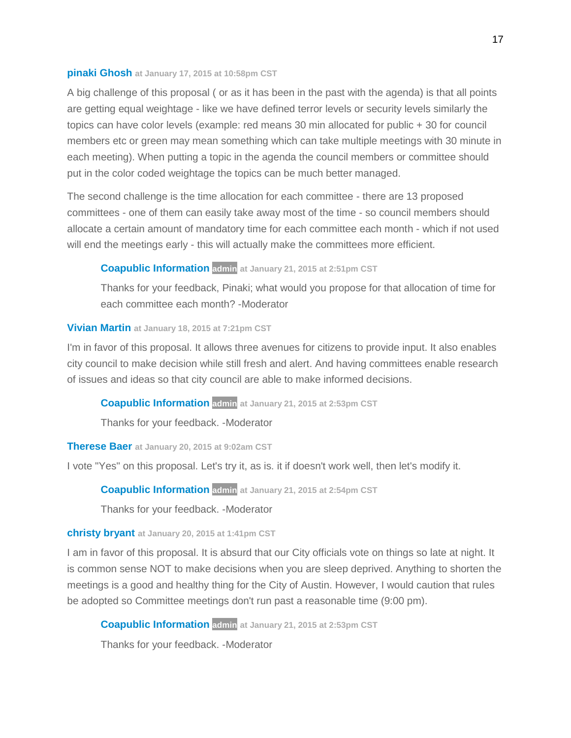**pinaki Ghosh** at January 17, 2015 at 10:58pm CST

A big challenge of this proposal ( or as it has been in the past with the agenda) is that all points are getting equal weightage - like we have defined terror levels or security levels similarly the topics can have color levels (example: red means 30 min allocated for public + 30 for council members etc or green may mean something which can take multiple meetings with 30 minute in each meeting). When putting a topic in the agenda the council members or committee should put in the color coded weightage the topics can be much better managed.

The second challenge is the time allocation for each committee - there are 13 proposed committees - one of them can easily take away most of the time - so council members should allocate a certain amount of mandatory time for each committee each month - which if not used will end the meetings early - this will actually make the committees more efficient.

> **Coapublic Information** admin at January 21, 2015 at 2:51pm CST
>
> Thanks for your feedback, Pinaki; what would you propose for that allocation of time for each committee each month? -Moderator

**Vivian Martin** at January 18, 2015 at 7:21pm CST

I'm in favor of this proposal. It allows three avenues for citizens to provide input. It also enables city council to make decision while still fresh and alert. And having committees enable research of issues and ideas so that city council are able to make informed decisions.

> **Coapublic Information** admin at January 21, 2015 at 2:53pm CST
>
> Thanks for your feedback. -Moderator

**Therese Baer** at January 20, 2015 at 9:02am CST

I vote "Yes" on this proposal. Let's try it, as is. it if doesn't work well, then let's modify it.

> **Coapublic Information** admin at January 21, 2015 at 2:54pm CST
>
> Thanks for your feedback. -Moderator

**christy bryant** at January 20, 2015 at 1:41pm CST

I am in favor of this proposal. It is absurd that our City officials vote on things so late at night. It is common sense NOT to make decisions when you are sleep deprived. Anything to shorten the meetings is a good and healthy thing for the City of Austin. However, I would caution that rules be adopted so Committee meetings don't run past a reasonable time (9:00 pm).

> **Coapublic Information** admin at January 21, 2015 at 2:53pm CST
>
> Thanks for your feedback. -Moderator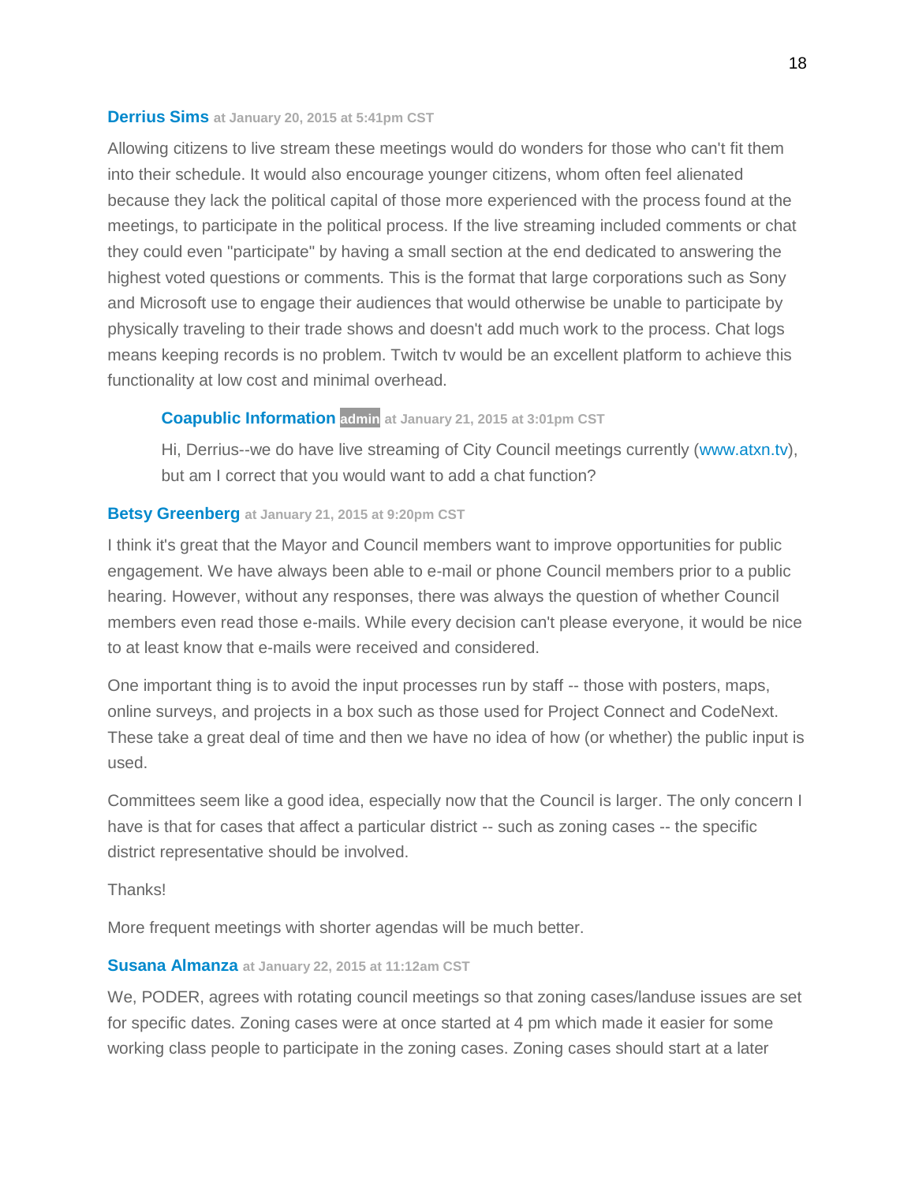**Derrius Sims** at January 20, 2015 at 5:41pm CST

Allowing citizens to live stream these meetings would do wonders for those who can't fit them into their schedule. It would also encourage younger citizens, whom often feel alienated because they lack the political capital of those more experienced with the process found at the meetings, to participate in the political process. If the live streaming included comments or chat they could even "participate" by having a small section at the end dedicated to answering the highest voted questions or comments. This is the format that large corporations such as Sony and Microsoft use to engage their audiences that would otherwise be unable to participate by physically traveling to their trade shows and doesn't add much work to the process. Chat logs means keeping records is no problem. Twitch tv would be an excellent platform to achieve this functionality at low cost and minimal overhead.

> **Coapublic Information** admin at January 21, 2015 at 3:01pm CST
>
> Hi, Derrius--we do have live streaming of City Council meetings currently (www.atxn.tv), but am I correct that you would want to add a chat function?

**Betsy Greenberg** at January 21, 2015 at 9:20pm CST

I think it's great that the Mayor and Council members want to improve opportunities for public engagement. We have always been able to e-mail or phone Council members prior to a public hearing. However, without any responses, there was always the question of whether Council members even read those e-mails. While every decision can't please everyone, it would be nice to at least know that e-mails were received and considered.

One important thing is to avoid the input processes run by staff -- those with posters, maps, online surveys, and projects in a box such as those used for Project Connect and CodeNext. These take a great deal of time and then we have no idea of how (or whether) the public input is used.

Committees seem like a good idea, especially now that the Council is larger. The only concern I have is that for cases that affect a particular district -- such as zoning cases -- the specific district representative should be involved.

Thanks!

More frequent meetings with shorter agendas will be much better.

**Susana Almanza** at January 22, 2015 at 11:12am CST

We, PODER, agrees with rotating council meetings so that zoning cases/landuse issues are set for specific dates. Zoning cases were at once started at 4 pm which made it easier for some working class people to participate in the zoning cases. Zoning cases should start at a later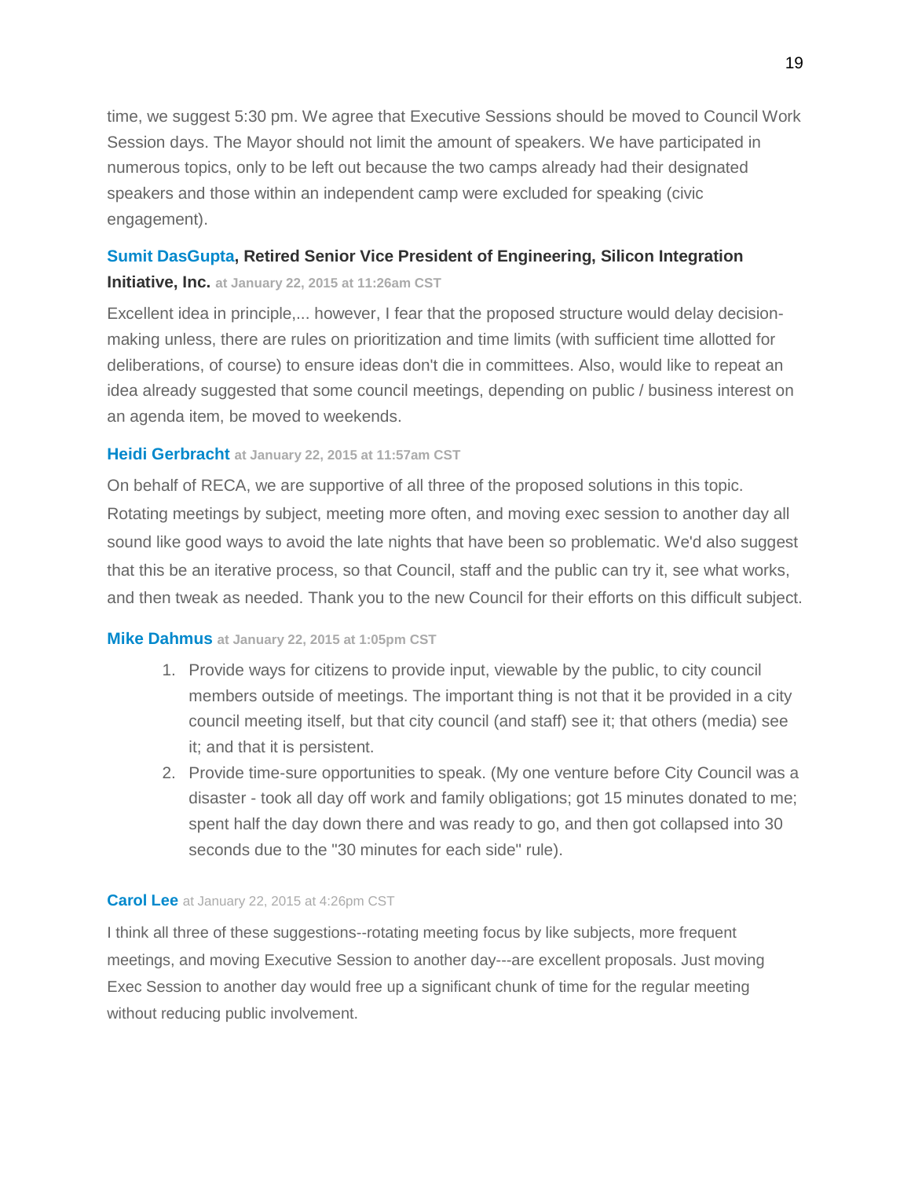time, we suggest 5:30 pm. We agree that Executive Sessions should be moved to Council Work Session days. The Mayor should not limit the amount of speakers. We have participated in numerous topics, only to be left out because the two camps already had their designated speakers and those within an independent camp were excluded for speaking (civic engagement).

**Sumit DasGupta, Retired Senior Vice President of Engineering, Silicon Integration Initiative, Inc.** at January 22, 2015 at 11:26am CST

Excellent idea in principle,... however, I fear that the proposed structure would delay decision-making unless, there are rules on prioritization and time limits (with sufficient time allotted for deliberations, of course) to ensure ideas don't die in committees. Also, would like to repeat an idea already suggested that some council meetings, depending on public / business interest on an agenda item, be moved to weekends.

**Heidi Gerbracht** at January 22, 2015 at 11:57am CST

On behalf of RECA, we are supportive of all three of the proposed solutions in this topic. Rotating meetings by subject, meeting more often, and moving exec session to another day all sound like good ways to avoid the late nights that have been so problematic. We'd also suggest that this be an iterative process, so that Council, staff and the public can try it, see what works, and then tweak as needed. Thank you to the new Council for their efforts on this difficult subject.

**Mike Dahmus** at January 22, 2015 at 1:05pm CST

1. Provide ways for citizens to provide input, viewable by the public, to city council members outside of meetings. The important thing is not that it be provided in a city council meeting itself, but that city council (and staff) see it; that others (media) see it; and that it is persistent.
2. Provide time-sure opportunities to speak. (My one venture before City Council was a disaster - took all day off work and family obligations; got 15 minutes donated to me; spent half the day down there and was ready to go, and then got collapsed into 30 seconds due to the "30 minutes for each side" rule).

**Carol Lee** at January 22, 2015 at 4:26pm CST

I think all three of these suggestions--rotating meeting focus by like subjects, more frequent meetings, and moving Executive Session to another day---are excellent proposals. Just moving Exec Session to another day would free up a significant chunk of time for the regular meeting without reducing public involvement.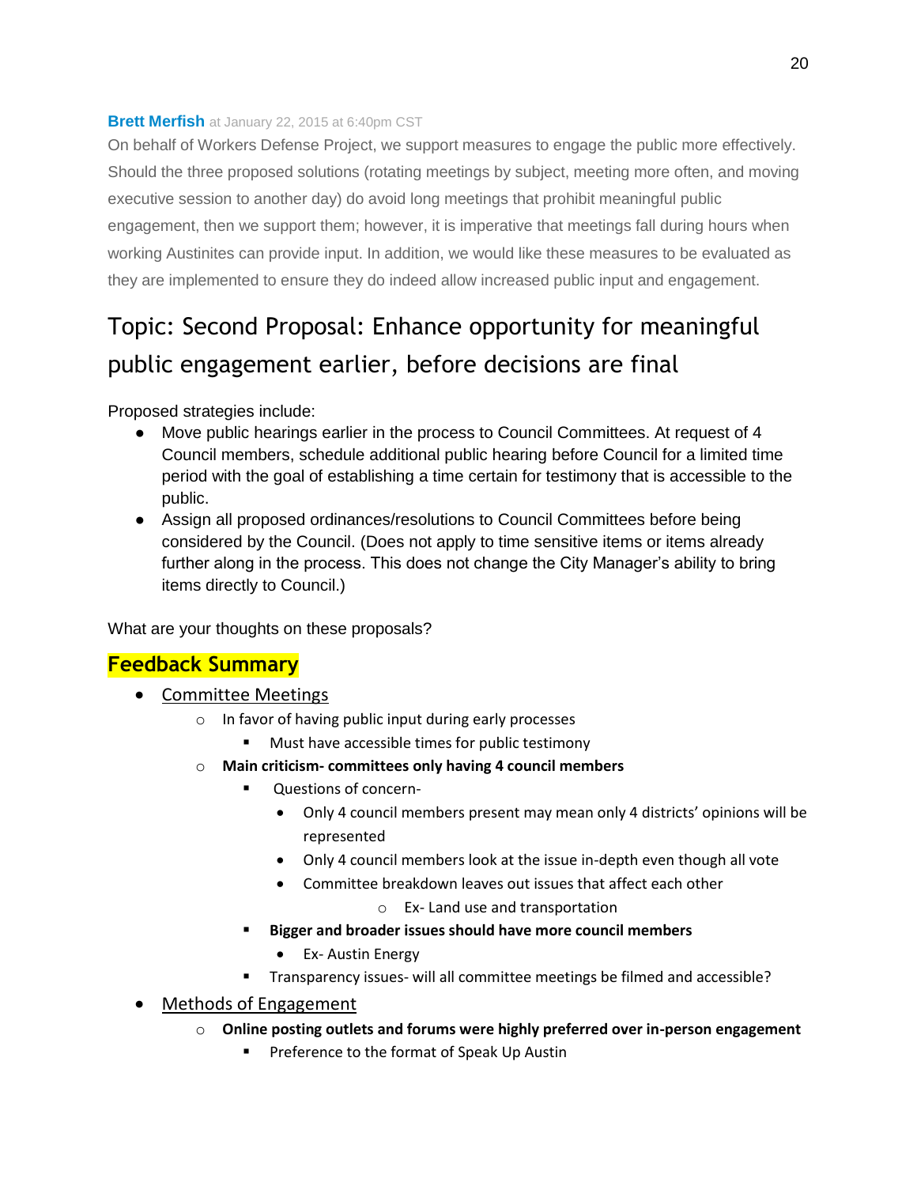**Brett Merfish** at January 22, 2015 at 6:40pm CST

On behalf of Workers Defense Project, we support measures to engage the public more effectively. Should the three proposed solutions (rotating meetings by subject, meeting more often, and moving executive session to another day) do avoid long meetings that prohibit meaningful public engagement, then we support them; however, it is imperative that meetings fall during hours when working Austinites can provide input. In addition, we would like these measures to be evaluated as they are implemented to ensure they do indeed allow increased public input and engagement.

# Topic: Second Proposal: Enhance opportunity for meaningful public engagement earlier, before decisions are final

Proposed strategies include:

- Move public hearings earlier in the process to Council Committees. At request of 4 Council members, schedule additional public hearing before Council for a limited time period with the goal of establishing a time certain for testimony that is accessible to the public.
- Assign all proposed ordinances/resolutions to Council Committees before being considered by the Council. (Does not apply to time sensitive items or items already further along in the process. This does not change the City Manager's ability to bring items directly to Council.)

What are your thoughts on these proposals?

## Feedback Summary

- Committee Meetings
  - In favor of having public input during early processes
    - Must have accessible times for public testimony
  - **Main criticism- committees only having 4 council members**
    - Questions of concern-
      - Only 4 council members present may mean only 4 districts' opinions will be represented
      - Only 4 council members look at the issue in-depth even though all vote
      - Committee breakdown leaves out issues that affect each other
        - Ex- Land use and transportation
    - **Bigger and broader issues should have more council members**
      - Ex- Austin Energy
    - Transparency issues- will all committee meetings be filmed and accessible?
- Methods of Engagement
  - **Online posting outlets and forums were highly preferred over in-person engagement**
    - Preference to the format of Speak Up Austin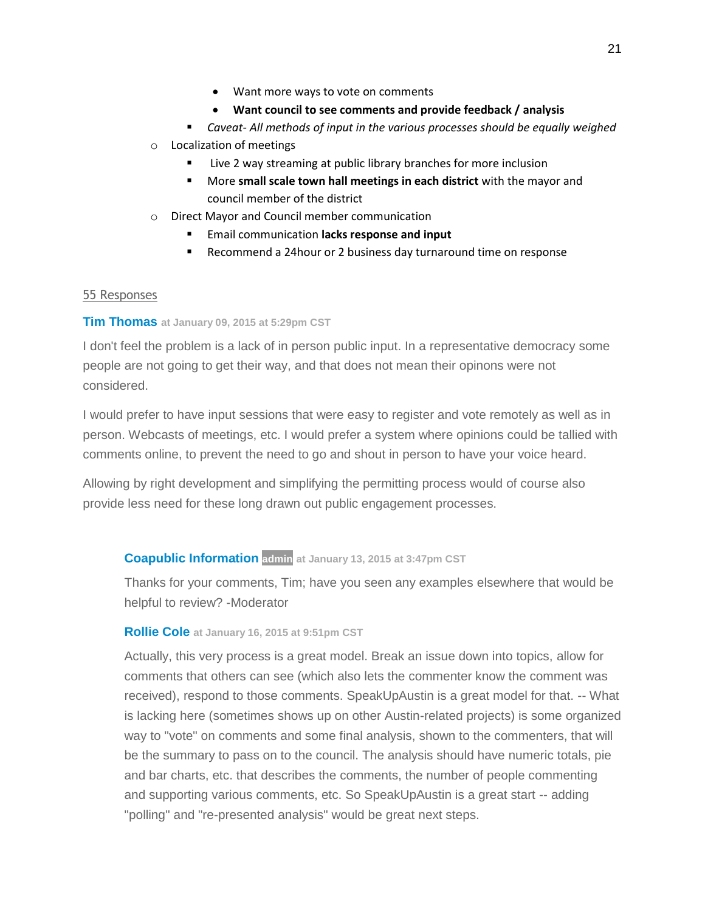- Want more ways to vote on comments
    - **Want council to see comments and provide feedback / analysis**
  - *Caveat- All methods of input in the various processes should be equally weighed*
- Localization of meetings
  - Live 2 way streaming at public library branches for more inclusion
  - More **small scale town hall meetings in each district** with the mayor and council member of the district
- Direct Mayor and Council member communication
  - Email communication **lacks response and input**
  - Recommend a 24hour or 2 business day turnaround time on response

55 Responses

**Tim Thomas** at January 09, 2015 at 5:29pm CST

I don't feel the problem is a lack of in person public input. In a representative democracy some people are not going to get their way, and that does not mean their opinons were not considered.

I would prefer to have input sessions that were easy to register and vote remotely as well as in person. Webcasts of meetings, etc. I would prefer a system where opinions could be tallied with comments online, to prevent the need to go and shout in person to have your voice heard.

Allowing by right development and simplifying the permitting process would of course also provide less need for these long drawn out public engagement processes.

> **Coapublic Information** admin at January 13, 2015 at 3:47pm CST
>
> Thanks for your comments, Tim; have you seen any examples elsewhere that would be helpful to review? -Moderator
>
> **Rollie Cole** at January 16, 2015 at 9:51pm CST
>
> Actually, this very process is a great model. Break an issue down into topics, allow for comments that others can see (which also lets the commenter know the comment was received), respond to those comments. SpeakUpAustin is a great model for that. -- What is lacking here (sometimes shows up on other Austin-related projects) is some organized way to "vote" on comments and some final analysis, shown to the commenters, that will be the summary to pass on to the council. The analysis should have numeric totals, pie and bar charts, etc. that describes the comments, the number of people commenting and supporting various comments, etc. So SpeakUpAustin is a great start -- adding "polling" and "re-presented analysis" would be great next steps.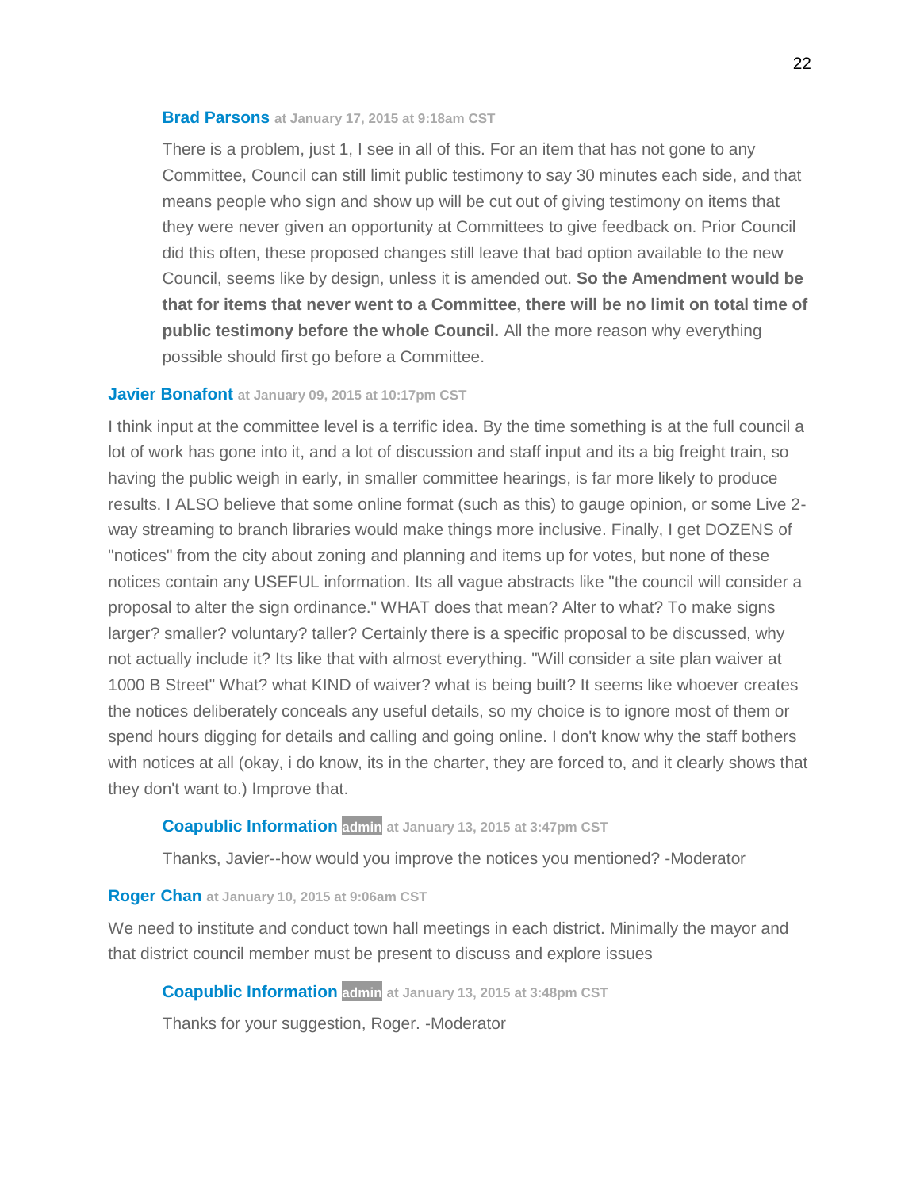**Brad Parsons** at January 17, 2015 at 9:18am CST

There is a problem, just 1, I see in all of this. For an item that has not gone to any Committee, Council can still limit public testimony to say 30 minutes each side, and that means people who sign and show up will be cut out of giving testimony on items that they were never given an opportunity at Committees to give feedback on. Prior Council did this often, these proposed changes still leave that bad option available to the new Council, seems like by design, unless it is amended out. **So the Amendment would be that for items that never went to a Committee, there will be no limit on total time of public testimony before the whole Council.** All the more reason why everything possible should first go before a Committee.

**Javier Bonafont** at January 09, 2015 at 10:17pm CST

I think input at the committee level is a terrific idea. By the time something is at the full council a lot of work has gone into it, and a lot of discussion and staff input and its a big freight train, so having the public weigh in early, in smaller committee hearings, is far more likely to produce results. I ALSO believe that some online format (such as this) to gauge opinion, or some Live 2-way streaming to branch libraries would make things more inclusive. Finally, I get DOZENS of "notices" from the city about zoning and planning and items up for votes, but none of these notices contain any USEFUL information. Its all vague abstracts like "the council will consider a proposal to alter the sign ordinance." WHAT does that mean? Alter to what? To make signs larger? smaller? voluntary? taller? Certainly there is a specific proposal to be discussed, why not actually include it? Its like that with almost everything. "Will consider a site plan waiver at 1000 B Street" What? what KIND of waiver? what is being built? It seems like whoever creates the notices deliberately conceals any useful details, so my choice is to ignore most of them or spend hours digging for details and calling and going online. I don't know why the staff bothers with notices at all (okay, i do know, its in the charter, they are forced to, and it clearly shows that they don't want to.) Improve that.

**Coapublic Information** admin at January 13, 2015 at 3:47pm CST

Thanks, Javier--how would you improve the notices you mentioned? -Moderator

**Roger Chan** at January 10, 2015 at 9:06am CST

We need to institute and conduct town hall meetings in each district. Minimally the mayor and that district council member must be present to discuss and explore issues

**Coapublic Information** admin at January 13, 2015 at 3:48pm CST

Thanks for your suggestion, Roger. -Moderator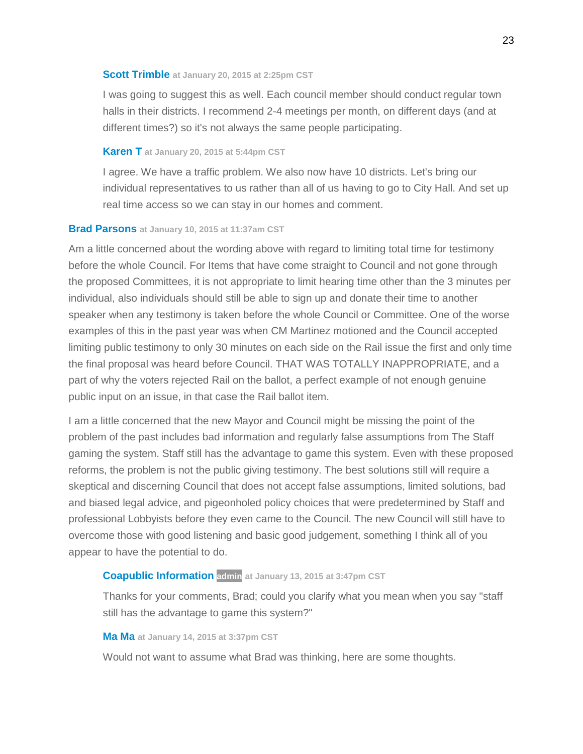**Scott Trimble** at January 20, 2015 at 2:25pm CST

I was going to suggest this as well. Each council member should conduct regular town halls in their districts. I recommend 2-4 meetings per month, on different days (and at different times?) so it's not always the same people participating.

**Karen T** at January 20, 2015 at 5:44pm CST

I agree. We have a traffic problem. We also now have 10 districts. Let's bring our individual representatives to us rather than all of us having to go to City Hall. And set up real time access so we can stay in our homes and comment.

**Brad Parsons** at January 10, 2015 at 11:37am CST

Am a little concerned about the wording above with regard to limiting total time for testimony before the whole Council. For Items that have come straight to Council and not gone through the proposed Committees, it is not appropriate to limit hearing time other than the 3 minutes per individual, also individuals should still be able to sign up and donate their time to another speaker when any testimony is taken before the whole Council or Committee. One of the worse examples of this in the past year was when CM Martinez motioned and the Council accepted limiting public testimony to only 30 minutes on each side on the Rail issue the first and only time the final proposal was heard before Council. THAT WAS TOTALLY INAPPROPRIATE, and a part of why the voters rejected Rail on the ballot, a perfect example of not enough genuine public input on an issue, in that case the Rail ballot item.

I am a little concerned that the new Mayor and Council might be missing the point of the problem of the past includes bad information and regularly false assumptions from The Staff gaming the system. Staff still has the advantage to game this system. Even with these proposed reforms, the problem is not the public giving testimony. The best solutions still will require a skeptical and discerning Council that does not accept false assumptions, limited solutions, bad and biased legal advice, and pigeonholed policy choices that were predetermined by Staff and professional Lobbyists before they even came to the Council. The new Council will still have to overcome those with good listening and basic good judgement, something I think all of you appear to have the potential to do.

**Coapublic Information** admin at January 13, 2015 at 3:47pm CST

Thanks for your comments, Brad; could you clarify what you mean when you say "staff still has the advantage to game this system?"

**Ma Ma** at January 14, 2015 at 3:37pm CST

Would not want to assume what Brad was thinking, here are some thoughts.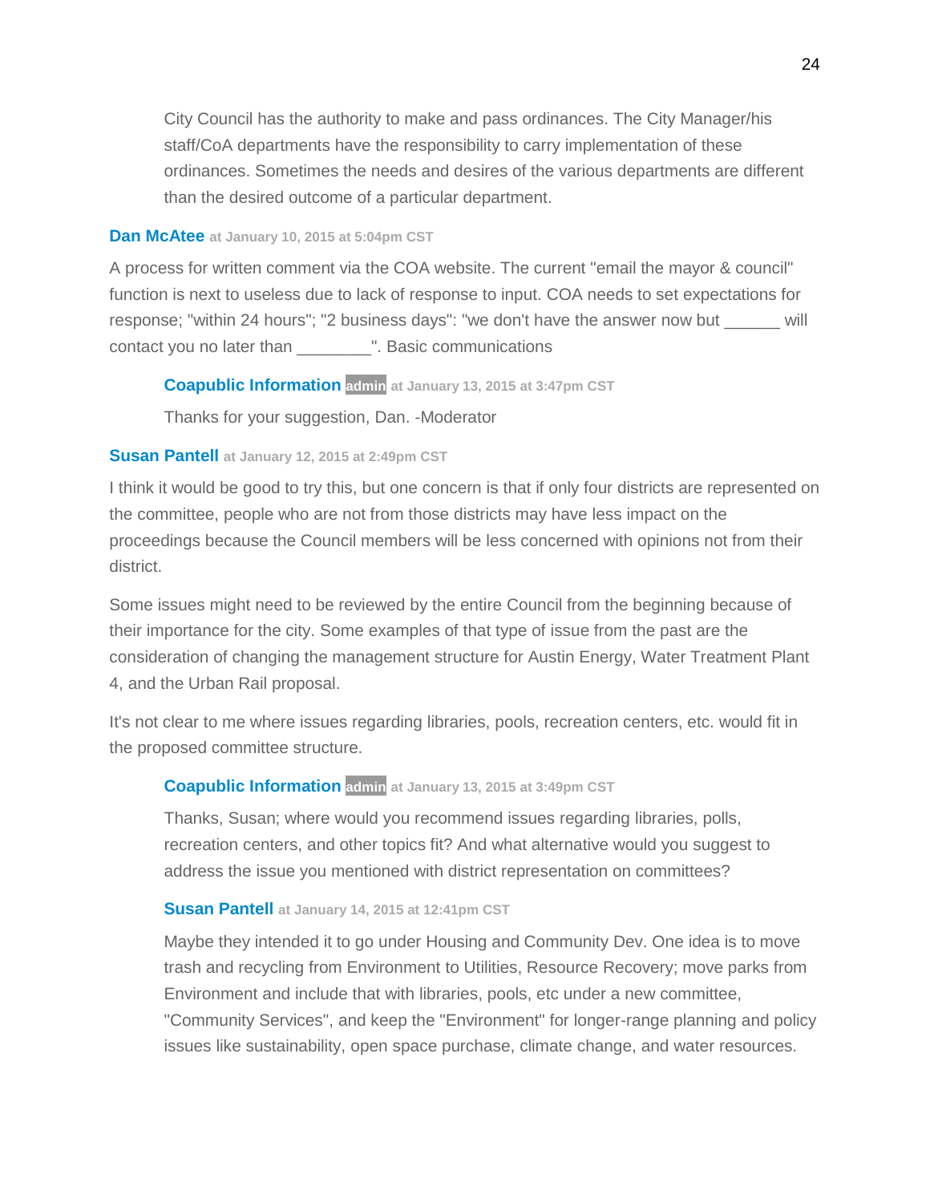City Council has the authority to make and pass ordinances. The City Manager/his staff/CoA departments have the responsibility to carry implementation of these ordinances. Sometimes the needs and desires of the various departments are different than the desired outcome of a particular department.

**Dan McAtee** at January 10, 2015 at 5:04pm CST

A process for written comment via the COA website. The current "email the mayor & council" function is next to useless due to lack of response to input. COA needs to set expectations for response; "within 24 hours"; "2 business days": "we don't have the answer now but ______ will contact you no later than ________". Basic communications

**Coapublic Information** admin at January 13, 2015 at 3:47pm CST

Thanks for your suggestion, Dan. -Moderator

**Susan Pantell** at January 12, 2015 at 2:49pm CST

I think it would be good to try this, but one concern is that if only four districts are represented on the committee, people who are not from those districts may have less impact on the proceedings because the Council members will be less concerned with opinions not from their district.

Some issues might need to be reviewed by the entire Council from the beginning because of their importance for the city. Some examples of that type of issue from the past are the consideration of changing the management structure for Austin Energy, Water Treatment Plant 4, and the Urban Rail proposal.

It's not clear to me where issues regarding libraries, pools, recreation centers, etc. would fit in the proposed committee structure.

**Coapublic Information** admin at January 13, 2015 at 3:49pm CST

Thanks, Susan; where would you recommend issues regarding libraries, polls, recreation centers, and other topics fit? And what alternative would you suggest to address the issue you mentioned with district representation on committees?

**Susan Pantell** at January 14, 2015 at 12:41pm CST

Maybe they intended it to go under Housing and Community Dev. One idea is to move trash and recycling from Environment to Utilities, Resource Recovery; move parks from Environment and include that with libraries, pools, etc under a new committee, "Community Services", and keep the "Environment" for longer-range planning and policy issues like sustainability, open space purchase, climate change, and water resources.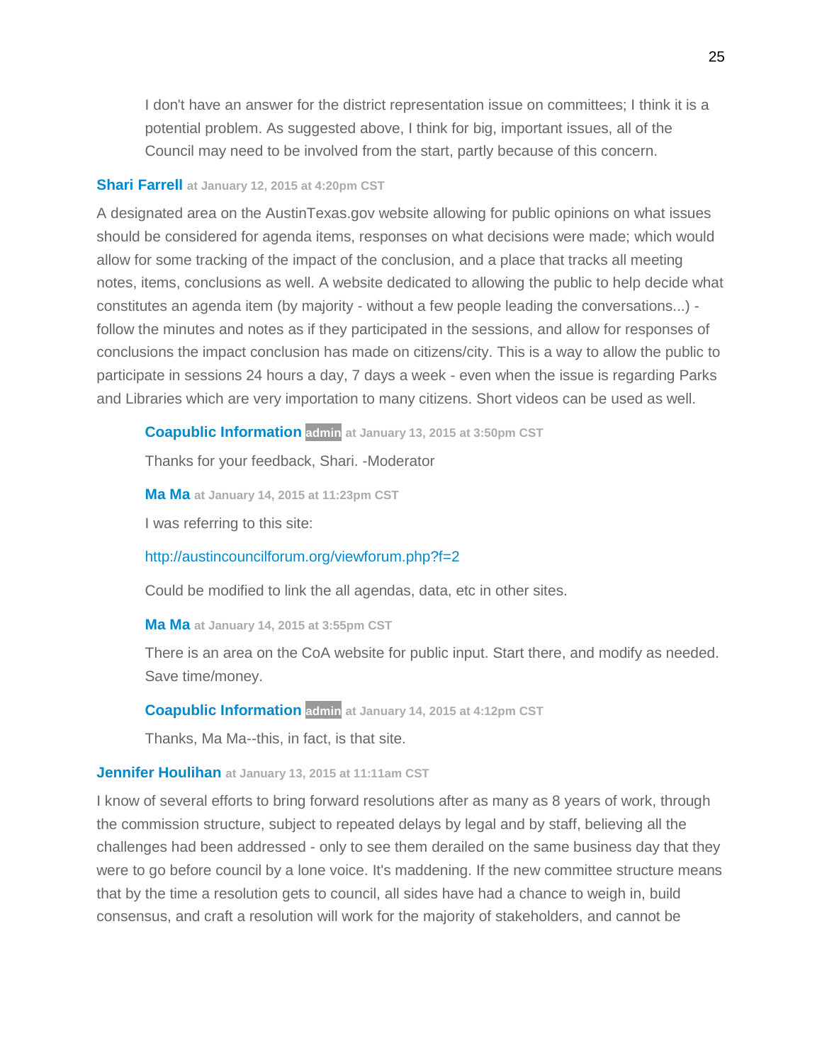I don't have an answer for the district representation issue on committees; I think it is a potential problem. As suggested above, I think for big, important issues, all of the Council may need to be involved from the start, partly because of this concern.

**Shari Farrell** at January 12, 2015 at 4:20pm CST

A designated area on the AustinTexas.gov website allowing for public opinions on what issues should be considered for agenda items, responses on what decisions were made; which would allow for some tracking of the impact of the conclusion, and a place that tracks all meeting notes, items, conclusions as well. A website dedicated to allowing the public to help decide what constitutes an agenda item (by majority - without a few people leading the conversations...) - follow the minutes and notes as if they participated in the sessions, and allow for responses of conclusions the impact conclusion has made on citizens/city. This is a way to allow the public to participate in sessions 24 hours a day, 7 days a week - even when the issue is regarding Parks and Libraries which are very importation to many citizens. Short videos can be used as well.

> **Coapublic Information** admin at January 13, 2015 at 3:50pm CST
>
> Thanks for your feedback, Shari. -Moderator
>
> **Ma Ma** at January 14, 2015 at 11:23pm CST
>
> I was referring to this site:
>
> http://austincouncilforum.org/viewforum.php?f=2
>
> Could be modified to link the all agendas, data, etc in other sites.
>
> **Ma Ma** at January 14, 2015 at 3:55pm CST
>
> There is an area on the CoA website for public input. Start there, and modify as needed. Save time/money.
>
> **Coapublic Information** admin at January 14, 2015 at 4:12pm CST
>
> Thanks, Ma Ma--this, in fact, is that site.

**Jennifer Houlihan** at January 13, 2015 at 11:11am CST

I know of several efforts to bring forward resolutions after as many as 8 years of work, through the commission structure, subject to repeated delays by legal and by staff, believing all the challenges had been addressed - only to see them derailed on the same business day that they were to go before council by a lone voice. It's maddening. If the new committee structure means that by the time a resolution gets to council, all sides have had a chance to weigh in, build consensus, and craft a resolution will work for the majority of stakeholders, and cannot be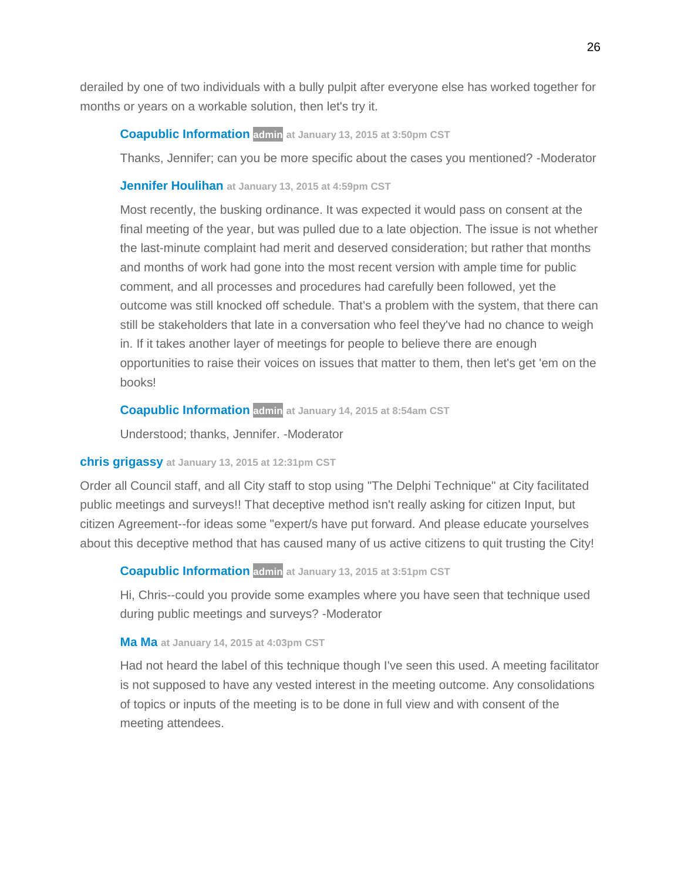derailed by one of two individuals with a bully pulpit after everyone else has worked together for months or years on a workable solution, then let's try it.

> **Coapublic Information** admin at January 13, 2015 at 3:50pm CST
>
> Thanks, Jennifer; can you be more specific about the cases you mentioned? -Moderator
>
> **Jennifer Houlihan** at January 13, 2015 at 4:59pm CST
>
> Most recently, the busking ordinance. It was expected it would pass on consent at the final meeting of the year, but was pulled due to a late objection. The issue is not whether the last-minute complaint had merit and deserved consideration; but rather that months and months of work had gone into the most recent version with ample time for public comment, and all processes and procedures had carefully been followed, yet the outcome was still knocked off schedule. That's a problem with the system, that there can still be stakeholders that late in a conversation who feel they've had no chance to weigh in. If it takes another layer of meetings for people to believe there are enough opportunities to raise their voices on issues that matter to them, then let's get 'em on the books!
>
> **Coapublic Information** admin at January 14, 2015 at 8:54am CST
>
> Understood; thanks, Jennifer. -Moderator

**chris grigassy** at January 13, 2015 at 12:31pm CST

Order all Council staff, and all City staff to stop using "The Delphi Technique" at City facilitated public meetings and surveys!! That deceptive method isn't really asking for citizen Input, but citizen Agreement--for ideas some "expert/s have put forward. And please educate yourselves about this deceptive method that has caused many of us active citizens to quit trusting the City!

> **Coapublic Information** admin at January 13, 2015 at 3:51pm CST
>
> Hi, Chris--could you provide some examples where you have seen that technique used during public meetings and surveys? -Moderator
>
> **Ma Ma** at January 14, 2015 at 4:03pm CST
>
> Had not heard the label of this technique though I've seen this used. A meeting facilitator is not supposed to have any vested interest in the meeting outcome. Any consolidations of topics or inputs of the meeting is to be done in full view and with consent of the meeting attendees.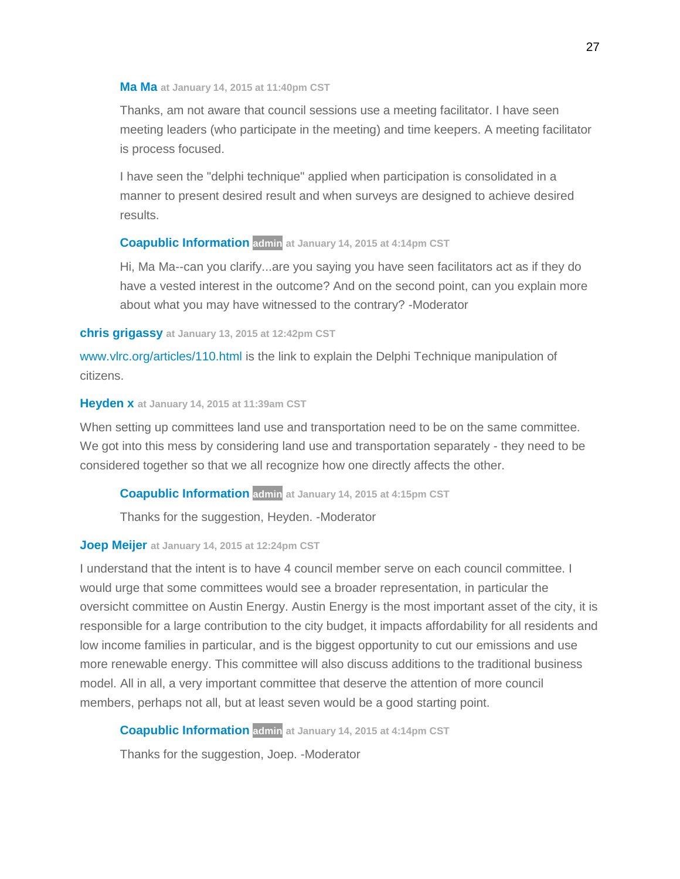> **Ma Ma** at January 14, 2015 at 11:40pm CST
>
> Thanks, am not aware that council sessions use a meeting facilitator. I have seen meeting leaders (who participate in the meeting) and time keepers. A meeting facilitator is process focused.
>
> I have seen the "delphi technique" applied when participation is consolidated in a manner to present desired result and when surveys are designed to achieve desired results.
>
> **Coapublic Information** admin at January 14, 2015 at 4:14pm CST
>
> Hi, Ma Ma--can you clarify...are you saying you have seen facilitators act as if they do have a vested interest in the outcome? And on the second point, can you explain more about what you may have witnessed to the contrary? -Moderator

**chris grigassy** at January 13, 2015 at 12:42pm CST

www.vlrc.org/articles/110.html is the link to explain the Delphi Technique manipulation of citizens.

**Heyden x** at January 14, 2015 at 11:39am CST

When setting up committees land use and transportation need to be on the same committee. We got into this mess by considering land use and transportation separately - they need to be considered together so that we all recognize how one directly affects the other.

> **Coapublic Information** admin at January 14, 2015 at 4:15pm CST
>
> Thanks for the suggestion, Heyden. -Moderator

**Joep Meijer** at January 14, 2015 at 12:24pm CST

I understand that the intent is to have 4 council member serve on each council committee. I would urge that some committees would see a broader representation, in particular the oversicht committee on Austin Energy. Austin Energy is the most important asset of the city, it is responsible for a large contribution to the city budget, it impacts affordability for all residents and low income families in particular, and is the biggest opportunity to cut our emissions and use more renewable energy. This committee will also discuss additions to the traditional business model. All in all, a very important committee that deserve the attention of more council members, perhaps not all, but at least seven would be a good starting point.

> **Coapublic Information** admin at January 14, 2015 at 4:14pm CST
>
> Thanks for the suggestion, Joep. -Moderator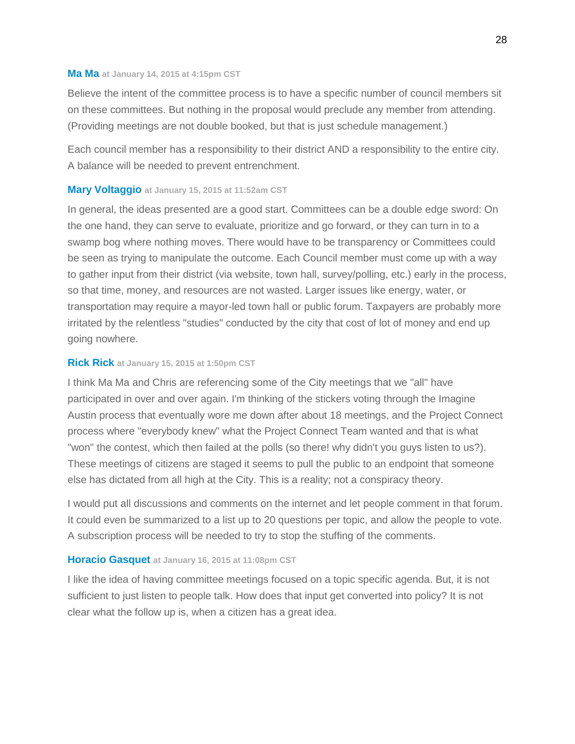**Ma Ma** at January 14, 2015 at 4:15pm CST

Believe the intent of the committee process is to have a specific number of council members sit on these committees. But nothing in the proposal would preclude any member from attending. (Providing meetings are not double booked, but that is just schedule management.)

Each council member has a responsibility to their district AND a responsibility to the entire city. A balance will be needed to prevent entrenchment.

**Mary Voltaggio** at January 15, 2015 at 11:52am CST

In general, the ideas presented are a good start. Committees can be a double edge sword: On the one hand, they can serve to evaluate, prioritize and go forward, or they can turn in to a swamp bog where nothing moves. There would have to be transparency or Committees could be seen as trying to manipulate the outcome. Each Council member must come up with a way to gather input from their district (via website, town hall, survey/polling, etc.) early in the process, so that time, money, and resources are not wasted. Larger issues like energy, water, or transportation may require a mayor-led town hall or public forum. Taxpayers are probably more irritated by the relentless "studies" conducted by the city that cost of lot of money and end up going nowhere.

**Rick Rick** at January 15, 2015 at 1:50pm CST

I think Ma Ma and Chris are referencing some of the City meetings that we "all" have participated in over and over again. I'm thinking of the stickers voting through the Imagine Austin process that eventually wore me down after about 18 meetings, and the Project Connect process where "everybody knew" what the Project Connect Team wanted and that is what "won" the contest, which then failed at the polls (so there! why didn't you guys listen to us?). These meetings of citizens are staged it seems to pull the public to an endpoint that someone else has dictated from all high at the City. This is a reality; not a conspiracy theory.

I would put all discussions and comments on the internet and let people comment in that forum. It could even be summarized to a list up to 20 questions per topic, and allow the people to vote. A subscription process will be needed to try to stop the stuffing of the comments.

**Horacio Gasquet** at January 16, 2015 at 11:08pm CST

I like the idea of having committee meetings focused on a topic specific agenda. But, it is not sufficient to just listen to people talk. How does that input get converted into policy? It is not clear what the follow up is, when a citizen has a great idea.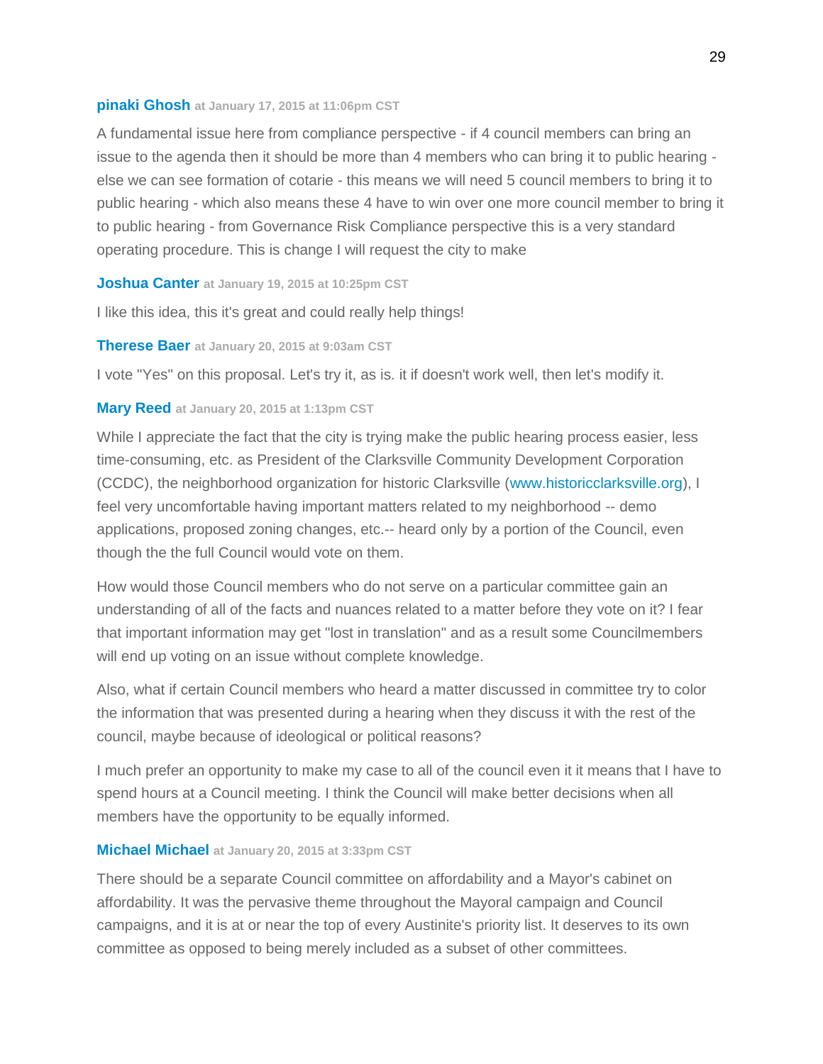**pinaki Ghosh** at January 17, 2015 at 11:06pm CST

A fundamental issue here from compliance perspective - if 4 council members can bring an issue to the agenda then it should be more than 4 members who can bring it to public hearing - else we can see formation of cotarie - this means we will need 5 council members to bring it to public hearing - which also means these 4 have to win over one more council member to bring it to public hearing - from Governance Risk Compliance perspective this is a very standard operating procedure. This is change I will request the city to make

**Joshua Canter** at January 19, 2015 at 10:25pm CST

I like this idea, this it's great and could really help things!

**Therese Baer** at January 20, 2015 at 9:03am CST

I vote "Yes" on this proposal. Let's try it, as is. it if doesn't work well, then let's modify it.

**Mary Reed** at January 20, 2015 at 1:13pm CST

While I appreciate the fact that the city is trying make the public hearing process easier, less time-consuming, etc. as President of the Clarksville Community Development Corporation (CCDC), the neighborhood organization for historic Clarksville (www.historicclarksville.org), I feel very uncomfortable having important matters related to my neighborhood -- demo applications, proposed zoning changes, etc.-- heard only by a portion of the Council, even though the the full Council would vote on them.

How would those Council members who do not serve on a particular committee gain an understanding of all of the facts and nuances related to a matter before they vote on it? I fear that important information may get "lost in translation" and as a result some Councilmembers will end up voting on an issue without complete knowledge.

Also, what if certain Council members who heard a matter discussed in committee try to color the information that was presented during a hearing when they discuss it with the rest of the council, maybe because of ideological or political reasons?

I much prefer an opportunity to make my case to all of the council even it it means that I have to spend hours at a Council meeting. I think the Council will make better decisions when all members have the opportunity to be equally informed.

**Michael Michael** at January 20, 2015 at 3:33pm CST

There should be a separate Council committee on affordability and a Mayor's cabinet on affordability. It was the pervasive theme throughout the Mayoral campaign and Council campaigns, and it is at or near the top of every Austinite's priority list. It deserves to its own committee as opposed to being merely included as a subset of other committees.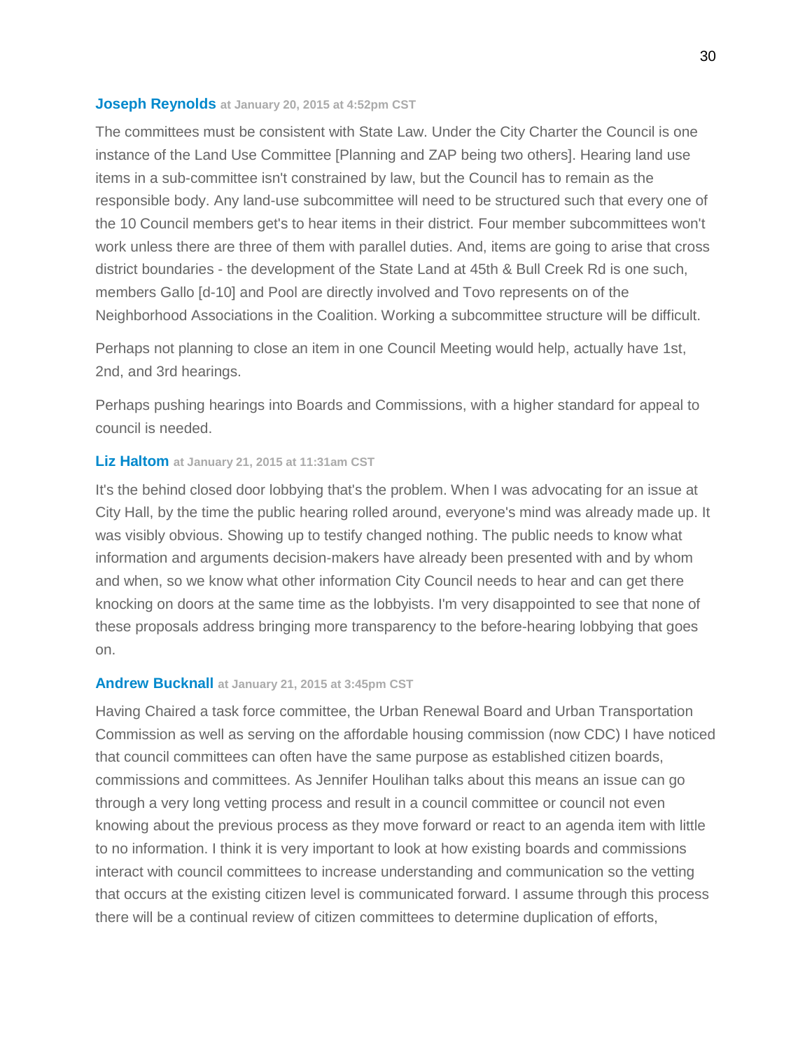**Joseph Reynolds** at January 20, 2015 at 4:52pm CST

The committees must be consistent with State Law. Under the City Charter the Council is one instance of the Land Use Committee [Planning and ZAP being two others]. Hearing land use items in a sub-committee isn't constrained by law, but the Council has to remain as the responsible body. Any land-use subcommittee will need to be structured such that every one of the 10 Council members get's to hear items in their district. Four member subcommittees won't work unless there are three of them with parallel duties. And, items are going to arise that cross district boundaries - the development of the State Land at 45th & Bull Creek Rd is one such, members Gallo [d-10] and Pool are directly involved and Tovo represents on of the Neighborhood Associations in the Coalition. Working a subcommittee structure will be difficult.

Perhaps not planning to close an item in one Council Meeting would help, actually have 1st, 2nd, and 3rd hearings.

Perhaps pushing hearings into Boards and Commissions, with a higher standard for appeal to council is needed.

**Liz Haltom** at January 21, 2015 at 11:31am CST

It's the behind closed door lobbying that's the problem. When I was advocating for an issue at City Hall, by the time the public hearing rolled around, everyone's mind was already made up. It was visibly obvious. Showing up to testify changed nothing. The public needs to know what information and arguments decision-makers have already been presented with and by whom and when, so we know what other information City Council needs to hear and can get there knocking on doors at the same time as the lobbyists. I'm very disappointed to see that none of these proposals address bringing more transparency to the before-hearing lobbying that goes on.

**Andrew Bucknall** at January 21, 2015 at 3:45pm CST

Having Chaired a task force committee, the Urban Renewal Board and Urban Transportation Commission as well as serving on the affordable housing commission (now CDC) I have noticed that council committees can often have the same purpose as established citizen boards, commissions and committees. As Jennifer Houlihan talks about this means an issue can go through a very long vetting process and result in a council committee or council not even knowing about the previous process as they move forward or react to an agenda item with little to no information. I think it is very important to look at how existing boards and commissions interact with council committees to increase understanding and communication so the vetting that occurs at the existing citizen level is communicated forward. I assume through this process there will be a continual review of citizen committees to determine duplication of efforts,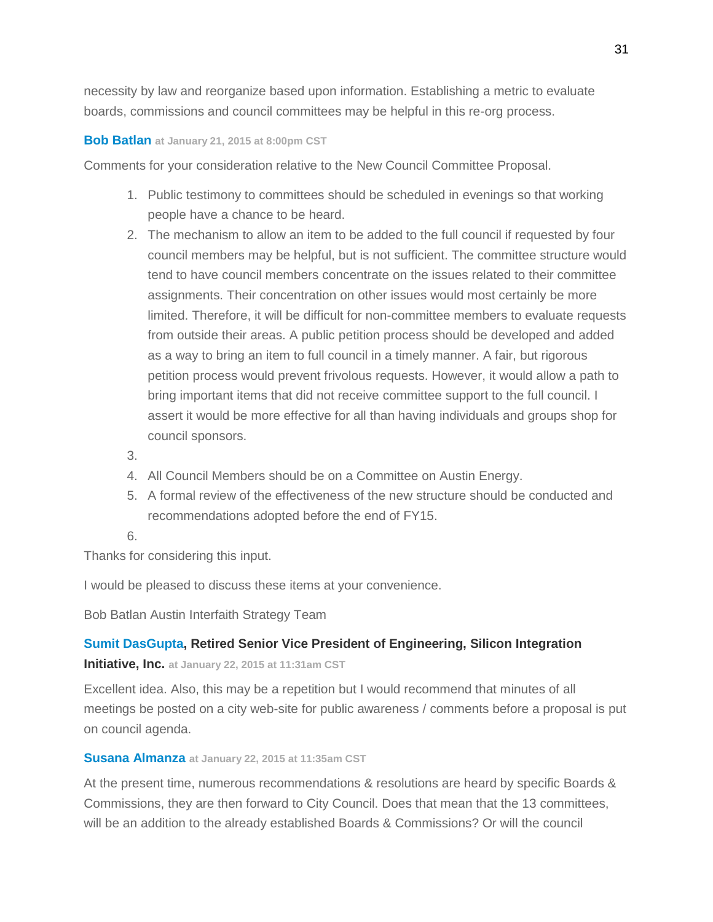necessity by law and reorganize based upon information. Establishing a metric to evaluate boards, commissions and council committees may be helpful in this re-org process.

**Bob Batlan** at January 21, 2015 at 8:00pm CST

Comments for your consideration relative to the New Council Committee Proposal.

1. Public testimony to committees should be scheduled in evenings so that working people have a chance to be heard.
2. The mechanism to allow an item to be added to the full council if requested by four council members may be helpful, but is not sufficient. The committee structure would tend to have council members concentrate on the issues related to their committee assignments. Their concentration on other issues would most certainly be more limited. Therefore, it will be difficult for non-committee members to evaluate requests from outside their areas. A public petition process should be developed and added as a way to bring an item to full council in a timely manner. A fair, but rigorous petition process would prevent frivolous requests. However, it would allow a path to bring important items that did not receive committee support to the full council. I assert it would be more effective for all than having individuals and groups shop for council sponsors.
3. 
4. All Council Members should be on a Committee on Austin Energy.
5. A formal review of the effectiveness of the new structure should be conducted and recommendations adopted before the end of FY15.
6. 

Thanks for considering this input.

I would be pleased to discuss these items at your convenience.

Bob Batlan Austin Interfaith Strategy Team

**Sumit DasGupta, Retired Senior Vice President of Engineering, Silicon Integration Initiative, Inc.** at January 22, 2015 at 11:31am CST

Excellent idea. Also, this may be a repetition but I would recommend that minutes of all meetings be posted on a city web-site for public awareness / comments before a proposal is put on council agenda.

**Susana Almanza** at January 22, 2015 at 11:35am CST

At the present time, numerous recommendations & resolutions are heard by specific Boards & Commissions, they are then forward to City Council. Does that mean that the 13 committees, will be an addition to the already established Boards & Commissions? Or will the council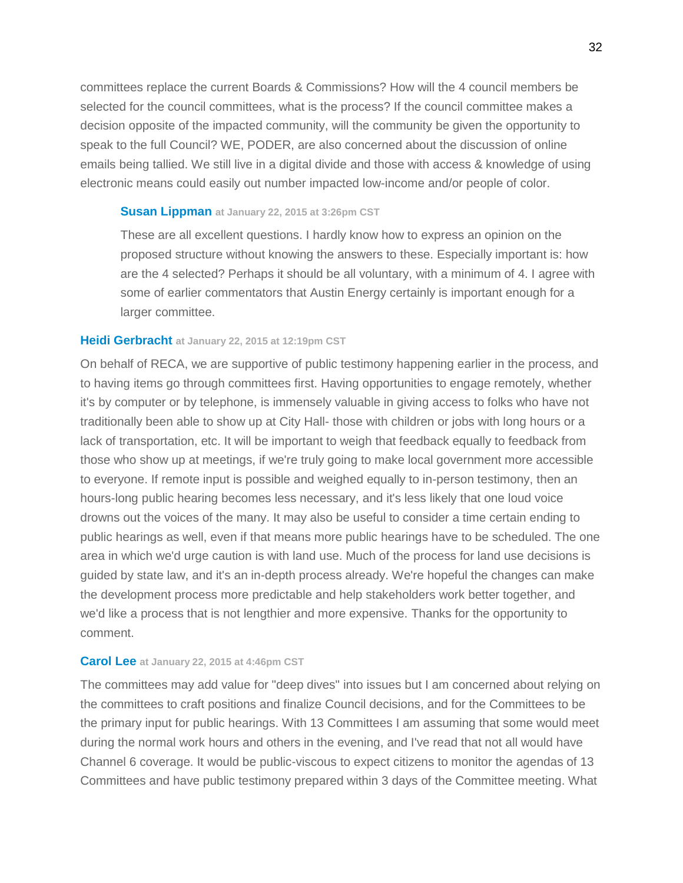committees replace the current Boards & Commissions? How will the 4 council members be selected for the council committees, what is the process? If the council committee makes a decision opposite of the impacted community, will the community be given the opportunity to speak to the full Council? WE, PODER, are also concerned about the discussion of online emails being tallied. We still live in a digital divide and those with access & knowledge of using electronic means could easily out number impacted low-income and/or people of color.

> **Susan Lippman** at January 22, 2015 at 3:26pm CST
>
> These are all excellent questions. I hardly know how to express an opinion on the proposed structure without knowing the answers to these. Especially important is: how are the 4 selected? Perhaps it should be all voluntary, with a minimum of 4. I agree with some of earlier commentators that Austin Energy certainly is important enough for a larger committee.

**Heidi Gerbracht** at January 22, 2015 at 12:19pm CST

On behalf of RECA, we are supportive of public testimony happening earlier in the process, and to having items go through committees first. Having opportunities to engage remotely, whether it's by computer or by telephone, is immensely valuable in giving access to folks who have not traditionally been able to show up at City Hall- those with children or jobs with long hours or a lack of transportation, etc. It will be important to weigh that feedback equally to feedback from those who show up at meetings, if we're truly going to make local government more accessible to everyone. If remote input is possible and weighed equally to in-person testimony, then an hours-long public hearing becomes less necessary, and it's less likely that one loud voice drowns out the voices of the many. It may also be useful to consider a time certain ending to public hearings as well, even if that means more public hearings have to be scheduled. The one area in which we'd urge caution is with land use. Much of the process for land use decisions is guided by state law, and it's an in-depth process already. We're hopeful the changes can make the development process more predictable and help stakeholders work better together, and we'd like a process that is not lengthier and more expensive. Thanks for the opportunity to comment.

**Carol Lee** at January 22, 2015 at 4:46pm CST

The committees may add value for "deep dives" into issues but I am concerned about relying on the committees to craft positions and finalize Council decisions, and for the Committees to be the primary input for public hearings. With 13 Committees I am assuming that some would meet during the normal work hours and others in the evening, and I've read that not all would have Channel 6 coverage. It would be public-viscous to expect citizens to monitor the agendas of 13 Committees and have public testimony prepared within 3 days of the Committee meeting. What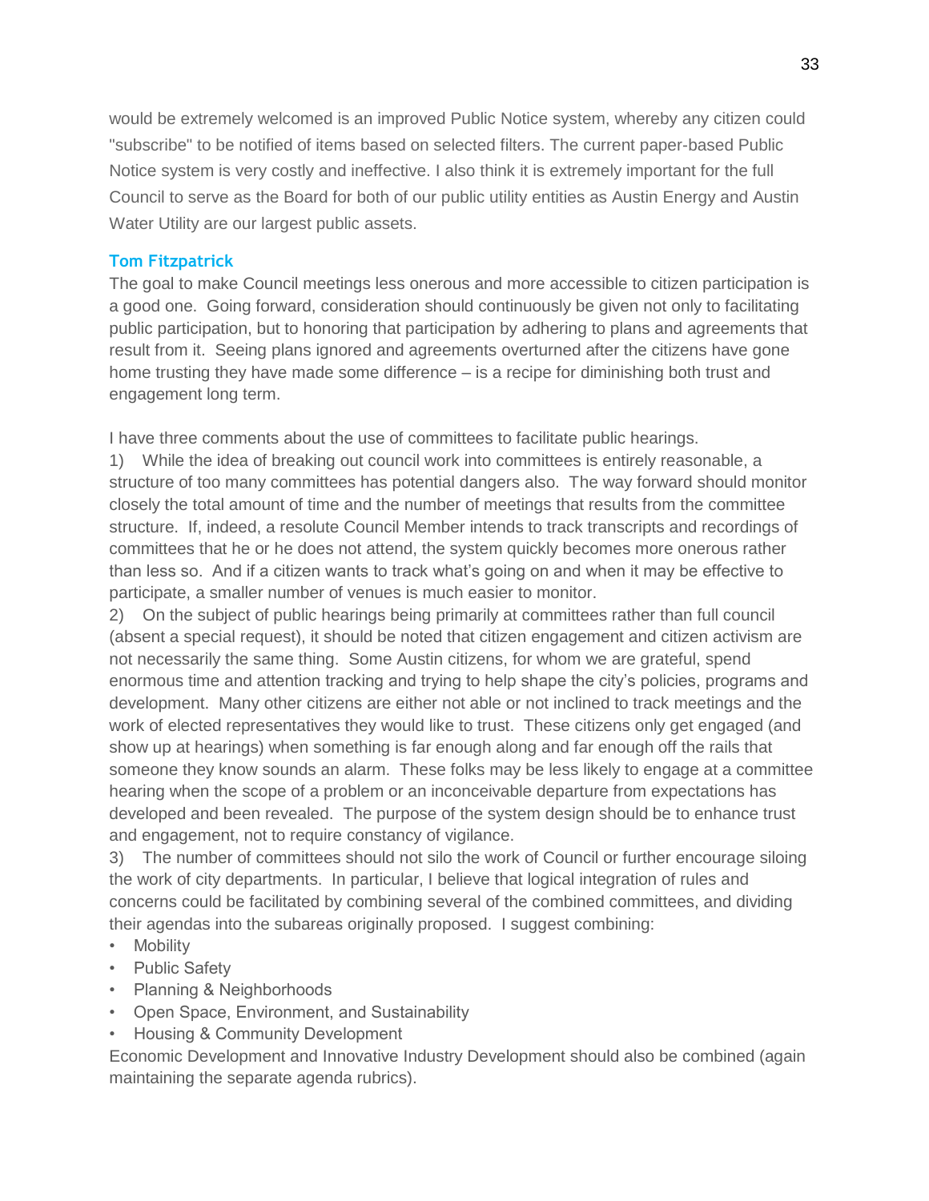would be extremely welcomed is an improved Public Notice system, whereby any citizen could "subscribe" to be notified of items based on selected filters. The current paper-based Public Notice system is very costly and ineffective. I also think it is extremely important for the full Council to serve as the Board for both of our public utility entities as Austin Energy and Austin Water Utility are our largest public assets.

### Tom Fitzpatrick

The goal to make Council meetings less onerous and more accessible to citizen participation is a good one. Going forward, consideration should continuously be given not only to facilitating public participation, but to honoring that participation by adhering to plans and agreements that result from it. Seeing plans ignored and agreements overturned after the citizens have gone home trusting they have made some difference – is a recipe for diminishing both trust and engagement long term.

I have three comments about the use of committees to facilitate public hearings.

1) While the idea of breaking out council work into committees is entirely reasonable, a structure of too many committees has potential dangers also. The way forward should monitor closely the total amount of time and the number of meetings that results from the committee structure. If, indeed, a resolute Council Member intends to track transcripts and recordings of committees that he or he does not attend, the system quickly becomes more onerous rather than less so. And if a citizen wants to track what's going on and when it may be effective to participate, a smaller number of venues is much easier to monitor.

2) On the subject of public hearings being primarily at committees rather than full council (absent a special request), it should be noted that citizen engagement and citizen activism are not necessarily the same thing. Some Austin citizens, for whom we are grateful, spend enormous time and attention tracking and trying to help shape the city's policies, programs and development. Many other citizens are either not able or not inclined to track meetings and the work of elected representatives they would like to trust. These citizens only get engaged (and show up at hearings) when something is far enough along and far enough off the rails that someone they know sounds an alarm. These folks may be less likely to engage at a committee hearing when the scope of a problem or an inconceivable departure from expectations has developed and been revealed. The purpose of the system design should be to enhance trust and engagement, not to require constancy of vigilance.

3) The number of committees should not silo the work of Council or further encourage siloing the work of city departments. In particular, I believe that logical integration of rules and concerns could be facilitated by combining several of the combined committees, and dividing their agendas into the subareas originally proposed. I suggest combining:

- Mobility
- Public Safety
- Planning & Neighborhoods
- Open Space, Environment, and Sustainability
- Housing & Community Development

Economic Development and Innovative Industry Development should also be combined (again maintaining the separate agenda rubrics).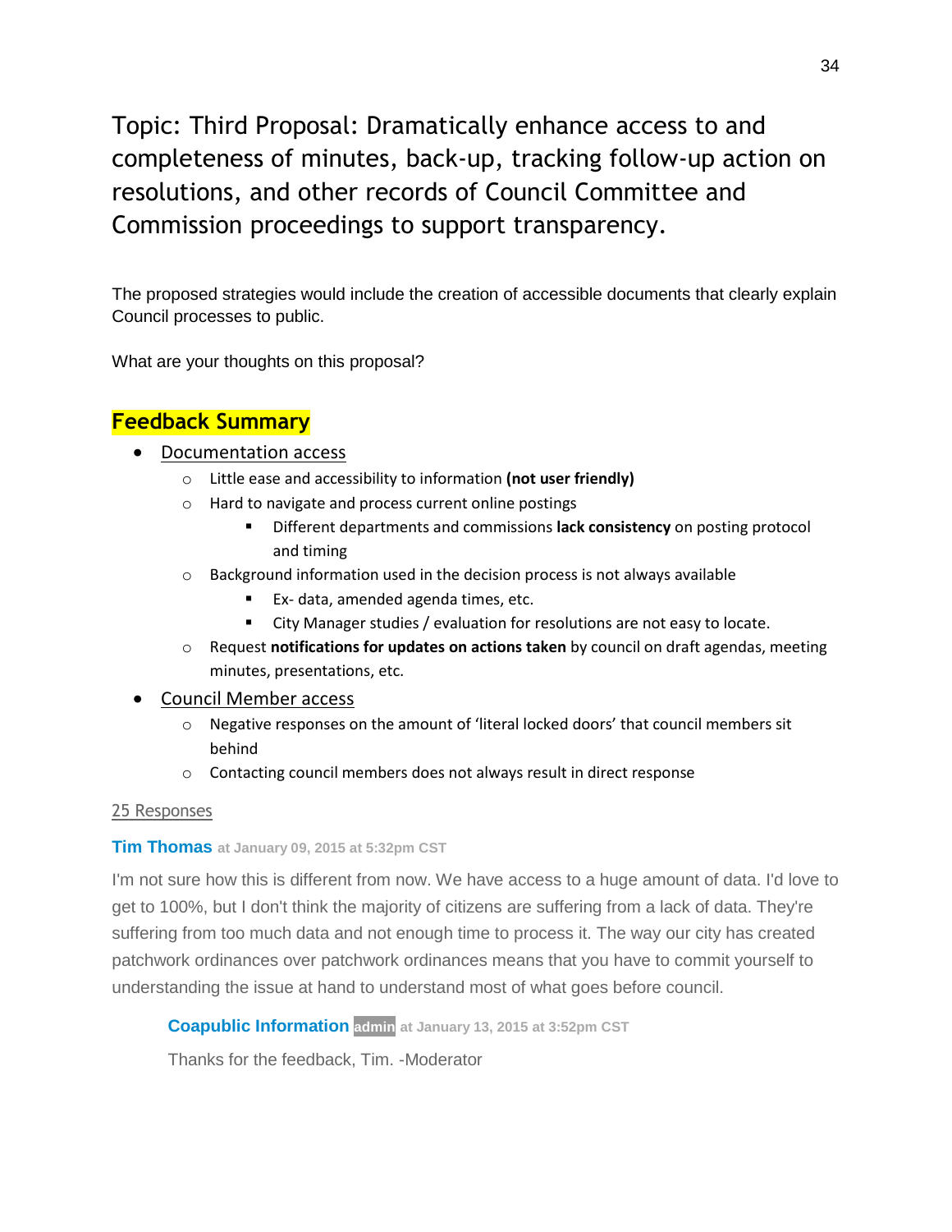# Topic: Third Proposal: Dramatically enhance access to and completeness of minutes, back-up, tracking follow-up action on resolutions, and other records of Council Committee and Commission proceedings to support transparency.

The proposed strategies would include the creation of accessible documents that clearly explain Council processes to public.

What are your thoughts on this proposal?

## Feedback Summary

- Documentation access
  - Little ease and accessibility to information **(not user friendly)**
  - Hard to navigate and process current online postings
    - Different departments and commissions **lack consistency** on posting protocol and timing
  - Background information used in the decision process is not always available
    - Ex- data, amended agenda times, etc.
    - City Manager studies / evaluation for resolutions are not easy to locate.
  - Request **notifications for updates on actions taken** by council on draft agendas, meeting minutes, presentations, etc.
- Council Member access
  - Negative responses on the amount of 'literal locked doors' that council members sit behind
  - Contacting council members does not always result in direct response

25 Responses

**Tim Thomas** at January 09, 2015 at 5:32pm CST

I'm not sure how this is different from now. We have access to a huge amount of data. I'd love to get to 100%, but I don't think the majority of citizens are suffering from a lack of data. They're suffering from too much data and not enough time to process it. The way our city has created patchwork ordinances over patchwork ordinances means that you have to commit yourself to understanding the issue at hand to understand most of what goes before council.

> **Coapublic Information** admin at January 13, 2015 at 3:52pm CST
>
> Thanks for the feedback, Tim. -Moderator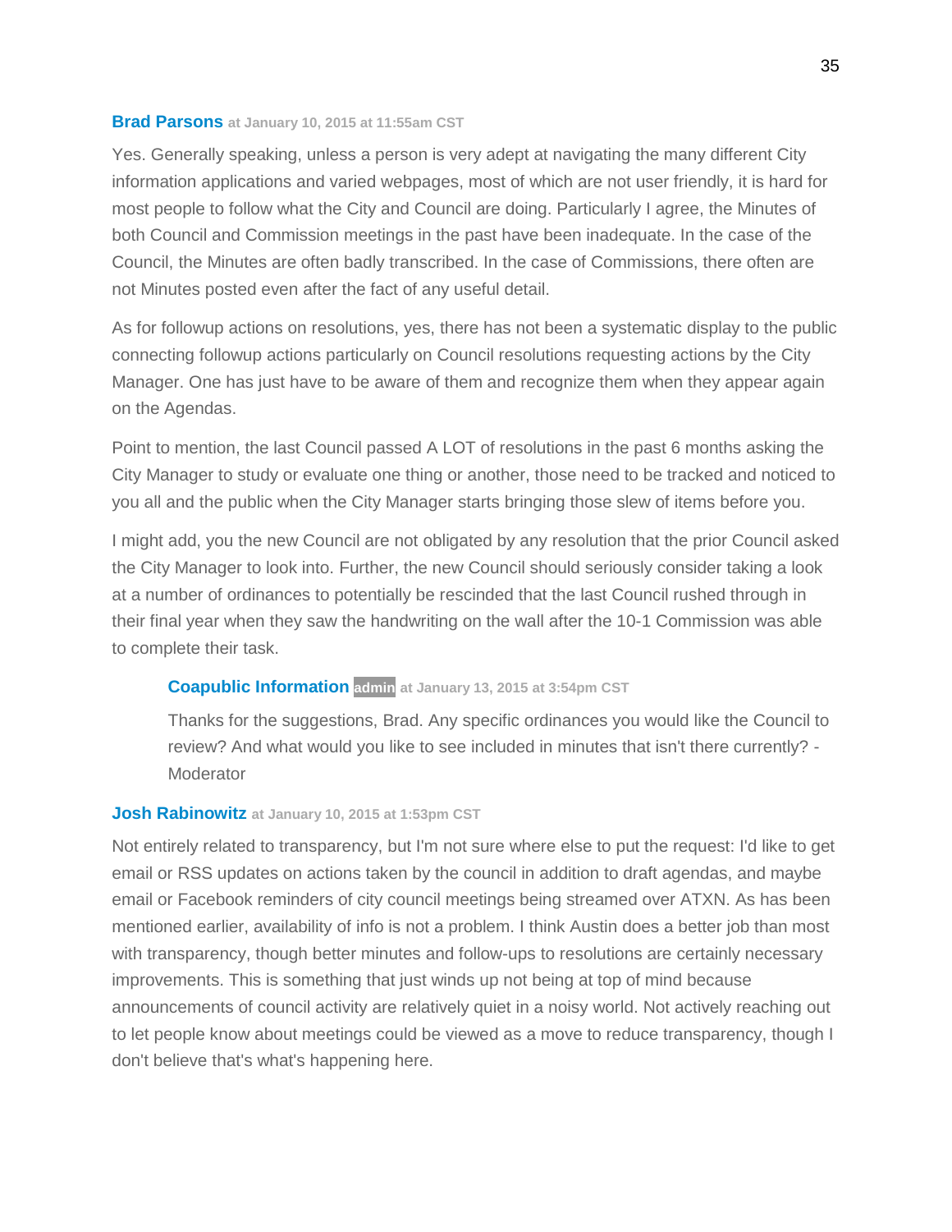**Brad Parsons** at January 10, 2015 at 11:55am CST

Yes. Generally speaking, unless a person is very adept at navigating the many different City information applications and varied webpages, most of which are not user friendly, it is hard for most people to follow what the City and Council are doing. Particularly I agree, the Minutes of both Council and Commission meetings in the past have been inadequate. In the case of the Council, the Minutes are often badly transcribed. In the case of Commissions, there often are not Minutes posted even after the fact of any useful detail.

As for followup actions on resolutions, yes, there has not been a systematic display to the public connecting followup actions particularly on Council resolutions requesting actions by the City Manager. One has just have to be aware of them and recognize them when they appear again on the Agendas.

Point to mention, the last Council passed A LOT of resolutions in the past 6 months asking the City Manager to study or evaluate one thing or another, those need to be tracked and noticed to you all and the public when the City Manager starts bringing those slew of items before you.

I might add, you the new Council are not obligated by any resolution that the prior Council asked the City Manager to look into. Further, the new Council should seriously consider taking a look at a number of ordinances to potentially be rescinded that the last Council rushed through in their final year when they saw the handwriting on the wall after the 10-1 Commission was able to complete their task.

> **Coapublic Information** admin at January 13, 2015 at 3:54pm CST
>
> Thanks for the suggestions, Brad. Any specific ordinances you would like the Council to review? And what would you like to see included in minutes that isn't there currently? -Moderator

**Josh Rabinowitz** at January 10, 2015 at 1:53pm CST

Not entirely related to transparency, but I'm not sure where else to put the request: I'd like to get email or RSS updates on actions taken by the council in addition to draft agendas, and maybe email or Facebook reminders of city council meetings being streamed over ATXN. As has been mentioned earlier, availability of info is not a problem. I think Austin does a better job than most with transparency, though better minutes and follow-ups to resolutions are certainly necessary improvements. This is something that just winds up not being at top of mind because announcements of council activity are relatively quiet in a noisy world. Not actively reaching out to let people know about meetings could be viewed as a move to reduce transparency, though I don't believe that's what's happening here.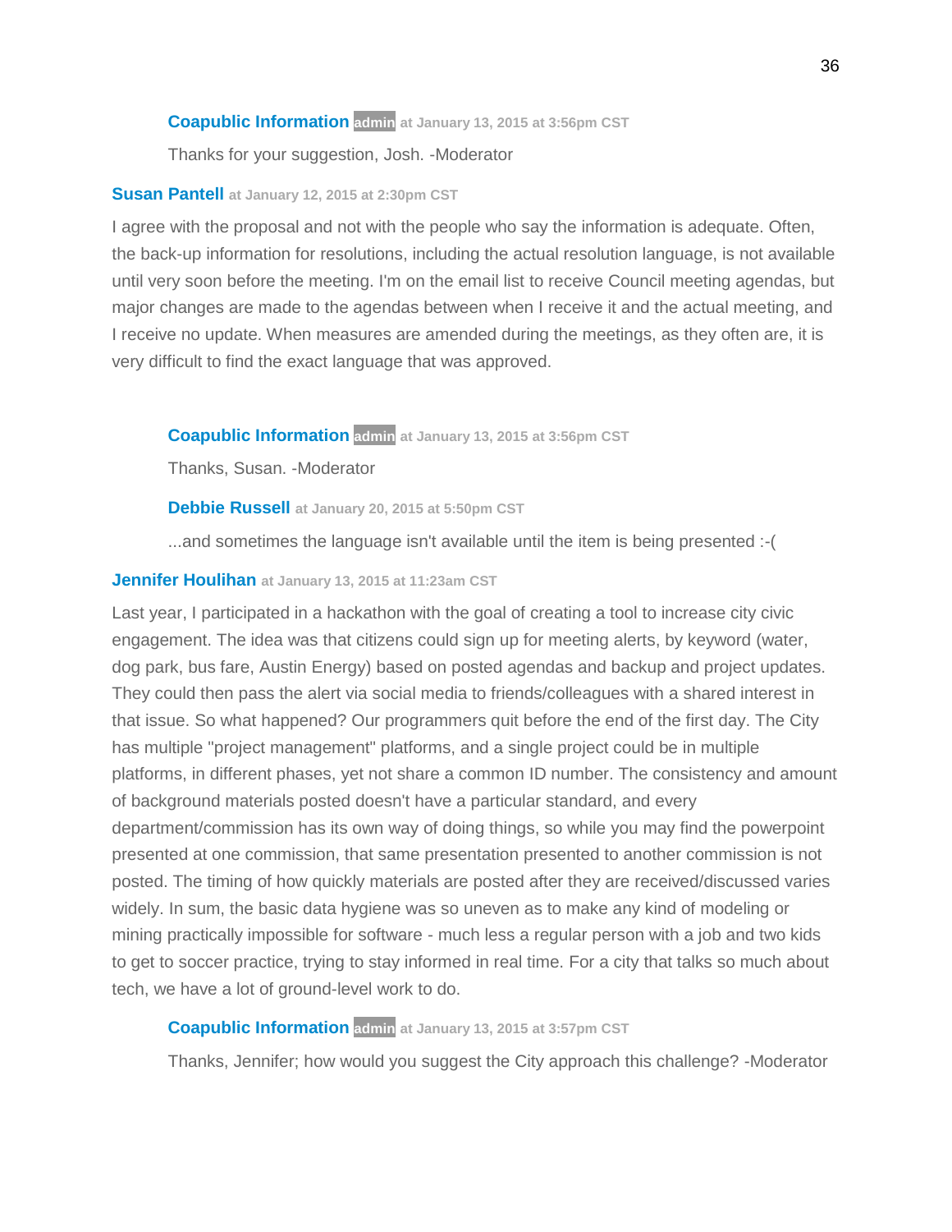**Coapublic Information** admin at January 13, 2015 at 3:56pm CST

Thanks for your suggestion, Josh. -Moderator

**Susan Pantell** at January 12, 2015 at 2:30pm CST

I agree with the proposal and not with the people who say the information is adequate. Often, the back-up information for resolutions, including the actual resolution language, is not available until very soon before the meeting. I'm on the email list to receive Council meeting agendas, but major changes are made to the agendas between when I receive it and the actual meeting, and I receive no update. When measures are amended during the meetings, as they often are, it is very difficult to find the exact language that was approved.

**Coapublic Information** admin at January 13, 2015 at 3:56pm CST

Thanks, Susan. -Moderator

**Debbie Russell** at January 20, 2015 at 5:50pm CST

...and sometimes the language isn't available until the item is being presented :-(

**Jennifer Houlihan** at January 13, 2015 at 11:23am CST

Last year, I participated in a hackathon with the goal of creating a tool to increase city civic engagement. The idea was that citizens could sign up for meeting alerts, by keyword (water, dog park, bus fare, Austin Energy) based on posted agendas and backup and project updates. They could then pass the alert via social media to friends/colleagues with a shared interest in that issue. So what happened? Our programmers quit before the end of the first day. The City has multiple "project management" platforms, and a single project could be in multiple platforms, in different phases, yet not share a common ID number. The consistency and amount of background materials posted doesn't have a particular standard, and every department/commission has its own way of doing things, so while you may find the powerpoint presented at one commission, that same presentation presented to another commission is not posted. The timing of how quickly materials are posted after they are received/discussed varies widely. In sum, the basic data hygiene was so uneven as to make any kind of modeling or mining practically impossible for software - much less a regular person with a job and two kids to get to soccer practice, trying to stay informed in real time. For a city that talks so much about tech, we have a lot of ground-level work to do.

**Coapublic Information** admin at January 13, 2015 at 3:57pm CST

Thanks, Jennifer; how would you suggest the City approach this challenge? -Moderator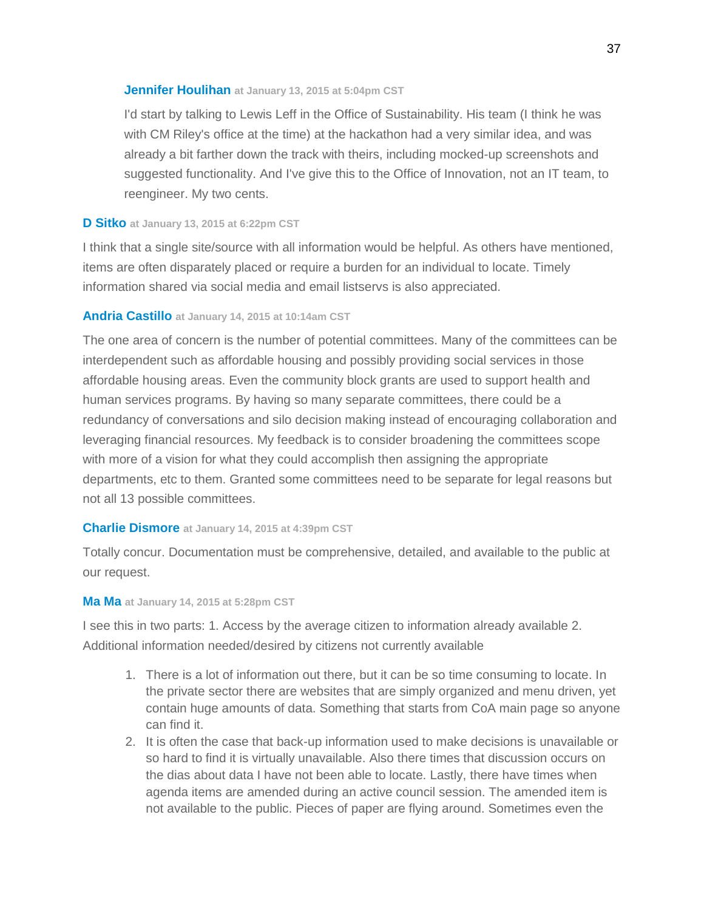**Jennifer Houlihan** at January 13, 2015 at 5:04pm CST

> I'd start by talking to Lewis Leff in the Office of Sustainability. His team (I think he was with CM Riley's office at the time) at the hackathon had a very similar idea, and was already a bit farther down the track with theirs, including mocked-up screenshots and suggested functionality. And I've give this to the Office of Innovation, not an IT team, to reengineer. My two cents.

**D Sitko** at January 13, 2015 at 6:22pm CST

I think that a single site/source with all information would be helpful. As others have mentioned, items are often disparately placed or require a burden for an individual to locate. Timely information shared via social media and email listservs is also appreciated.

**Andria Castillo** at January 14, 2015 at 10:14am CST

The one area of concern is the number of potential committees. Many of the committees can be interdependent such as affordable housing and possibly providing social services in those affordable housing areas. Even the community block grants are used to support health and human services programs. By having so many separate committees, there could be a redundancy of conversations and silo decision making instead of encouraging collaboration and leveraging financial resources. My feedback is to consider broadening the committees scope with more of a vision for what they could accomplish then assigning the appropriate departments, etc to them. Granted some committees need to be separate for legal reasons but not all 13 possible committees.

**Charlie Dismore** at January 14, 2015 at 4:39pm CST

Totally concur. Documentation must be comprehensive, detailed, and available to the public at our request.

**Ma Ma** at January 14, 2015 at 5:28pm CST

I see this in two parts: 1. Access by the average citizen to information already available 2. Additional information needed/desired by citizens not currently available

1. There is a lot of information out there, but it can be so time consuming to locate. In the private sector there are websites that are simply organized and menu driven, yet contain huge amounts of data. Something that starts from CoA main page so anyone can find it.
2. It is often the case that back-up information used to make decisions is unavailable or so hard to find it is virtually unavailable. Also there times that discussion occurs on the dias about data I have not been able to locate. Lastly, there have times when agenda items are amended during an active council session. The amended item is not available to the public. Pieces of paper are flying around. Sometimes even the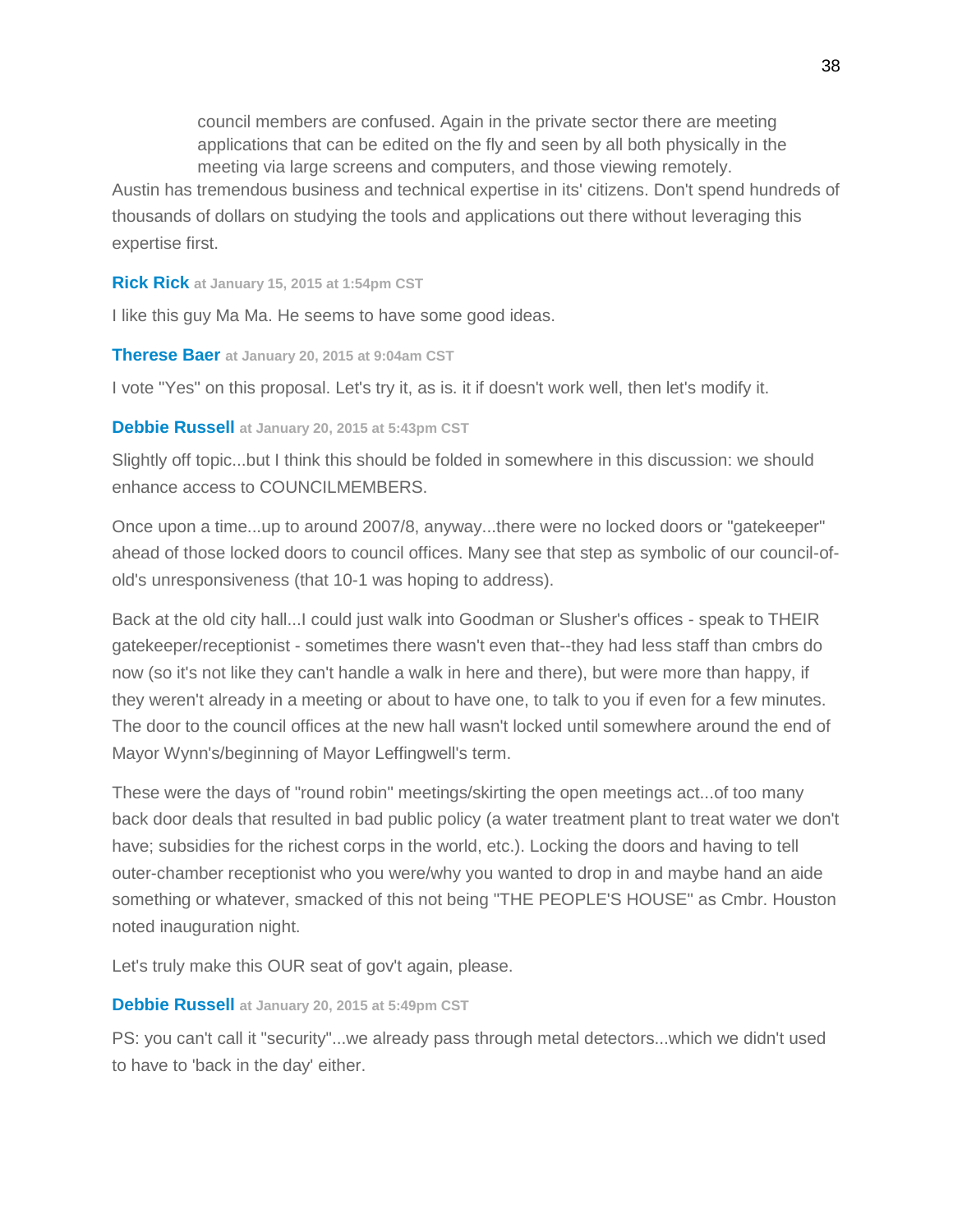> council members are confused. Again in the private sector there are meeting applications that can be edited on the fly and seen by all both physically in the meeting via large screens and computers, and those viewing remotely.

Austin has tremendous business and technical expertise in its' citizens. Don't spend hundreds of thousands of dollars on studying the tools and applications out there without leveraging this expertise first.

**Rick Rick** at January 15, 2015 at 1:54pm CST

I like this guy Ma Ma. He seems to have some good ideas.

**Therese Baer** at January 20, 2015 at 9:04am CST

I vote "Yes" on this proposal. Let's try it, as is. it if doesn't work well, then let's modify it.

**Debbie Russell** at January 20, 2015 at 5:43pm CST

Slightly off topic...but I think this should be folded in somewhere in this discussion: we should enhance access to COUNCILMEMBERS.

Once upon a time...up to around 2007/8, anyway...there were no locked doors or "gatekeeper" ahead of those locked doors to council offices. Many see that step as symbolic of our council-of-old's unresponsiveness (that 10-1 was hoping to address).

Back at the old city hall...I could just walk into Goodman or Slusher's offices - speak to THEIR gatekeeper/receptionist - sometimes there wasn't even that--they had less staff than cmbrs do now (so it's not like they can't handle a walk in here and there), but were more than happy, if they weren't already in a meeting or about to have one, to talk to you if even for a few minutes. The door to the council offices at the new hall wasn't locked until somewhere around the end of Mayor Wynn's/beginning of Mayor Leffingwell's term.

These were the days of "round robin" meetings/skirting the open meetings act...of too many back door deals that resulted in bad public policy (a water treatment plant to treat water we don't have; subsidies for the richest corps in the world, etc.). Locking the doors and having to tell outer-chamber receptionist who you were/why you wanted to drop in and maybe hand an aide something or whatever, smacked of this not being "THE PEOPLE'S HOUSE" as Cmbr. Houston noted inauguration night.

Let's truly make this OUR seat of gov't again, please.

**Debbie Russell** at January 20, 2015 at 5:49pm CST

PS: you can't call it "security"...we already pass through metal detectors...which we didn't used to have to 'back in the day' either.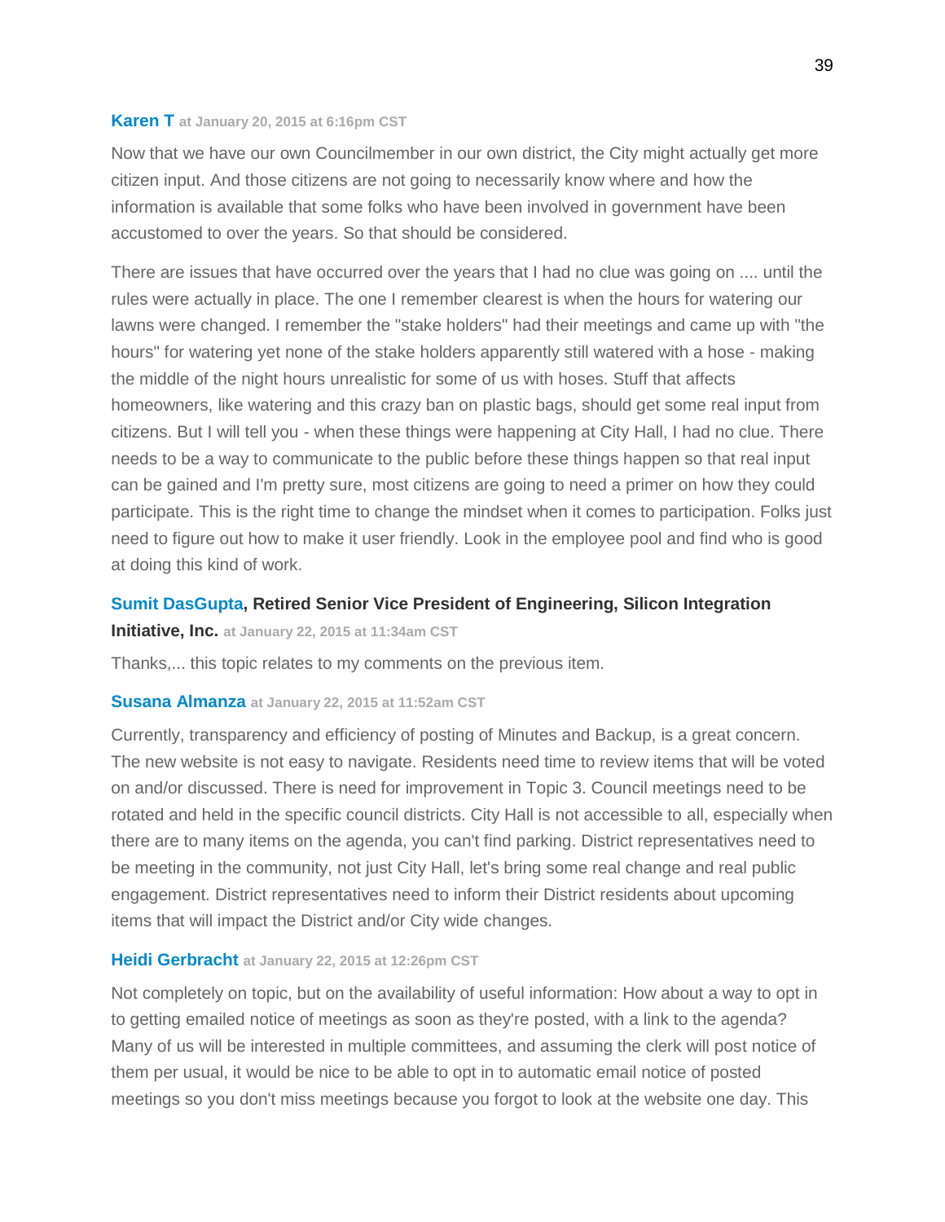**Karen T** at January 20, 2015 at 6:16pm CST

Now that we have our own Councilmember in our own district, the City might actually get more citizen input. And those citizens are not going to necessarily know where and how the information is available that some folks who have been involved in government have been accustomed to over the years. So that should be considered.

There are issues that have occurred over the years that I had no clue was going on .... until the rules were actually in place. The one I remember clearest is when the hours for watering our lawns were changed. I remember the "stake holders" had their meetings and came up with "the hours" for watering yet none of the stake holders apparently still watered with a hose - making the middle of the night hours unrealistic for some of us with hoses. Stuff that affects homeowners, like watering and this crazy ban on plastic bags, should get some real input from citizens. But I will tell you - when these things were happening at City Hall, I had no clue. There needs to be a way to communicate to the public before these things happen so that real input can be gained and I'm pretty sure, most citizens are going to need a primer on how they could participate. This is the right time to change the mindset when it comes to participation. Folks just need to figure out how to make it user friendly. Look in the employee pool and find who is good at doing this kind of work.

**Sumit DasGupta, Retired Senior Vice President of Engineering, Silicon Integration Initiative, Inc.** at January 22, 2015 at 11:34am CST

Thanks,... this topic relates to my comments on the previous item.

**Susana Almanza** at January 22, 2015 at 11:52am CST

Currently, transparency and efficiency of posting of Minutes and Backup, is a great concern. The new website is not easy to navigate. Residents need time to review items that will be voted on and/or discussed. There is need for improvement in Topic 3. Council meetings need to be rotated and held in the specific council districts. City Hall is not accessible to all, especially when there are to many items on the agenda, you can't find parking. District representatives need to be meeting in the community, not just City Hall, let's bring some real change and real public engagement. District representatives need to inform their District residents about upcoming items that will impact the District and/or City wide changes.

**Heidi Gerbracht** at January 22, 2015 at 12:26pm CST

Not completely on topic, but on the availability of useful information: How about a way to opt in to getting emailed notice of meetings as soon as they're posted, with a link to the agenda? Many of us will be interested in multiple committees, and assuming the clerk will post notice of them per usual, it would be nice to be able to opt in to automatic email notice of posted meetings so you don't miss meetings because you forgot to look at the website one day. This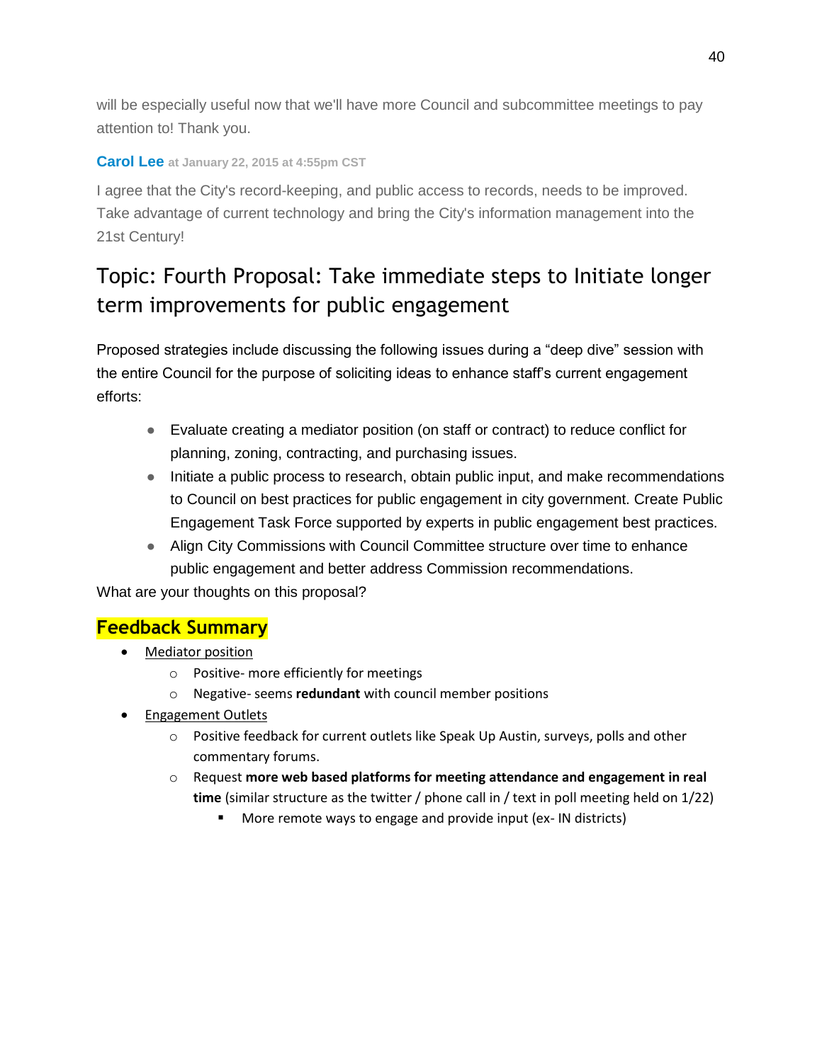will be especially useful now that we'll have more Council and subcommittee meetings to pay attention to! Thank you.

**Carol Lee** at January 22, 2015 at 4:55pm CST

I agree that the City's record-keeping, and public access to records, needs to be improved. Take advantage of current technology and bring the City's information management into the 21st Century!

## Topic: Fourth Proposal: Take immediate steps to Initiate longer term improvements for public engagement

Proposed strategies include discussing the following issues during a "deep dive" session with the entire Council for the purpose of soliciting ideas to enhance staff's current engagement efforts:

- Evaluate creating a mediator position (on staff or contract) to reduce conflict for planning, zoning, contracting, and purchasing issues.
- Initiate a public process to research, obtain public input, and make recommendations to Council on best practices for public engagement in city government. Create Public Engagement Task Force supported by experts in public engagement best practices.
- Align City Commissions with Council Committee structure over time to enhance public engagement and better address Commission recommendations.

What are your thoughts on this proposal?

### Feedback Summary

- Mediator position
  - Positive- more efficiently for meetings
  - Negative- seems **redundant** with council member positions
- Engagement Outlets
  - Positive feedback for current outlets like Speak Up Austin, surveys, polls and other commentary forums.
  - Request **more web based platforms for meeting attendance and engagement in real time** (similar structure as the twitter / phone call in / text in poll meeting held on 1/22)
    - More remote ways to engage and provide input (ex- IN districts)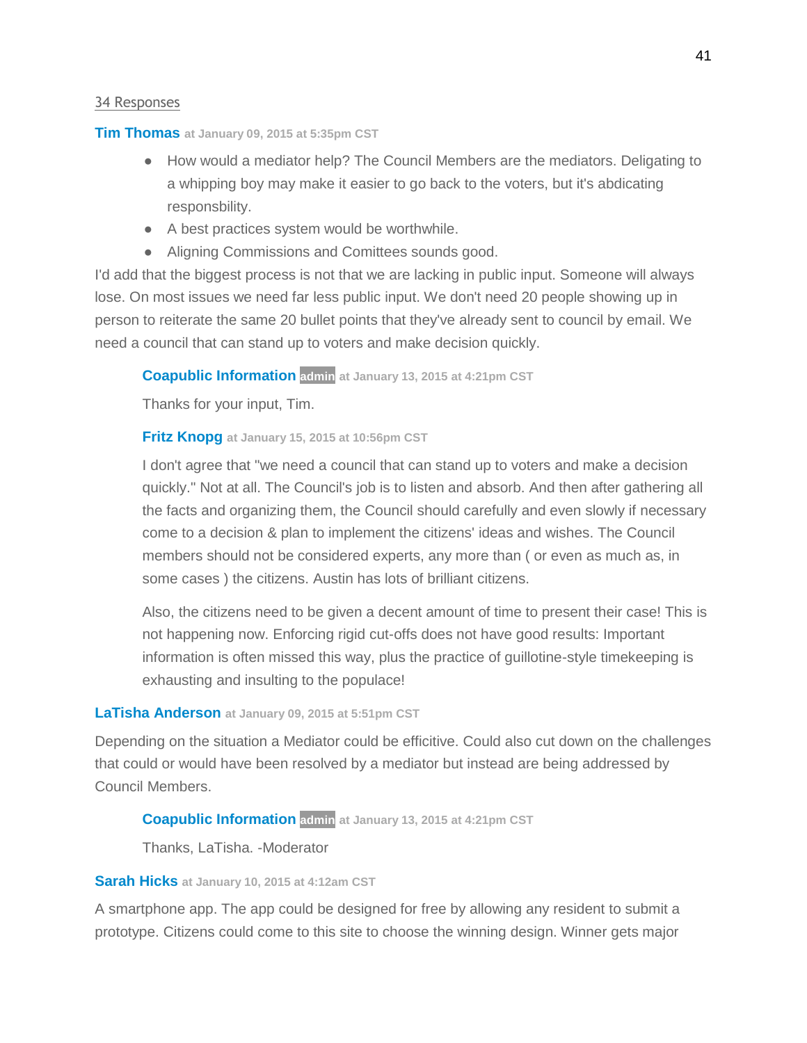34 Responses

**Tim Thomas** at January 09, 2015 at 5:35pm CST

- How would a mediator help? The Council Members are the mediators. Deligating to a whipping boy may make it easier to go back to the voters, but it's abdicating responsbility.
- A best practices system would be worthwhile.
- Aligning Commissions and Comittees sounds good.

I'd add that the biggest process is not that we are lacking in public input. Someone will always lose. On most issues we need far less public input. We don't need 20 people showing up in person to reiterate the same 20 bullet points that they've already sent to council by email. We need a council that can stand up to voters and make decision quickly.

> **Coapublic Information** admin at January 13, 2015 at 4:21pm CST
>
> Thanks for your input, Tim.
>
> **Fritz Knopg** at January 15, 2015 at 10:56pm CST
>
> I don't agree that "we need a council that can stand up to voters and make a decision quickly." Not at all. The Council's job is to listen and absorb. And then after gathering all the facts and organizing them, the Council should carefully and even slowly if necessary come to a decision & plan to implement the citizens' ideas and wishes. The Council members should not be considered experts, any more than ( or even as much as, in some cases ) the citizens. Austin has lots of brilliant citizens.
>
> Also, the citizens need to be given a decent amount of time to present their case! This is not happening now. Enforcing rigid cut-offs does not have good results: Important information is often missed this way, plus the practice of guillotine-style timekeeping is exhausting and insulting to the populace!

**LaTisha Anderson** at January 09, 2015 at 5:51pm CST

Depending on the situation a Mediator could be efficitive. Could also cut down on the challenges that could or would have been resolved by a mediator but instead are being addressed by Council Members.

> **Coapublic Information** admin at January 13, 2015 at 4:21pm CST
>
> Thanks, LaTisha. -Moderator

**Sarah Hicks** at January 10, 2015 at 4:12am CST

A smartphone app. The app could be designed for free by allowing any resident to submit a prototype. Citizens could come to this site to choose the winning design. Winner gets major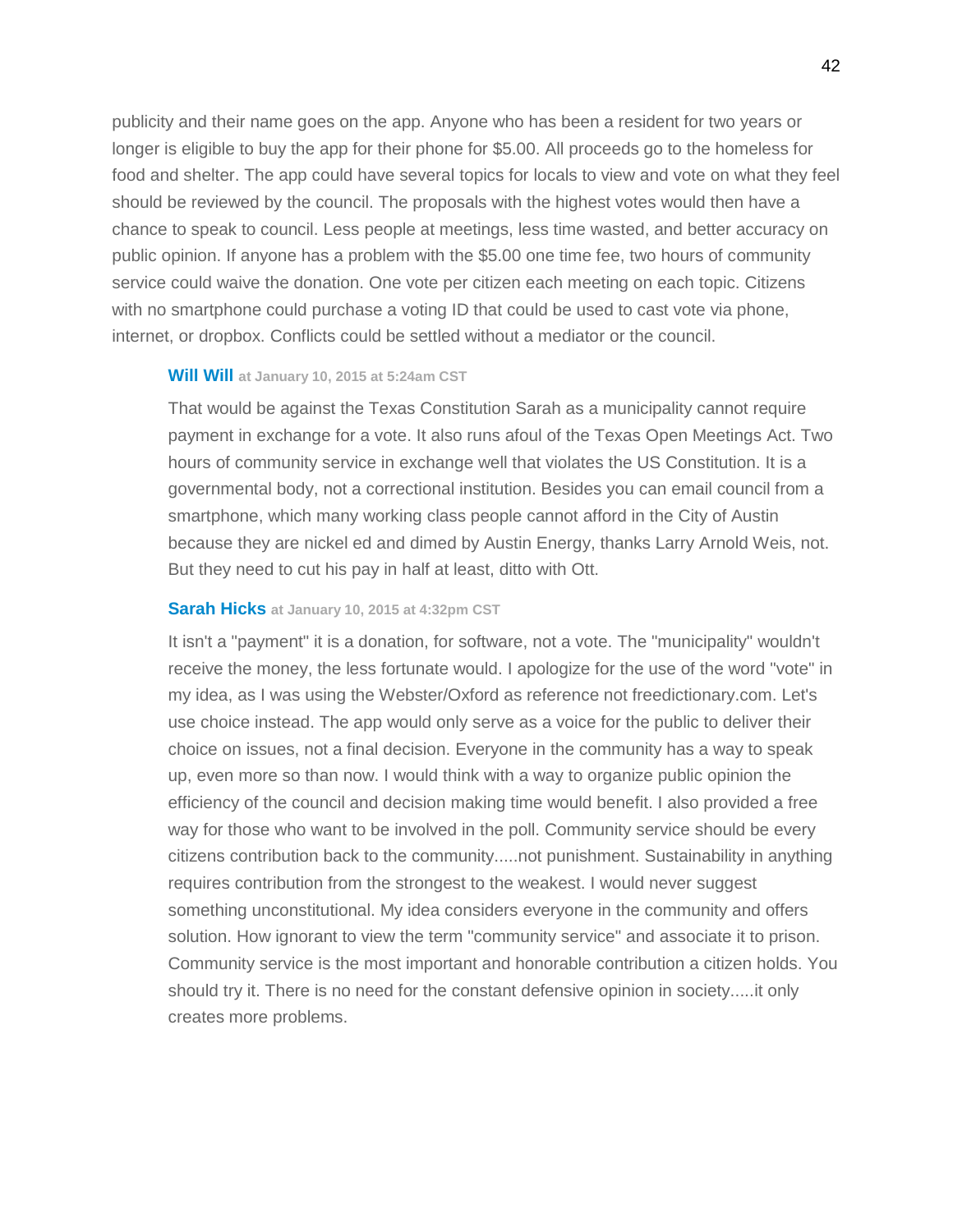publicity and their name goes on the app. Anyone who has been a resident for two years or longer is eligible to buy the app for their phone for $5.00. All proceeds go to the homeless for food and shelter. The app could have several topics for locals to view and vote on what they feel should be reviewed by the council. The proposals with the highest votes would then have a chance to speak to council. Less people at meetings, less time wasted, and better accuracy on public opinion. If anyone has a problem with the $5.00 one time fee, two hours of community service could waive the donation. One vote per citizen each meeting on each topic. Citizens with no smartphone could purchase a voting ID that could be used to cast vote via phone, internet, or dropbox. Conflicts could be settled without a mediator or the council.

**Will Will** at January 10, 2015 at 5:24am CST

That would be against the Texas Constitution Sarah as a municipality cannot require payment in exchange for a vote. It also runs afoul of the Texas Open Meetings Act. Two hours of community service in exchange well that violates the US Constitution. It is a governmental body, not a correctional institution. Besides you can email council from a smartphone, which many working class people cannot afford in the City of Austin because they are nickel ed and dimed by Austin Energy, thanks Larry Arnold Weis, not. But they need to cut his pay in half at least, ditto with Ott.

**Sarah Hicks** at January 10, 2015 at 4:32pm CST

It isn't a "payment" it is a donation, for software, not a vote. The "municipality" wouldn't receive the money, the less fortunate would. I apologize for the use of the word "vote" in my idea, as I was using the Webster/Oxford as reference not freedictionary.com. Let's use choice instead. The app would only serve as a voice for the public to deliver their choice on issues, not a final decision. Everyone in the community has a way to speak up, even more so than now. I would think with a way to organize public opinion the efficiency of the council and decision making time would benefit. I also provided a free way for those who want to be involved in the poll. Community service should be every citizens contribution back to the community.....not punishment. Sustainability in anything requires contribution from the strongest to the weakest. I would never suggest something unconstitutional. My idea considers everyone in the community and offers solution. How ignorant to view the term "community service" and associate it to prison. Community service is the most important and honorable contribution a citizen holds. You should try it. There is no need for the constant defensive opinion in society.....it only creates more problems.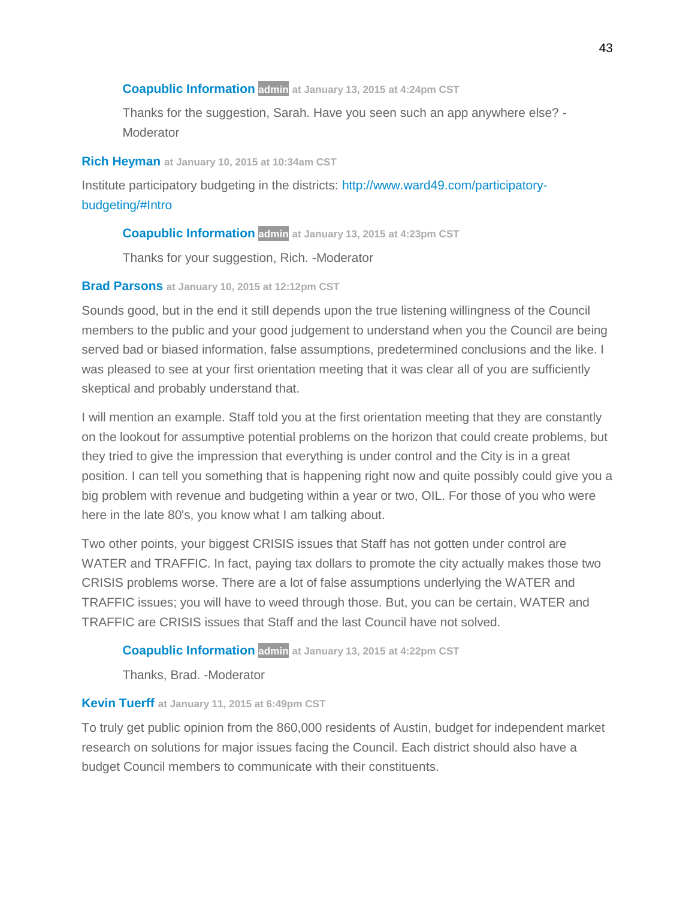**Coapublic Information** admin at January 13, 2015 at 4:24pm CST

Thanks for the suggestion, Sarah. Have you seen such an app anywhere else? -Moderator

**Rich Heyman** at January 10, 2015 at 10:34am CST

Institute participatory budgeting in the districts: http://www.ward49.com/participatory-budgeting/#Intro

**Coapublic Information** admin at January 13, 2015 at 4:23pm CST

Thanks for your suggestion, Rich. -Moderator

**Brad Parsons** at January 10, 2015 at 12:12pm CST

Sounds good, but in the end it still depends upon the true listening willingness of the Council members to the public and your good judgement to understand when you the Council are being served bad or biased information, false assumptions, predetermined conclusions and the like. I was pleased to see at your first orientation meeting that it was clear all of you are sufficiently skeptical and probably understand that.

I will mention an example. Staff told you at the first orientation meeting that they are constantly on the lookout for assumptive potential problems on the horizon that could create problems, but they tried to give the impression that everything is under control and the City is in a great position. I can tell you something that is happening right now and quite possibly could give you a big problem with revenue and budgeting within a year or two, OIL. For those of you who were here in the late 80's, you know what I am talking about.

Two other points, your biggest CRISIS issues that Staff has not gotten under control are WATER and TRAFFIC. In fact, paying tax dollars to promote the city actually makes those two CRISIS problems worse. There are a lot of false assumptions underlying the WATER and TRAFFIC issues; you will have to weed through those. But, you can be certain, WATER and TRAFFIC are CRISIS issues that Staff and the last Council have not solved.

**Coapublic Information** admin at January 13, 2015 at 4:22pm CST

Thanks, Brad. -Moderator

**Kevin Tuerff** at January 11, 2015 at 6:49pm CST

To truly get public opinion from the 860,000 residents of Austin, budget for independent market research on solutions for major issues facing the Council. Each district should also have a budget Council members to communicate with their constituents.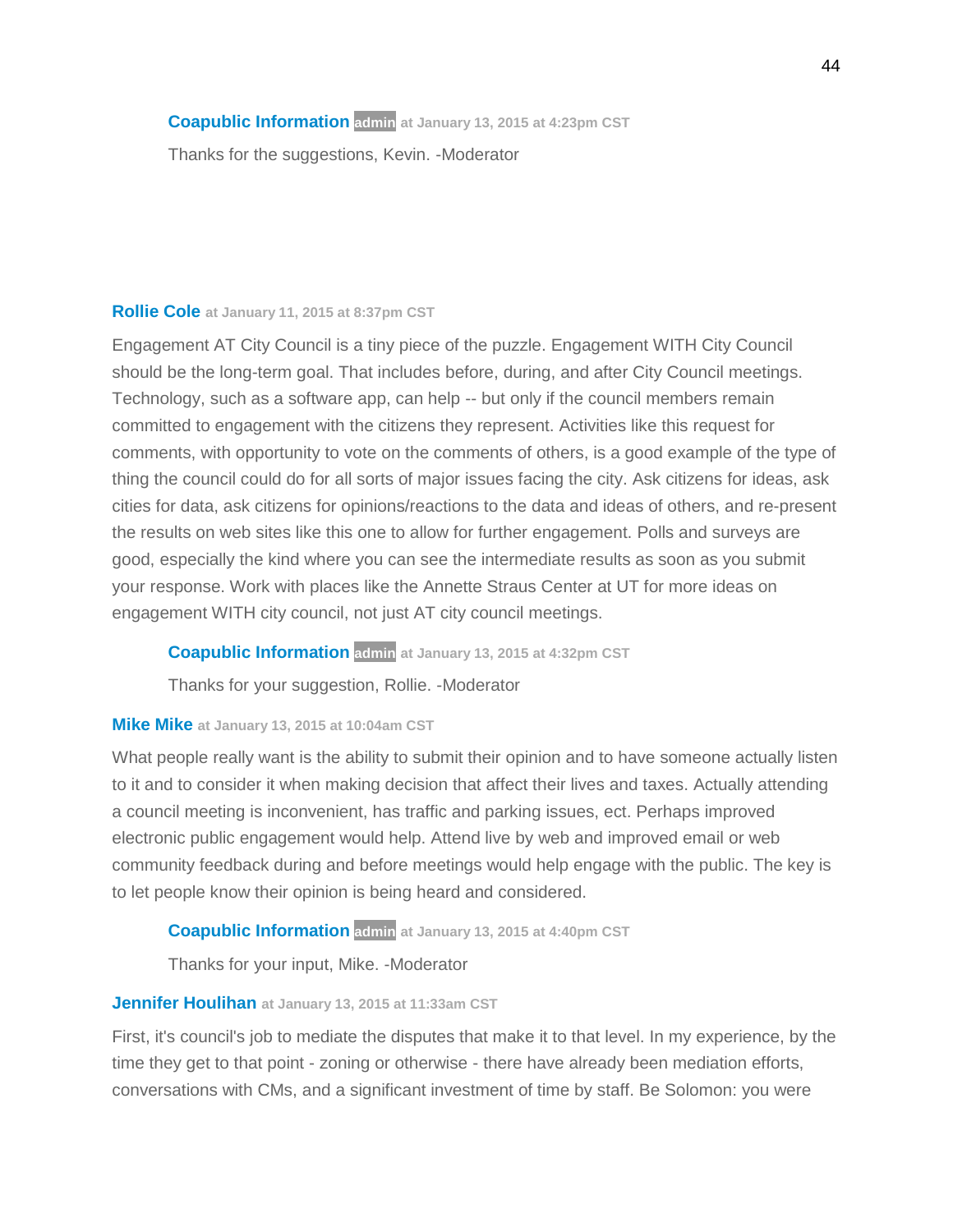**Coapublic Information** admin at January 13, 2015 at 4:23pm CST

Thanks for the suggestions, Kevin. -Moderator

**Rollie Cole** at January 11, 2015 at 8:37pm CST

Engagement AT City Council is a tiny piece of the puzzle. Engagement WITH City Council should be the long-term goal. That includes before, during, and after City Council meetings. Technology, such as a software app, can help -- but only if the council members remain committed to engagement with the citizens they represent. Activities like this request for comments, with opportunity to vote on the comments of others, is a good example of the type of thing the council could do for all sorts of major issues facing the city. Ask citizens for ideas, ask cities for data, ask citizens for opinions/reactions to the data and ideas of others, and re-present the results on web sites like this one to allow for further engagement. Polls and surveys are good, especially the kind where you can see the intermediate results as soon as you submit your response. Work with places like the Annette Straus Center at UT for more ideas on engagement WITH city council, not just AT city council meetings.

**Coapublic Information** admin at January 13, 2015 at 4:32pm CST

Thanks for your suggestion, Rollie. -Moderator

**Mike Mike** at January 13, 2015 at 10:04am CST

What people really want is the ability to submit their opinion and to have someone actually listen to it and to consider it when making decision that affect their lives and taxes. Actually attending a council meeting is inconvenient, has traffic and parking issues, ect. Perhaps improved electronic public engagement would help. Attend live by web and improved email or web community feedback during and before meetings would help engage with the public. The key is to let people know their opinion is being heard and considered.

**Coapublic Information** admin at January 13, 2015 at 4:40pm CST

Thanks for your input, Mike. -Moderator

**Jennifer Houlihan** at January 13, 2015 at 11:33am CST

First, it's council's job to mediate the disputes that make it to that level. In my experience, by the time they get to that point - zoning or otherwise - there have already been mediation efforts, conversations with CMs, and a significant investment of time by staff. Be Solomon: you were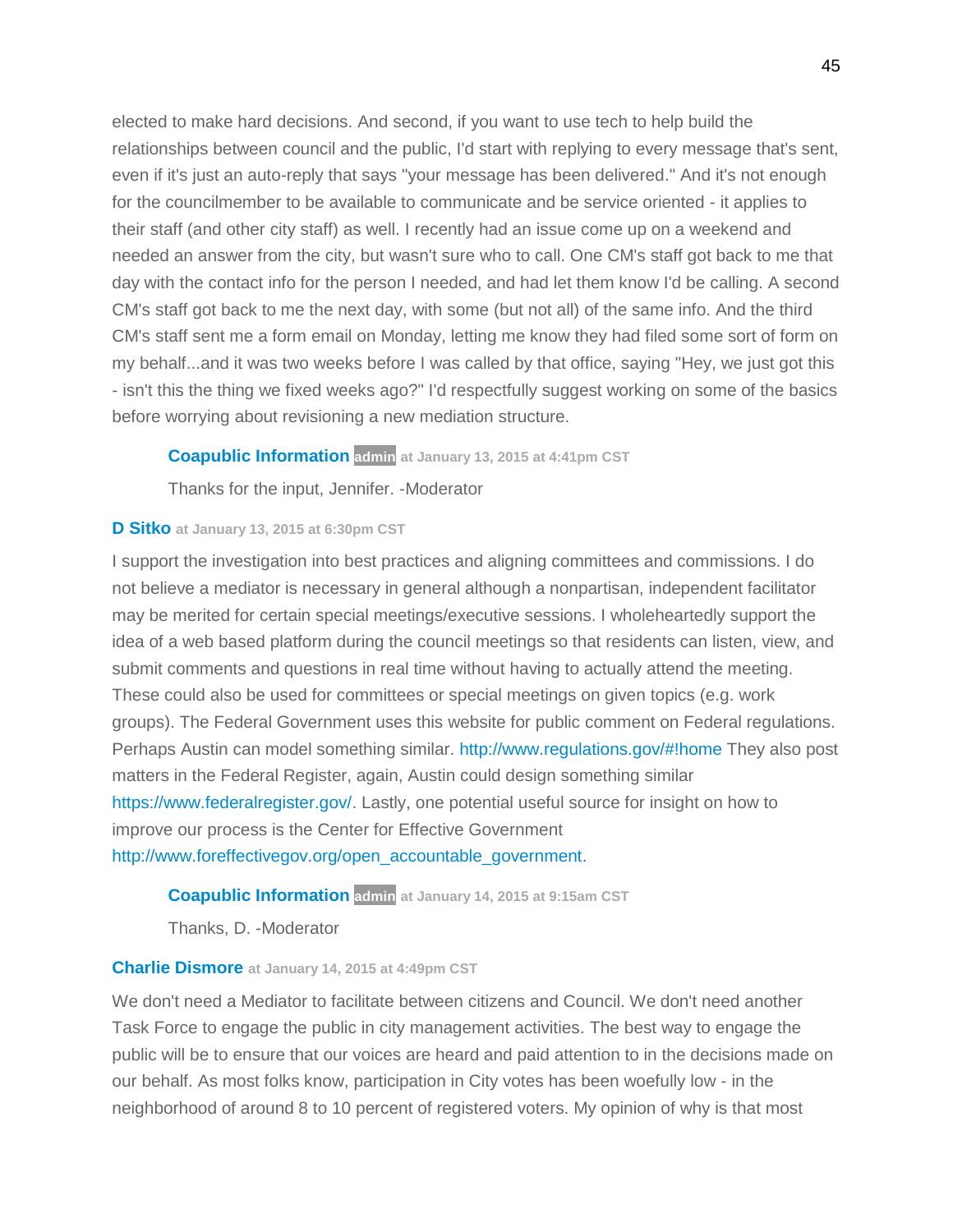elected to make hard decisions. And second, if you want to use tech to help build the relationships between council and the public, I'd start with replying to every message that's sent, even if it's just an auto-reply that says "your message has been delivered." And it's not enough for the councilmember to be available to communicate and be service oriented - it applies to their staff (and other city staff) as well. I recently had an issue come up on a weekend and needed an answer from the city, but wasn't sure who to call. One CM's staff got back to me that day with the contact info for the person I needed, and had let them know I'd be calling. A second CM's staff got back to me the next day, with some (but not all) of the same info. And the third CM's staff sent me a form email on Monday, letting me know they had filed some sort of form on my behalf...and it was two weeks before I was called by that office, saying "Hey, we just got this - isn't this the thing we fixed weeks ago?" I'd respectfully suggest working on some of the basics before worrying about revisioning a new mediation structure.

> **Coapublic Information** admin at January 13, 2015 at 4:41pm CST
>
> Thanks for the input, Jennifer. -Moderator

**D Sitko** at January 13, 2015 at 6:30pm CST

I support the investigation into best practices and aligning committees and commissions. I do not believe a mediator is necessary in general although a nonpartisan, independent facilitator may be merited for certain special meetings/executive sessions. I wholeheartedly support the idea of a web based platform during the council meetings so that residents can listen, view, and submit comments and questions in real time without having to actually attend the meeting. These could also be used for committees or special meetings on given topics (e.g. work groups). The Federal Government uses this website for public comment on Federal regulations. Perhaps Austin can model something similar. http://www.regulations.gov/#!home They also post matters in the Federal Register, again, Austin could design something similar https://www.federalregister.gov/. Lastly, one potential useful source for insight on how to improve our process is the Center for Effective Government http://www.foreffectivegov.org/open_accountable_government.

> **Coapublic Information** admin at January 14, 2015 at 9:15am CST
>
> Thanks, D. -Moderator

**Charlie Dismore** at January 14, 2015 at 4:49pm CST

We don't need a Mediator to facilitate between citizens and Council. We don't need another Task Force to engage the public in city management activities. The best way to engage the public will be to ensure that our voices are heard and paid attention to in the decisions made on our behalf. As most folks know, participation in City votes has been woefully low - in the neighborhood of around 8 to 10 percent of registered voters. My opinion of why is that most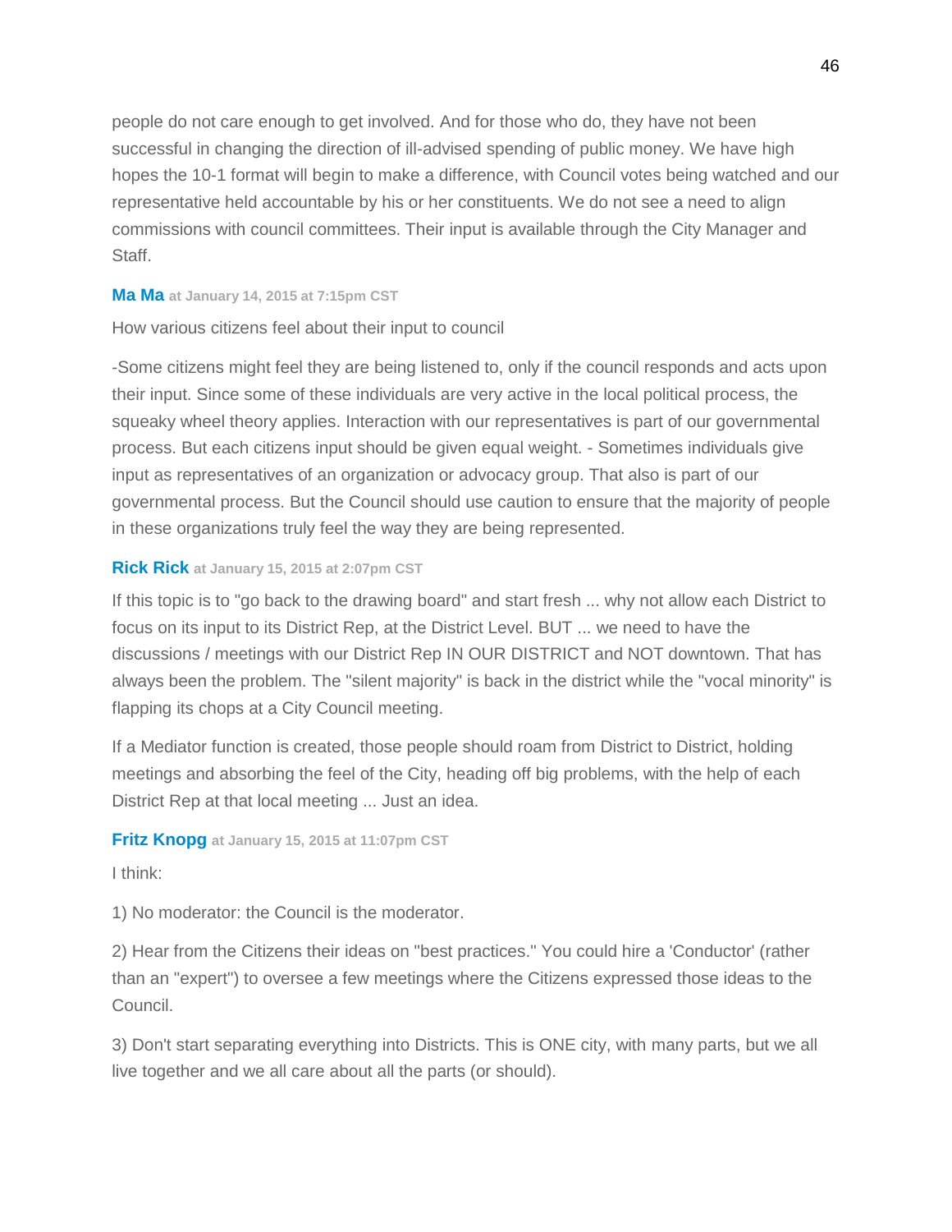people do not care enough to get involved. And for those who do, they have not been successful in changing the direction of ill-advised spending of public money. We have high hopes the 10-1 format will begin to make a difference, with Council votes being watched and our representative held accountable by his or her constituents. We do not see a need to align commissions with council committees. Their input is available through the City Manager and Staff.

**Ma Ma** at January 14, 2015 at 7:15pm CST

How various citizens feel about their input to council

-Some citizens might feel they are being listened to, only if the council responds and acts upon their input. Since some of these individuals are very active in the local political process, the squeaky wheel theory applies. Interaction with our representatives is part of our governmental process. But each citizens input should be given equal weight. - Sometimes individuals give input as representatives of an organization or advocacy group. That also is part of our governmental process. But the Council should use caution to ensure that the majority of people in these organizations truly feel the way they are being represented.

**Rick Rick** at January 15, 2015 at 2:07pm CST

If this topic is to "go back to the drawing board" and start fresh ... why not allow each District to focus on its input to its District Rep, at the District Level. BUT ... we need to have the discussions / meetings with our District Rep IN OUR DISTRICT and NOT downtown. That has always been the problem. The "silent majority" is back in the district while the "vocal minority" is flapping its chops at a City Council meeting.

If a Mediator function is created, those people should roam from District to District, holding meetings and absorbing the feel of the City, heading off big problems, with the help of each District Rep at that local meeting ... Just an idea.

**Fritz Knopg** at January 15, 2015 at 11:07pm CST

I think:

1) No moderator: the Council is the moderator.

2) Hear from the Citizens their ideas on "best practices." You could hire a 'Conductor' (rather than an "expert") to oversee a few meetings where the Citizens expressed those ideas to the Council.

3) Don't start separating everything into Districts. This is ONE city, with many parts, but we all live together and we all care about all the parts (or should).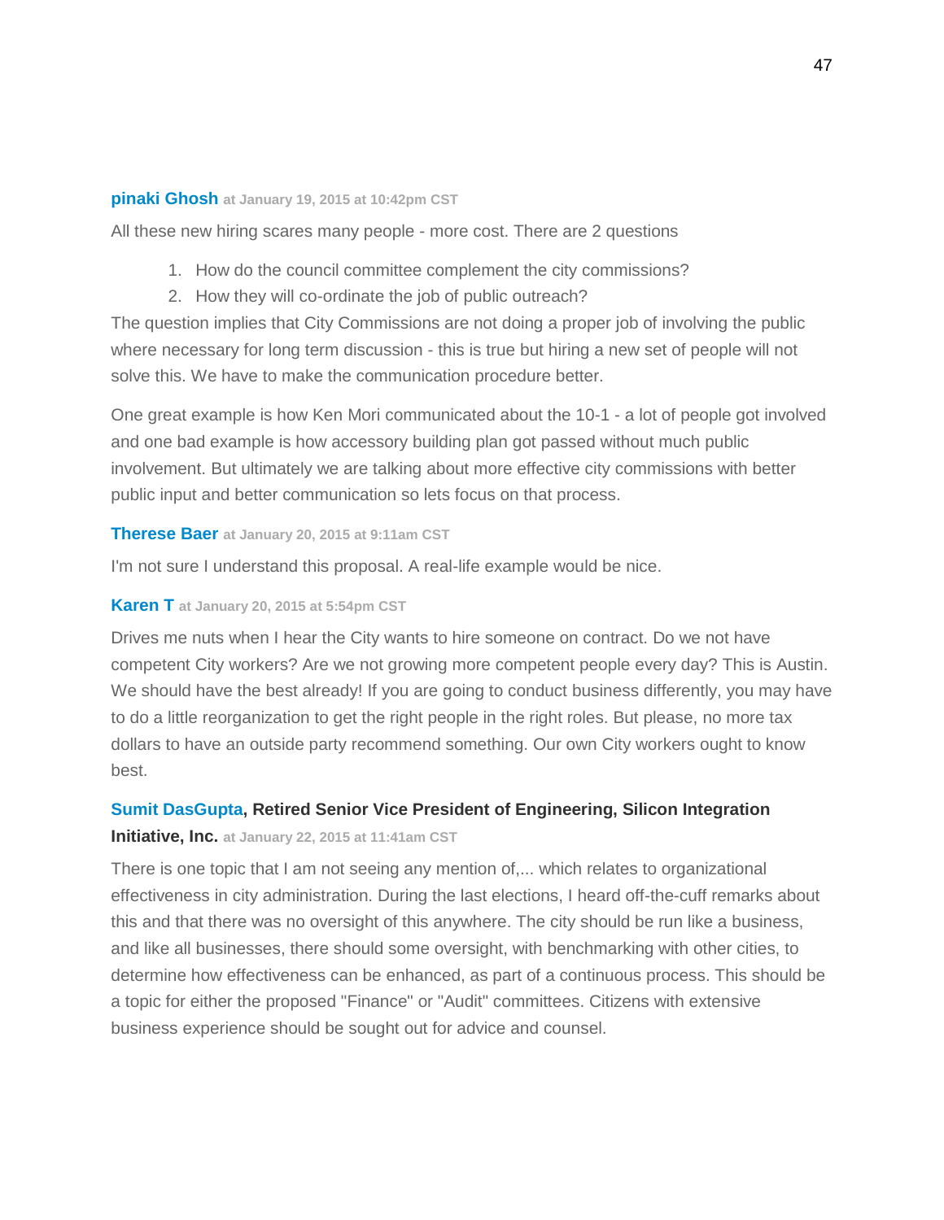**pinaki Ghosh** at January 19, 2015 at 10:42pm CST

All these new hiring scares many people - more cost. There are 2 questions

1. How do the council committee complement the city commissions?
2. How they will co-ordinate the job of public outreach?

The question implies that City Commissions are not doing a proper job of involving the public where necessary for long term discussion - this is true but hiring a new set of people will not solve this. We have to make the communication procedure better.

One great example is how Ken Mori communicated about the 10-1 - a lot of people got involved and one bad example is how accessory building plan got passed without much public involvement. But ultimately we are talking about more effective city commissions with better public input and better communication so lets focus on that process.

**Therese Baer** at January 20, 2015 at 9:11am CST

I'm not sure I understand this proposal. A real-life example would be nice.

**Karen T** at January 20, 2015 at 5:54pm CST

Drives me nuts when I hear the City wants to hire someone on contract. Do we not have competent City workers? Are we not growing more competent people every day? This is Austin. We should have the best already! If you are going to conduct business differently, you may have to do a little reorganization to get the right people in the right roles. But please, no more tax dollars to have an outside party recommend something. Our own City workers ought to know best.

**Sumit DasGupta, Retired Senior Vice President of Engineering, Silicon Integration Initiative, Inc.** at January 22, 2015 at 11:41am CST

There is one topic that I am not seeing any mention of,... which relates to organizational effectiveness in city administration. During the last elections, I heard off-the-cuff remarks about this and that there was no oversight of this anywhere. The city should be run like a business, and like all businesses, there should some oversight, with benchmarking with other cities, to determine how effectiveness can be enhanced, as part of a continuous process. This should be a topic for either the proposed "Finance" or "Audit" committees. Citizens with extensive business experience should be sought out for advice and counsel.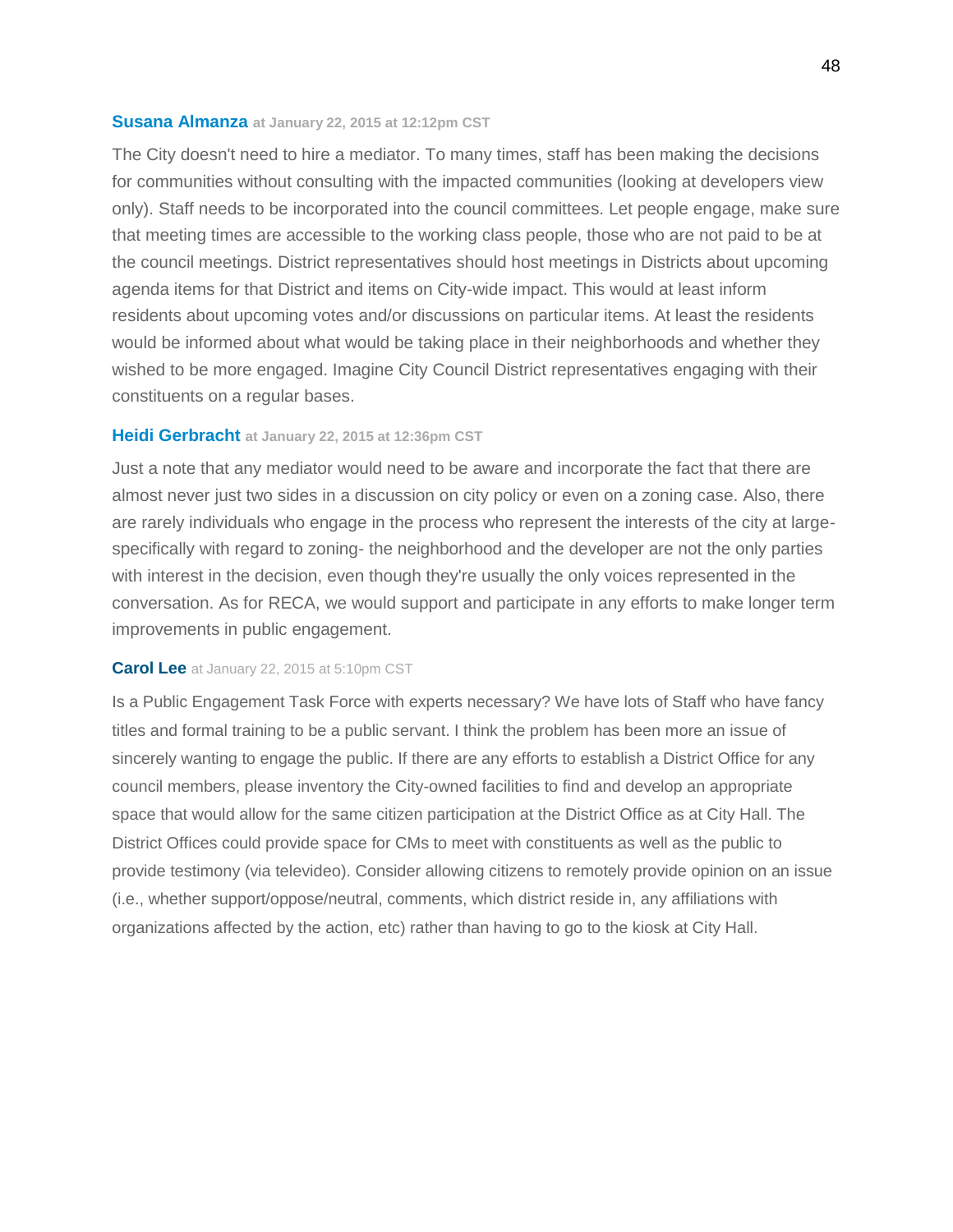**Susana Almanza** at January 22, 2015 at 12:12pm CST

The City doesn't need to hire a mediator. To many times, staff has been making the decisions for communities without consulting with the impacted communities (looking at developers view only). Staff needs to be incorporated into the council committees. Let people engage, make sure that meeting times are accessible to the working class people, those who are not paid to be at the council meetings. District representatives should host meetings in Districts about upcoming agenda items for that District and items on City-wide impact. This would at least inform residents about upcoming votes and/or discussions on particular items. At least the residents would be informed about what would be taking place in their neighborhoods and whether they wished to be more engaged. Imagine City Council District representatives engaging with their constituents on a regular bases.

**Heidi Gerbracht** at January 22, 2015 at 12:36pm CST

Just a note that any mediator would need to be aware and incorporate the fact that there are almost never just two sides in a discussion on city policy or even on a zoning case. Also, there are rarely individuals who engage in the process who represent the interests of the city at large- specifically with regard to zoning- the neighborhood and the developer are not the only parties with interest in the decision, even though they're usually the only voices represented in the conversation. As for RECA, we would support and participate in any efforts to make longer term improvements in public engagement.

**Carol Lee** at January 22, 2015 at 5:10pm CST

Is a Public Engagement Task Force with experts necessary? We have lots of Staff who have fancy titles and formal training to be a public servant. I think the problem has been more an issue of sincerely wanting to engage the public. If there are any efforts to establish a District Office for any council members, please inventory the City-owned facilities to find and develop an appropriate space that would allow for the same citizen participation at the District Office as at City Hall. The District Offices could provide space for CMs to meet with constituents as well as the public to provide testimony (via televideo). Consider allowing citizens to remotely provide opinion on an issue (i.e., whether support/oppose/neutral, comments, which district reside in, any affiliations with organizations affected by the action, etc) rather than having to go to the kiosk at City Hall.